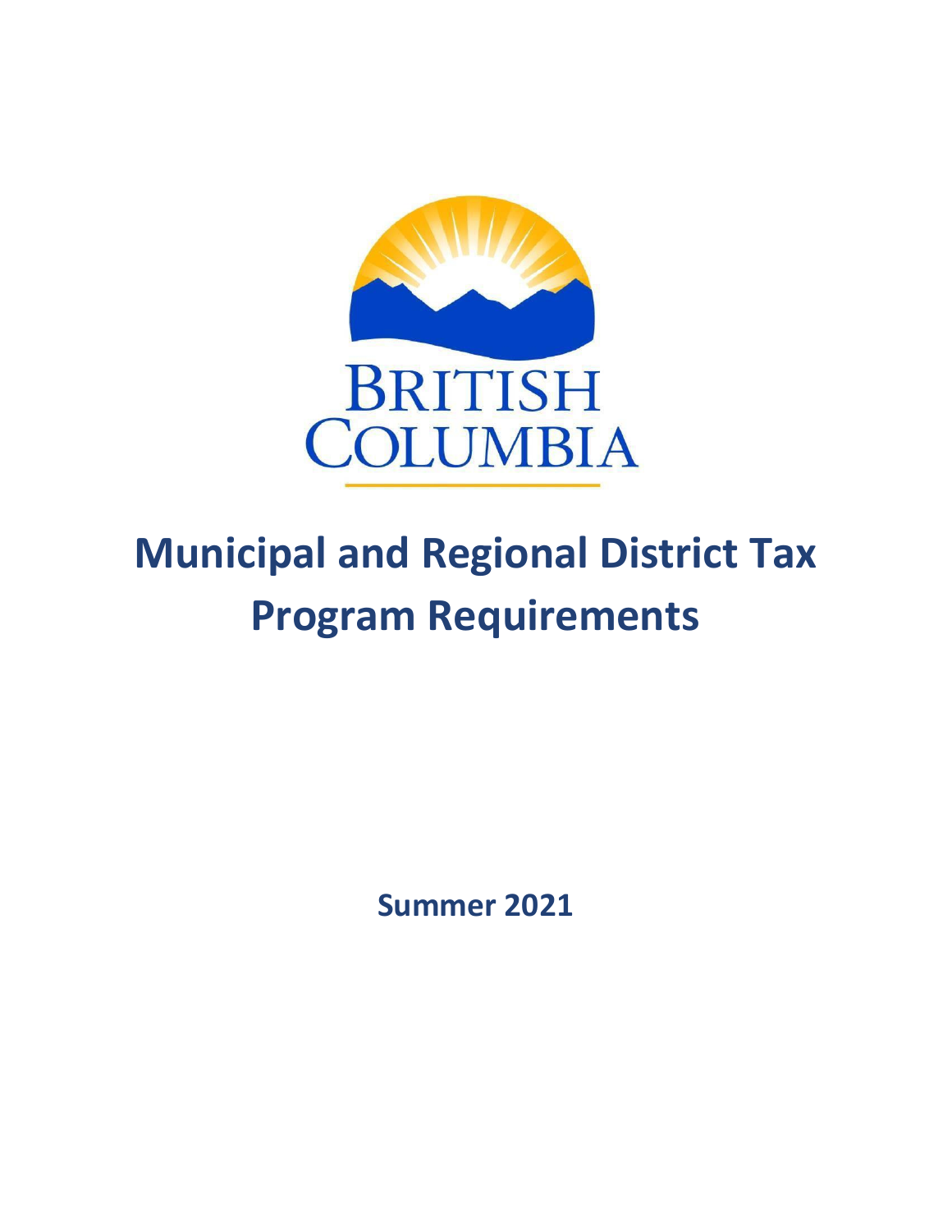# Municipal and Regional District Tax Program Requirements

Summer 2021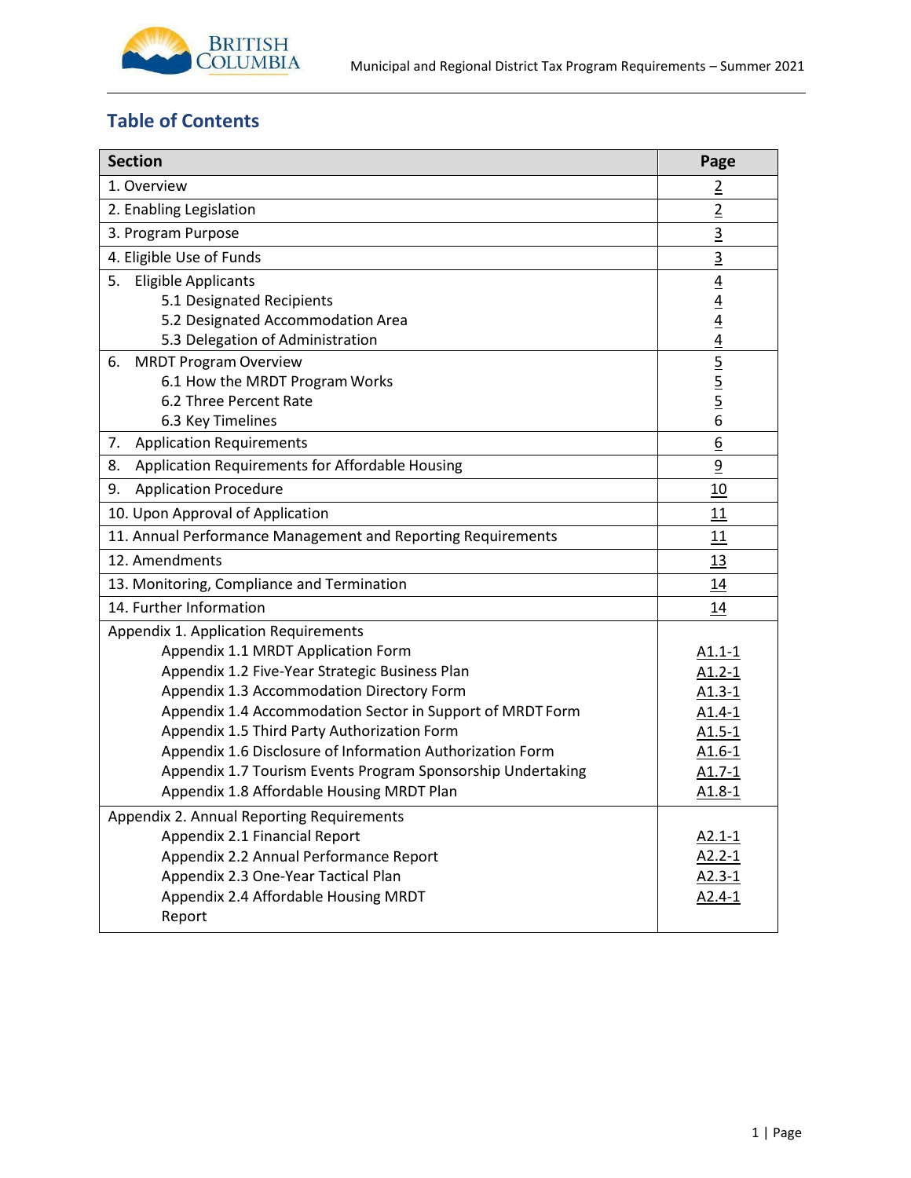## Table of Contents

| Section | Page |
|---|---|
| 1. Overview | 2 |
| 2. Enabling Legislation | 2 |
| 3. Program Purpose | 3 |
| 4. Eligible Use of Funds | 3 |
| 5. Eligible Applicants<br>5.1 Designated Recipients<br>5.2 Designated Accommodation Area<br>5.3 Delegation of Administration | 4<br>4<br>4<br>4 |
| 6. MRDT Program Overview<br>6.1 How the MRDT Program Works<br>6.2 Three Percent Rate<br>6.3 Key Timelines | 5<br>5<br>5<br>6 |
| 7. Application Requirements | 6 |
| 8. Application Requirements for Affordable Housing | 9 |
| 9. Application Procedure | 10 |
| 10. Upon Approval of Application | 11 |
| 11. Annual Performance Management and Reporting Requirements | 11 |
| 12. Amendments | 13 |
| 13. Monitoring, Compliance and Termination | 14 |
| 14. Further Information | 14 |
| Appendix 1. Application Requirements<br>Appendix 1.1 MRDT Application Form<br>Appendix 1.2 Five-Year Strategic Business Plan<br>Appendix 1.3 Accommodation Directory Form<br>Appendix 1.4 Accommodation Sector in Support of MRDT Form<br>Appendix 1.5 Third Party Authorization Form<br>Appendix 1.6 Disclosure of Information Authorization Form<br>Appendix 1.7 Tourism Events Program Sponsorship Undertaking<br>Appendix 1.8 Affordable Housing MRDT Plan | <br>A1.1-1<br>A1.2-1<br>A1.3-1<br>A1.4-1<br>A1.5-1<br>A1.6-1<br>A1.7-1<br>A1.8-1 |
| Appendix 2. Annual Reporting Requirements<br>Appendix 2.1 Financial Report<br>Appendix 2.2 Annual Performance Report<br>Appendix 2.3 One-Year Tactical Plan<br>Appendix 2.4 Affordable Housing MRDT Report | <br>A2.1-1<br>A2.2-1<br>A2.3-1<br>A2.4-1 |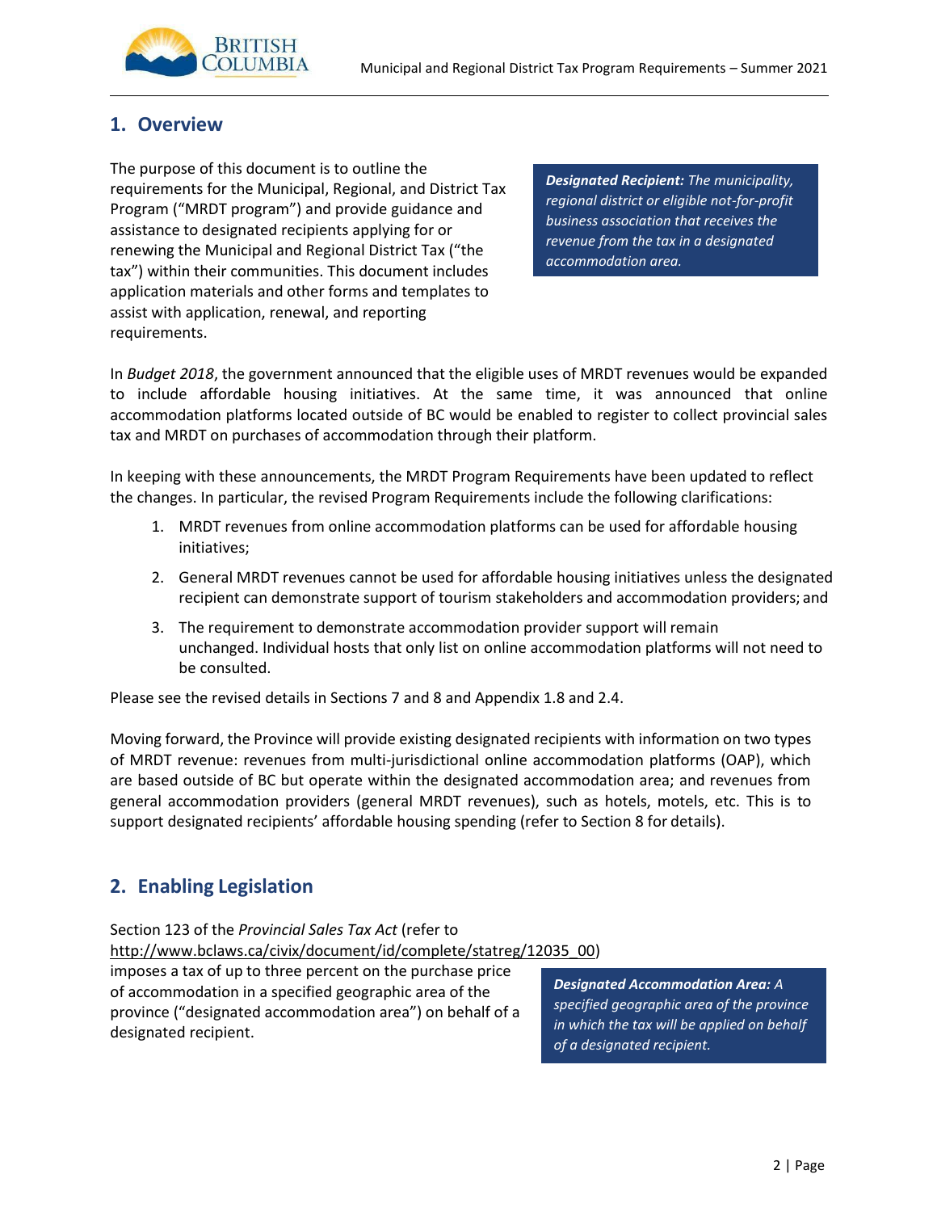## 1. Overview

The purpose of this document is to outline the requirements for the Municipal, Regional, and District Tax Program ("MRDT program") and provide guidance and assistance to designated recipients applying for or renewing the Municipal and Regional District Tax ("the tax") within their communities. This document includes application materials and other forms and templates to assist with application, renewal, and reporting requirements.

> ***Designated Recipient:*** *The municipality, regional district or eligible not-for-profit business association that receives the revenue from the tax in a designated accommodation area.*

In *Budget 2018*, the government announced that the eligible uses of MRDT revenues would be expanded to include affordable housing initiatives. At the same time, it was announced that online accommodation platforms located outside of BC would be enabled to register to collect provincial sales tax and MRDT on purchases of accommodation through their platform.

In keeping with these announcements, the MRDT Program Requirements have been updated to reflect the changes. In particular, the revised Program Requirements include the following clarifications:

1. MRDT revenues from online accommodation platforms can be used for affordable housing initiatives;
2. General MRDT revenues cannot be used for affordable housing initiatives unless the designated recipient can demonstrate support of tourism stakeholders and accommodation providers; and
3. The requirement to demonstrate accommodation provider support will remain unchanged. Individual hosts that only list on online accommodation platforms will not need to be consulted.

Please see the revised details in Sections 7 and 8 and Appendix 1.8 and 2.4.

Moving forward, the Province will provide existing designated recipients with information on two types of MRDT revenue: revenues from multi-jurisdictional online accommodation platforms (OAP), which are based outside of BC but operate within the designated accommodation area; and revenues from general accommodation providers (general MRDT revenues), such as hotels, motels, etc. This is to support designated recipients' affordable housing spending (refer to Section 8 for details).

## 2. Enabling Legislation

Section 123 of the *Provincial Sales Tax Act* (refer to http://www.bclaws.ca/civix/document/id/complete/statreg/12035_00) imposes a tax of up to three percent on the purchase price of accommodation in a specified geographic area of the province ("designated accommodation area") on behalf of a designated recipient.

> ***Designated Accommodation Area:*** *A specified geographic area of the province in which the tax will be applied on behalf of a designated recipient.*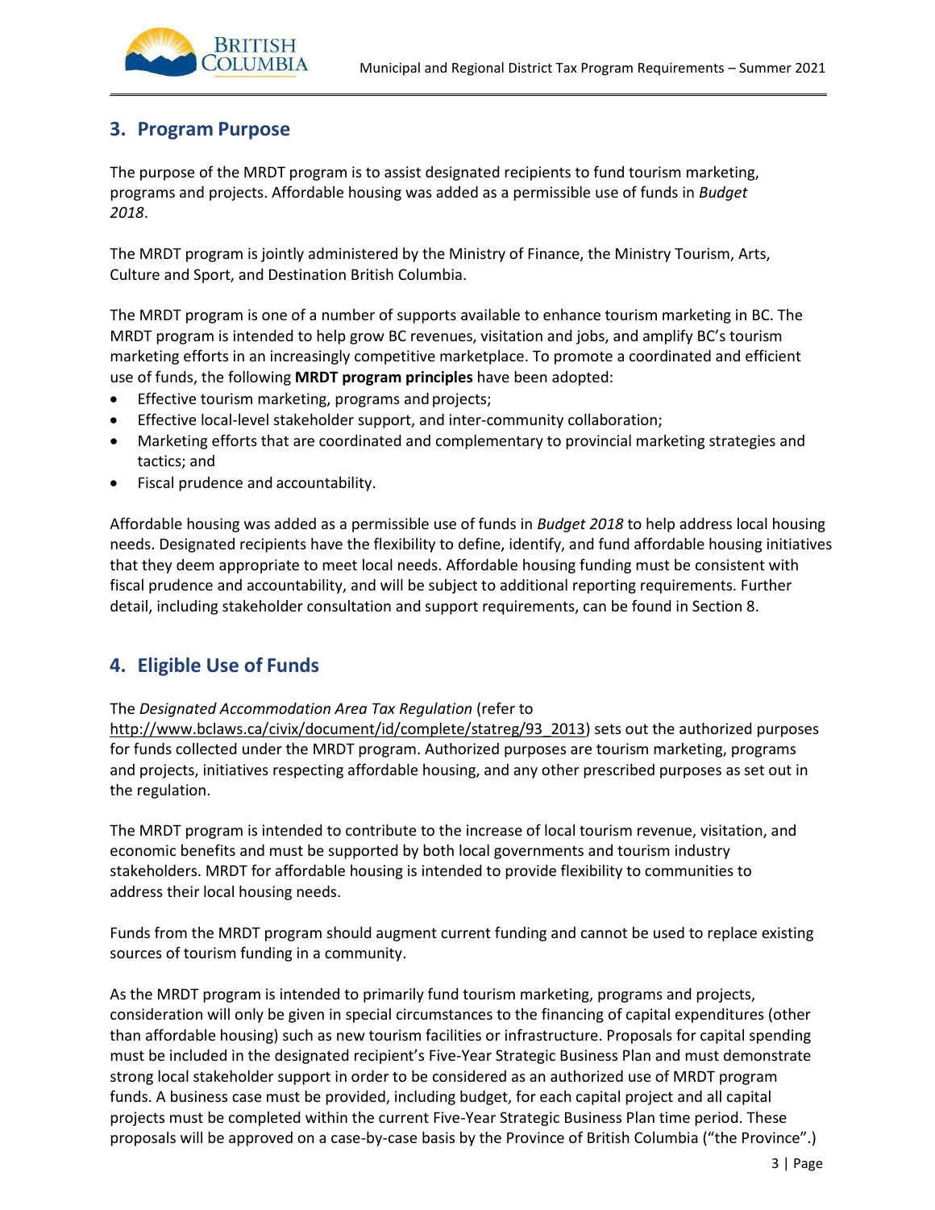## 3. Program Purpose

The purpose of the MRDT program is to assist designated recipients to fund tourism marketing, programs and projects. Affordable housing was added as a permissible use of funds in *Budget 2018*.

The MRDT program is jointly administered by the Ministry of Finance, the Ministry Tourism, Arts, Culture and Sport, and Destination British Columbia.

The MRDT program is one of a number of supports available to enhance tourism marketing in BC. The MRDT program is intended to help grow BC revenues, visitation and jobs, and amplify BC's tourism marketing efforts in an increasingly competitive marketplace. To promote a coordinated and efficient use of funds, the following **MRDT program principles** have been adopted:

- Effective tourism marketing, programs and projects;
- Effective local-level stakeholder support, and inter-community collaboration;
- Marketing efforts that are coordinated and complementary to provincial marketing strategies and tactics; and
- Fiscal prudence and accountability.

Affordable housing was added as a permissible use of funds in *Budget 2018* to help address local housing needs. Designated recipients have the flexibility to define, identify, and fund affordable housing initiatives that they deem appropriate to meet local needs. Affordable housing funding must be consistent with fiscal prudence and accountability, and will be subject to additional reporting requirements. Further detail, including stakeholder consultation and support requirements, can be found in Section 8.

## 4. Eligible Use of Funds

The *Designated Accommodation Area Tax Regulation* (refer to http://www.bclaws.ca/civix/document/id/complete/statreg/93_2013) sets out the authorized purposes for funds collected under the MRDT program. Authorized purposes are tourism marketing, programs and projects, initiatives respecting affordable housing, and any other prescribed purposes as set out in the regulation.

The MRDT program is intended to contribute to the increase of local tourism revenue, visitation, and economic benefits and must be supported by both local governments and tourism industry stakeholders. MRDT for affordable housing is intended to provide flexibility to communities to address their local housing needs.

Funds from the MRDT program should augment current funding and cannot be used to replace existing sources of tourism funding in a community.

As the MRDT program is intended to primarily fund tourism marketing, programs and projects, consideration will only be given in special circumstances to the financing of capital expenditures (other than affordable housing) such as new tourism facilities or infrastructure. Proposals for capital spending must be included in the designated recipient's Five-Year Strategic Business Plan and must demonstrate strong local stakeholder support in order to be considered as an authorized use of MRDT program funds. A business case must be provided, including budget, for each capital project and all capital projects must be completed within the current Five-Year Strategic Business Plan time period. These proposals will be approved on a case-by-case basis by the Province of British Columbia ("the Province".)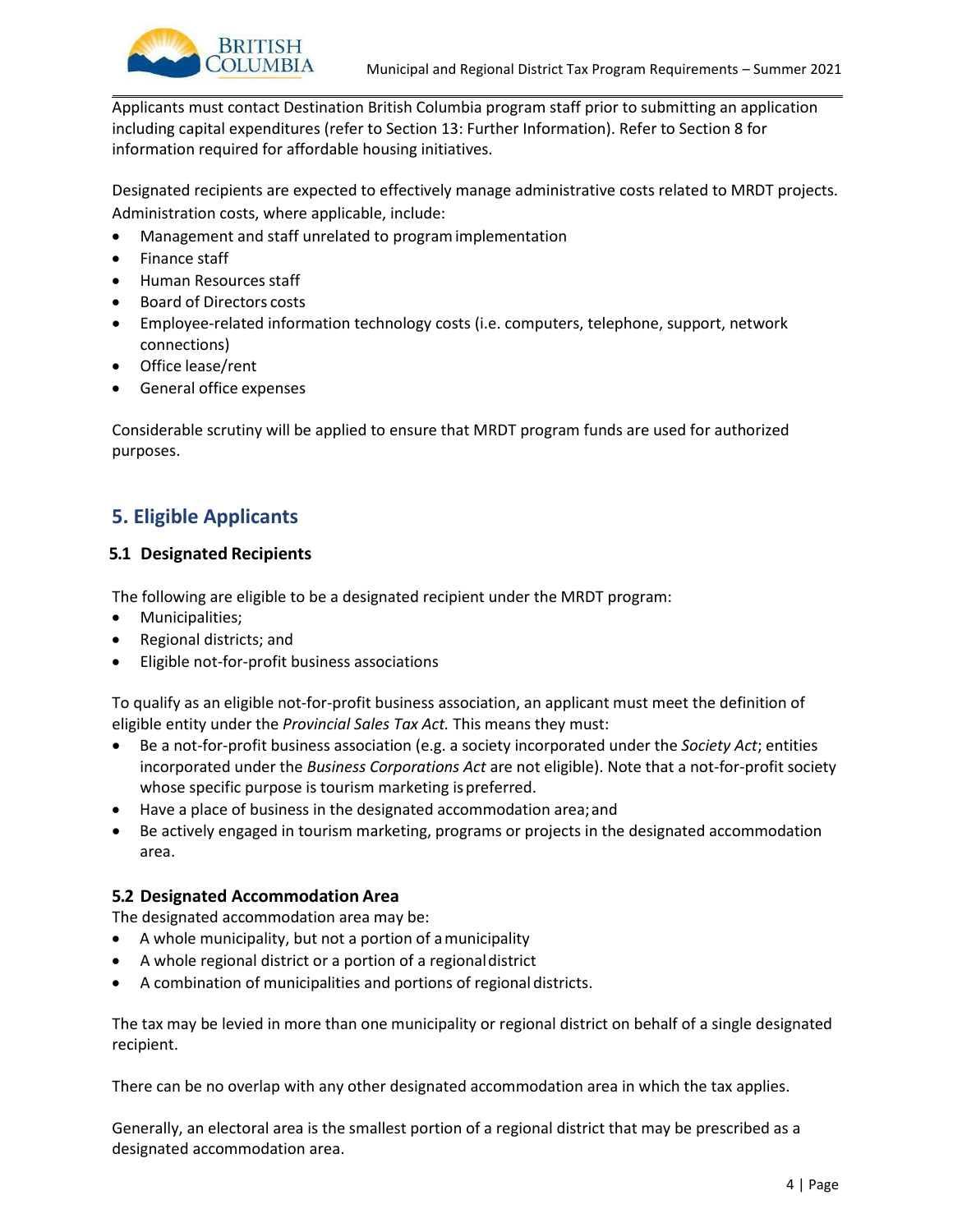Applicants must contact Destination British Columbia program staff prior to submitting an application including capital expenditures (refer to Section 13: Further Information). Refer to Section 8 for information required for affordable housing initiatives.

Designated recipients are expected to effectively manage administrative costs related to MRDT projects. Administration costs, where applicable, include:

- Management and staff unrelated to program implementation
- Finance staff
- Human Resources staff
- Board of Directors costs
- Employee-related information technology costs (i.e. computers, telephone, support, network connections)
- Office lease/rent
- General office expenses

Considerable scrutiny will be applied to ensure that MRDT program funds are used for authorized purposes.

## 5. Eligible Applicants

### 5.1 Designated Recipients

The following are eligible to be a designated recipient under the MRDT program:

- Municipalities;
- Regional districts; and
- Eligible not-for-profit business associations

To qualify as an eligible not-for-profit business association, an applicant must meet the definition of eligible entity under the *Provincial Sales Tax Act.* This means they must:

- Be a not-for-profit business association (e.g. a society incorporated under the *Society Act*; entities incorporated under the *Business Corporations Act* are not eligible). Note that a not-for-profit society whose specific purpose is tourism marketing is preferred.
- Have a place of business in the designated accommodation area; and
- Be actively engaged in tourism marketing, programs or projects in the designated accommodation area.

### 5.2 Designated Accommodation Area

The designated accommodation area may be:

- A whole municipality, but not a portion of a municipality
- A whole regional district or a portion of a regional district
- A combination of municipalities and portions of regional districts.

The tax may be levied in more than one municipality or regional district on behalf of a single designated recipient.

There can be no overlap with any other designated accommodation area in which the tax applies.

Generally, an electoral area is the smallest portion of a regional district that may be prescribed as a designated accommodation area.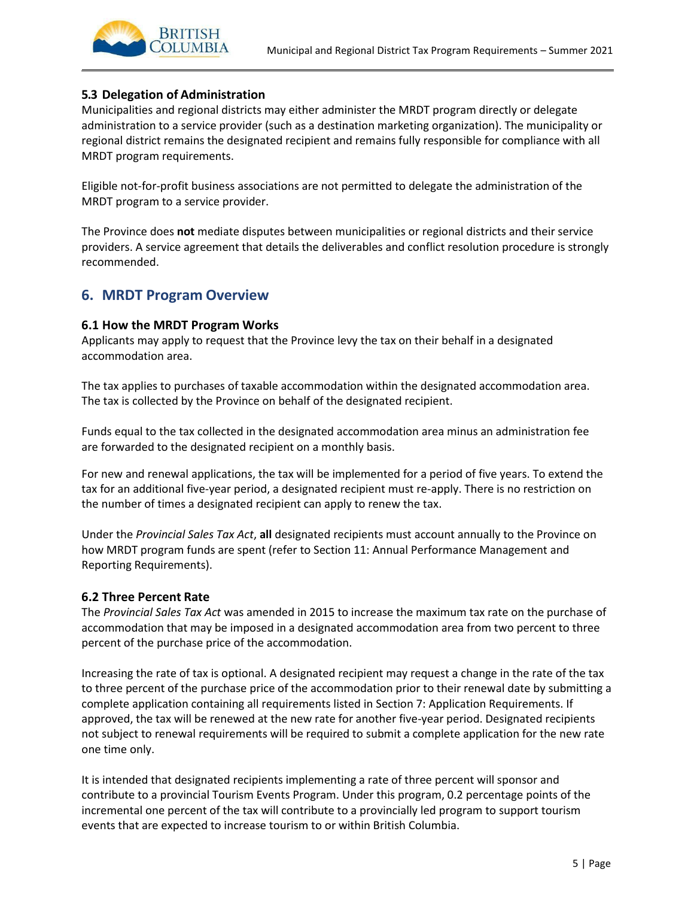### 5.3 Delegation of Administration

Municipalities and regional districts may either administer the MRDT program directly or delegate administration to a service provider (such as a destination marketing organization). The municipality or regional district remains the designated recipient and remains fully responsible for compliance with all MRDT program requirements.

Eligible not-for-profit business associations are not permitted to delegate the administration of the MRDT program to a service provider.

The Province does **not** mediate disputes between municipalities or regional districts and their service providers. A service agreement that details the deliverables and conflict resolution procedure is strongly recommended.

## 6. MRDT Program Overview

### 6.1 How the MRDT Program Works

Applicants may apply to request that the Province levy the tax on their behalf in a designated accommodation area.

The tax applies to purchases of taxable accommodation within the designated accommodation area. The tax is collected by the Province on behalf of the designated recipient.

Funds equal to the tax collected in the designated accommodation area minus an administration fee are forwarded to the designated recipient on a monthly basis.

For new and renewal applications, the tax will be implemented for a period of five years. To extend the tax for an additional five-year period, a designated recipient must re-apply. There is no restriction on the number of times a designated recipient can apply to renew the tax.

Under the *Provincial Sales Tax Act*, **all** designated recipients must account annually to the Province on how MRDT program funds are spent (refer to Section 11: Annual Performance Management and Reporting Requirements).

### 6.2 Three Percent Rate

The *Provincial Sales Tax Act* was amended in 2015 to increase the maximum tax rate on the purchase of accommodation that may be imposed in a designated accommodation area from two percent to three percent of the purchase price of the accommodation.

Increasing the rate of tax is optional. A designated recipient may request a change in the rate of the tax to three percent of the purchase price of the accommodation prior to their renewal date by submitting a complete application containing all requirements listed in Section 7: Application Requirements. If approved, the tax will be renewed at the new rate for another five-year period. Designated recipients not subject to renewal requirements will be required to submit a complete application for the new rate one time only.

It is intended that designated recipients implementing a rate of three percent will sponsor and contribute to a provincial Tourism Events Program. Under this program, 0.2 percentage points of the incremental one percent of the tax will contribute to a provincially led program to support tourism events that are expected to increase tourism to or within British Columbia.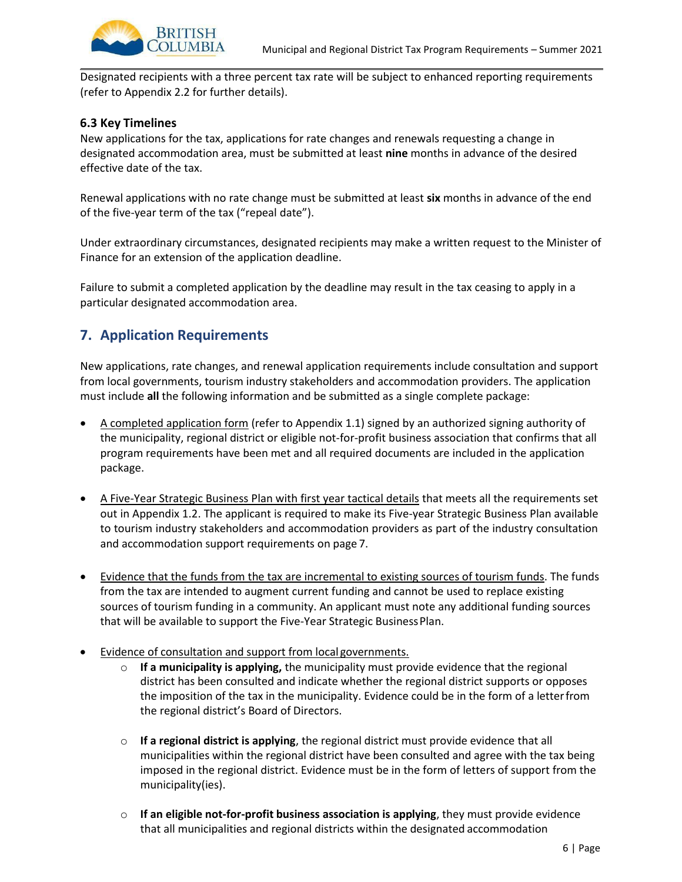Designated recipients with a three percent tax rate will be subject to enhanced reporting requirements (refer to Appendix 2.2 for further details).

### 6.3 Key Timelines

New applications for the tax, applications for rate changes and renewals requesting a change in designated accommodation area, must be submitted at least **nine** months in advance of the desired effective date of the tax.

Renewal applications with no rate change must be submitted at least **six** months in advance of the end of the five-year term of the tax ("repeal date").

Under extraordinary circumstances, designated recipients may make a written request to the Minister of Finance for an extension of the application deadline.

Failure to submit a completed application by the deadline may result in the tax ceasing to apply in a particular designated accommodation area.

## 7. Application Requirements

New applications, rate changes, and renewal application requirements include consultation and support from local governments, tourism industry stakeholders and accommodation providers. The application must include **all** the following information and be submitted as a single complete package:

- A completed application form (refer to Appendix 1.1) signed by an authorized signing authority of the municipality, regional district or eligible not-for-profit business association that confirms that all program requirements have been met and all required documents are included in the application package.

- A Five-Year Strategic Business Plan with first year tactical details that meets all the requirements set out in Appendix 1.2. The applicant is required to make its Five-year Strategic Business Plan available to tourism industry stakeholders and accommodation providers as part of the industry consultation and accommodation support requirements on page 7.

- Evidence that the funds from the tax are incremental to existing sources of tourism funds. The funds from the tax are intended to augment current funding and cannot be used to replace existing sources of tourism funding in a community. An applicant must note any additional funding sources that will be available to support the Five-Year Strategic Business Plan.

- Evidence of consultation and support from local governments.
  - **If a municipality is applying,** the municipality must provide evidence that the regional district has been consulted and indicate whether the regional district supports or opposes the imposition of the tax in the municipality. Evidence could be in the form of a letter from the regional district's Board of Directors.

  - **If a regional district is applying**, the regional district must provide evidence that all municipalities within the regional district have been consulted and agree with the tax being imposed in the regional district. Evidence must be in the form of letters of support from the municipality(ies).

  - **If an eligible not-for-profit business association is applying**, they must provide evidence that all municipalities and regional districts within the designated accommodation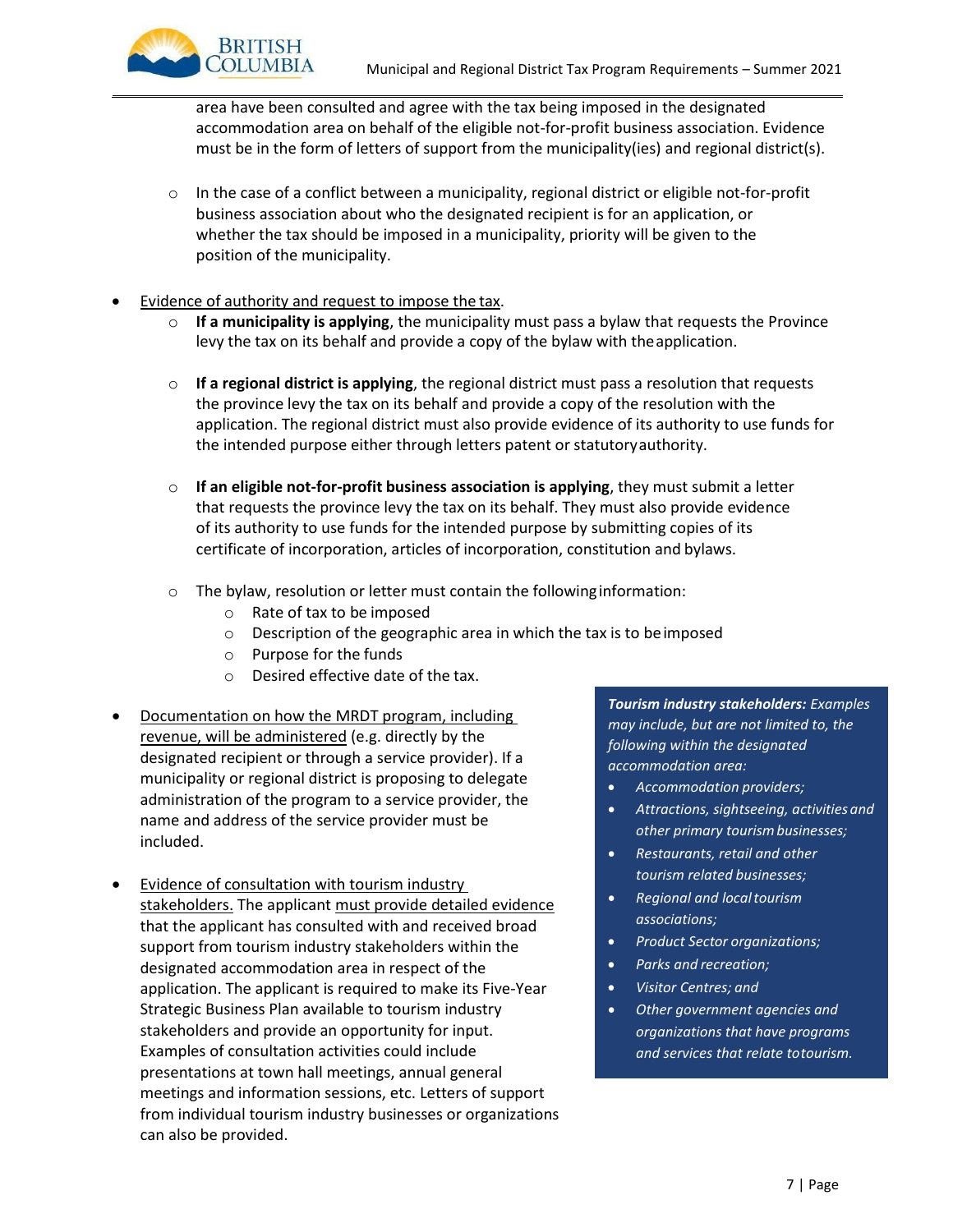area have been consulted and agree with the tax being imposed in the designated accommodation area on behalf of the eligible not-for-profit business association. Evidence must be in the form of letters of support from the municipality(ies) and regional district(s).

  - In the case of a conflict between a municipality, regional district or eligible not-for-profit business association about who the designated recipient is for an application, or whether the tax should be imposed in a municipality, priority will be given to the position of the municipality.

- Evidence of authority and request to impose the tax.
  - **If a municipality is applying**, the municipality must pass a bylaw that requests the Province levy the tax on its behalf and provide a copy of the bylaw with the application.
  - **If a regional district is applying**, the regional district must pass a resolution that requests the province levy the tax on its behalf and provide a copy of the resolution with the application. The regional district must also provide evidence of its authority to use funds for the intended purpose either through letters patent or statutory authority.
  - **If an eligible not-for-profit business association is applying**, they must submit a letter that requests the province levy the tax on its behalf. They must also provide evidence of its authority to use funds for the intended purpose by submitting copies of its certificate of incorporation, articles of incorporation, constitution and bylaws.
  - The bylaw, resolution or letter must contain the following information:
    - Rate of tax to be imposed
    - Description of the geographic area in which the tax is to be imposed
    - Purpose for the funds
    - Desired effective date of the tax.

- Documentation on how the MRDT program, including revenue, will be administered (e.g. directly by the designated recipient or through a service provider). If a municipality or regional district is proposing to delegate administration of the program to a service provider, the name and address of the service provider must be included.

- Evidence of consultation with tourism industry stakeholders. The applicant must provide detailed evidence that the applicant has consulted with and received broad support from tourism industry stakeholders within the designated accommodation area in respect of the application. The applicant is required to make its Five-Year Strategic Business Plan available to tourism industry stakeholders and provide an opportunity for input. Examples of consultation activities could include presentations at town hall meetings, annual general meetings and information sessions, etc. Letters of support from individual tourism industry businesses or organizations can also be provided.

***Tourism industry stakeholders:*** *Examples may include, but are not limited to, the following within the designated accommodation area:*

- *Accommodation providers;*
- *Attractions, sightseeing, activities and other primary tourism businesses;*
- *Restaurants, retail and other tourism related businesses;*
- *Regional and local tourism associations;*
- *Product Sector organizations;*
- *Parks and recreation;*
- *Visitor Centres; and*
- *Other government agencies and organizations that have programs and services that relate to tourism.*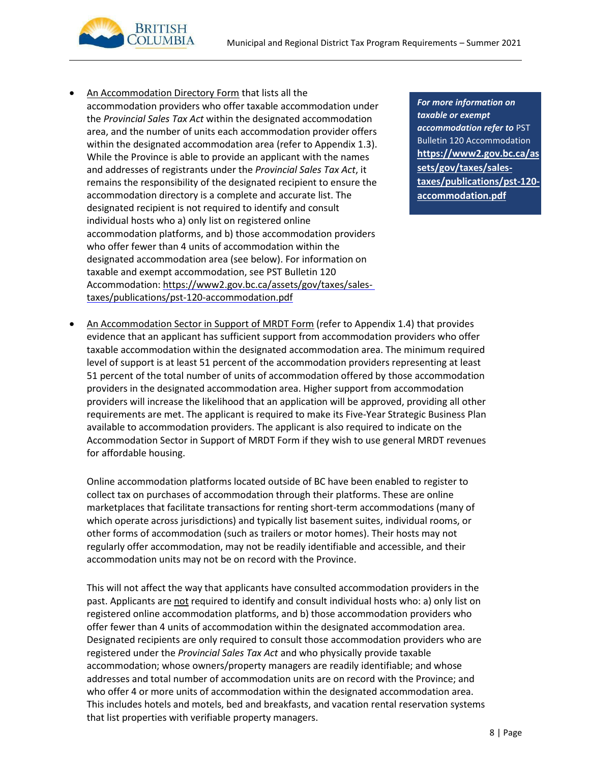- An Accommodation Directory Form that lists all the accommodation providers who offer taxable accommodation under the *Provincial Sales Tax Act* within the designated accommodation area, and the number of units each accommodation provider offers within the designated accommodation area (refer to Appendix 1.3). While the Province is able to provide an applicant with the names and addresses of registrants under the *Provincial Sales Tax Act*, it remains the responsibility of the designated recipient to ensure the accommodation directory is a complete and accurate list. The designated recipient is not required to identify and consult individual hosts who a) only list on registered online accommodation platforms, and b) those accommodation providers who offer fewer than 4 units of accommodation within the designated accommodation area (see below). For information on taxable and exempt accommodation, see PST Bulletin 120 Accommodation: https://www2.gov.bc.ca/assets/gov/taxes/sales-taxes/publications/pst-120-accommodation.pdf

> ***For more information on taxable or exempt accommodation refer to*** PST Bulletin 120 Accommodation **https://www2.gov.bc.ca/assets/gov/taxes/sales-taxes/publications/pst-120-accommodation.pdf**

- An Accommodation Sector in Support of MRDT Form (refer to Appendix 1.4) that provides evidence that an applicant has sufficient support from accommodation providers who offer taxable accommodation within the designated accommodation area. The minimum required level of support is at least 51 percent of the accommodation providers representing at least 51 percent of the total number of units of accommodation offered by those accommodation providers in the designated accommodation area. Higher support from accommodation providers will increase the likelihood that an application will be approved, providing all other requirements are met. The applicant is required to make its Five-Year Strategic Business Plan available to accommodation providers. The applicant is also required to indicate on the Accommodation Sector in Support of MRDT Form if they wish to use general MRDT revenues for affordable housing.

  Online accommodation platforms located outside of BC have been enabled to register to collect tax on purchases of accommodation through their platforms. These are online marketplaces that facilitate transactions for renting short-term accommodations (many of which operate across jurisdictions) and typically list basement suites, individual rooms, or other forms of accommodation (such as trailers or motor homes). Their hosts may not regularly offer accommodation, may not be readily identifiable and accessible, and their accommodation units may not be on record with the Province.

  This will not affect the way that applicants have consulted accommodation providers in the past. Applicants are not required to identify and consult individual hosts who: a) only list on registered online accommodation platforms, and b) those accommodation providers who offer fewer than 4 units of accommodation within the designated accommodation area. Designated recipients are only required to consult those accommodation providers who are registered under the *Provincial Sales Tax Act* and who physically provide taxable accommodation; whose owners/property managers are readily identifiable; and whose addresses and total number of accommodation units are on record with the Province; and who offer 4 or more units of accommodation within the designated accommodation area. This includes hotels and motels, bed and breakfasts, and vacation rental reservation systems that list properties with verifiable property managers.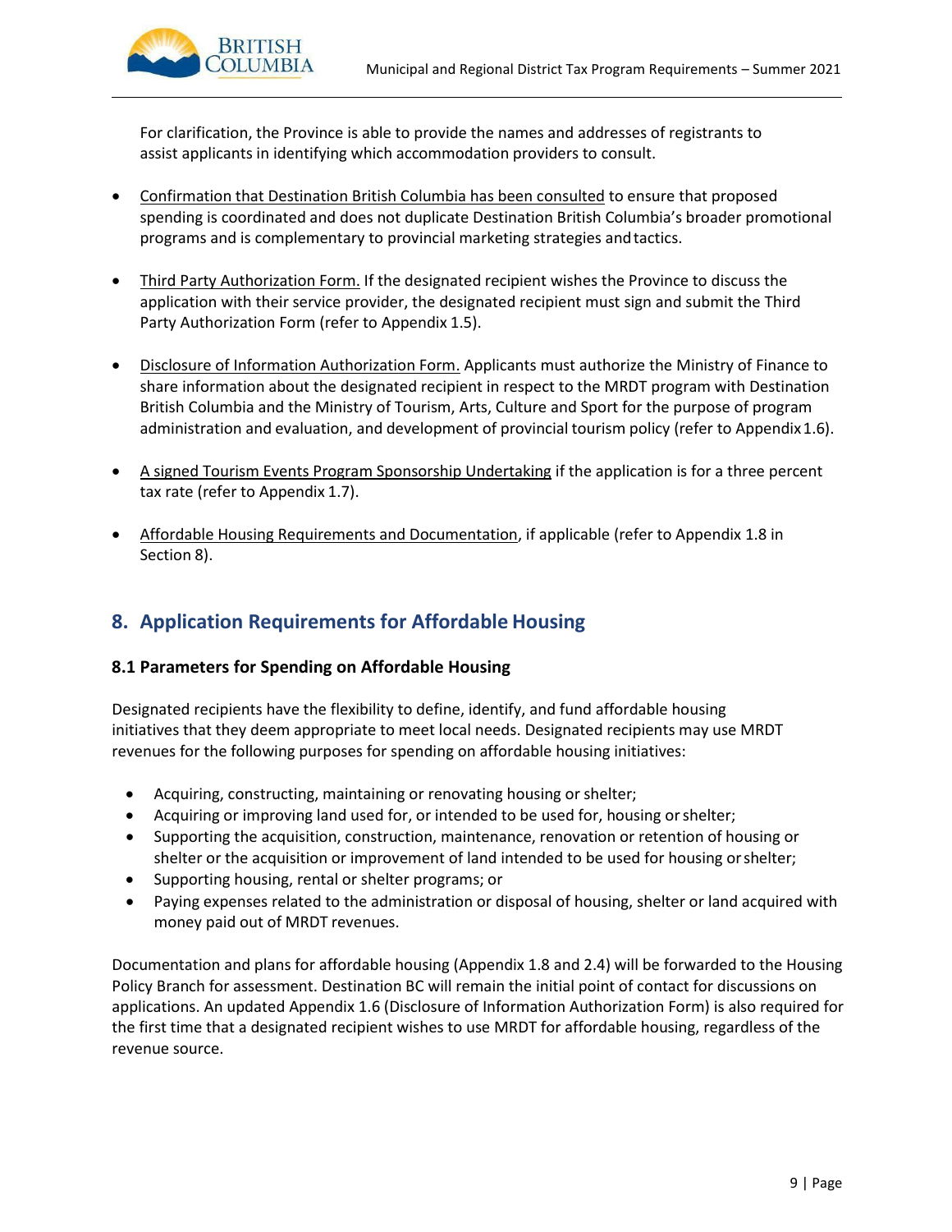For clarification, the Province is able to provide the names and addresses of registrants to assist applicants in identifying which accommodation providers to consult.

- Confirmation that Destination British Columbia has been consulted to ensure that proposed spending is coordinated and does not duplicate Destination British Columbia's broader promotional programs and is complementary to provincial marketing strategies and tactics.

- Third Party Authorization Form. If the designated recipient wishes the Province to discuss the application with their service provider, the designated recipient must sign and submit the Third Party Authorization Form (refer to Appendix 1.5).

- Disclosure of Information Authorization Form. Applicants must authorize the Ministry of Finance to share information about the designated recipient in respect to the MRDT program with Destination British Columbia and the Ministry of Tourism, Arts, Culture and Sport for the purpose of program administration and evaluation, and development of provincial tourism policy (refer to Appendix 1.6).

- A signed Tourism Events Program Sponsorship Undertaking if the application is for a three percent tax rate (refer to Appendix 1.7).

- Affordable Housing Requirements and Documentation, if applicable (refer to Appendix 1.8 in Section 8).

## 8. Application Requirements for Affordable Housing

### 8.1 Parameters for Spending on Affordable Housing

Designated recipients have the flexibility to define, identify, and fund affordable housing initiatives that they deem appropriate to meet local needs. Designated recipients may use MRDT revenues for the following purposes for spending on affordable housing initiatives:

- Acquiring, constructing, maintaining or renovating housing or shelter;
- Acquiring or improving land used for, or intended to be used for, housing or shelter;
- Supporting the acquisition, construction, maintenance, renovation or retention of housing or shelter or the acquisition or improvement of land intended to be used for housing or shelter;
- Supporting housing, rental or shelter programs; or
- Paying expenses related to the administration or disposal of housing, shelter or land acquired with money paid out of MRDT revenues.

Documentation and plans for affordable housing (Appendix 1.8 and 2.4) will be forwarded to the Housing Policy Branch for assessment. Destination BC will remain the initial point of contact for discussions on applications. An updated Appendix 1.6 (Disclosure of Information Authorization Form) is also required for the first time that a designated recipient wishes to use MRDT for affordable housing, regardless of the revenue source.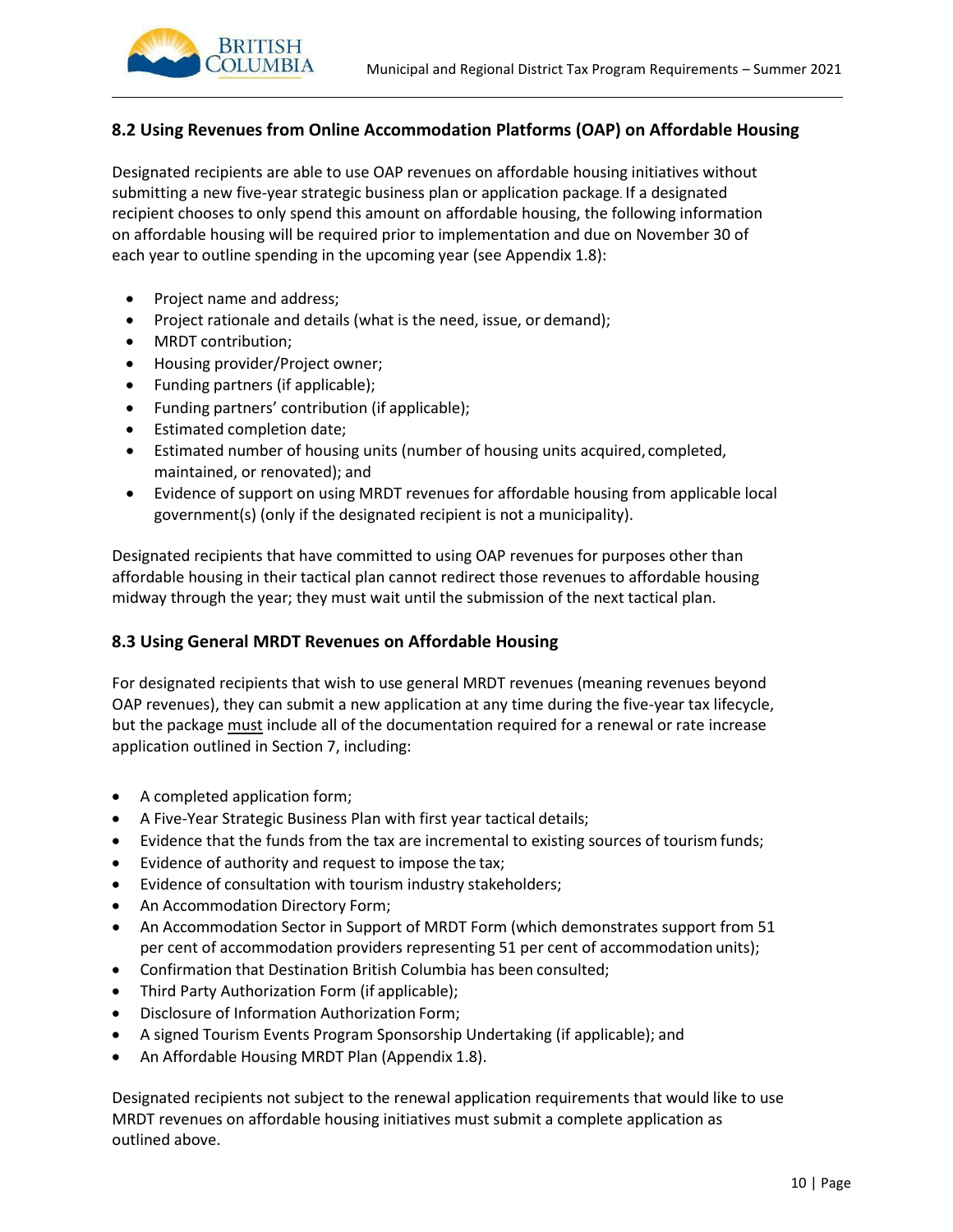### 8.2 Using Revenues from Online Accommodation Platforms (OAP) on Affordable Housing

Designated recipients are able to use OAP revenues on affordable housing initiatives without submitting a new five-year strategic business plan or application package. If a designated recipient chooses to only spend this amount on affordable housing, the following information on affordable housing will be required prior to implementation and due on November 30 of each year to outline spending in the upcoming year (see Appendix 1.8):

- Project name and address;
- Project rationale and details (what is the need, issue, or demand);
- MRDT contribution;
- Housing provider/Project owner;
- Funding partners (if applicable);
- Funding partners' contribution (if applicable);
- Estimated completion date;
- Estimated number of housing units (number of housing units acquired, completed, maintained, or renovated); and
- Evidence of support on using MRDT revenues for affordable housing from applicable local government(s) (only if the designated recipient is not a municipality).

Designated recipients that have committed to using OAP revenues for purposes other than affordable housing in their tactical plan cannot redirect those revenues to affordable housing midway through the year; they must wait until the submission of the next tactical plan.

### 8.3 Using General MRDT Revenues on Affordable Housing

For designated recipients that wish to use general MRDT revenues (meaning revenues beyond OAP revenues), they can submit a new application at any time during the five-year tax lifecycle, but the package must include all of the documentation required for a renewal or rate increase application outlined in Section 7, including:

- A completed application form;
- A Five-Year Strategic Business Plan with first year tactical details;
- Evidence that the funds from the tax are incremental to existing sources of tourism funds;
- Evidence of authority and request to impose the tax;
- Evidence of consultation with tourism industry stakeholders;
- An Accommodation Directory Form;
- An Accommodation Sector in Support of MRDT Form (which demonstrates support from 51 per cent of accommodation providers representing 51 per cent of accommodation units);
- Confirmation that Destination British Columbia has been consulted;
- Third Party Authorization Form (if applicable);
- Disclosure of Information Authorization Form;
- A signed Tourism Events Program Sponsorship Undertaking (if applicable); and
- An Affordable Housing MRDT Plan (Appendix 1.8).

Designated recipients not subject to the renewal application requirements that would like to use MRDT revenues on affordable housing initiatives must submit a complete application as outlined above.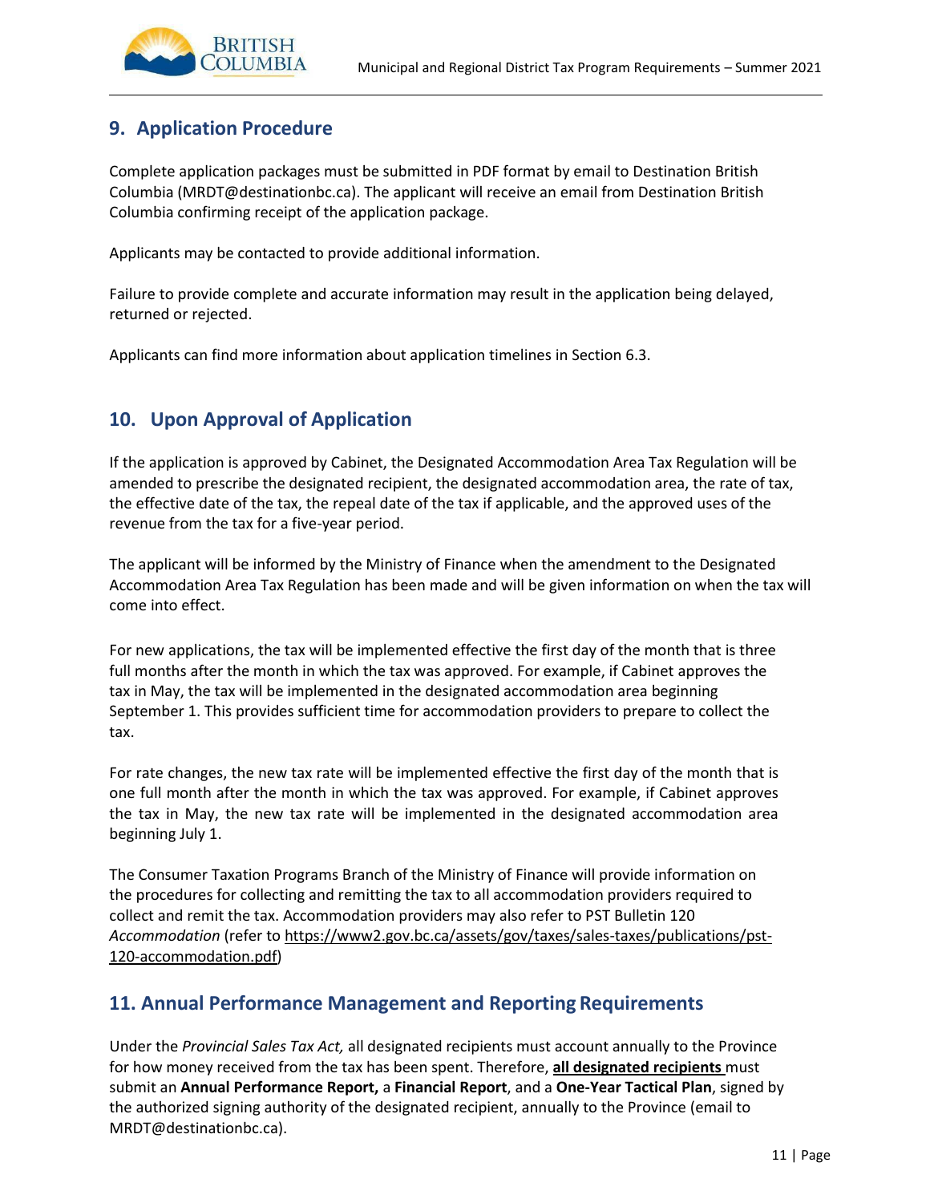## 9. Application Procedure

Complete application packages must be submitted in PDF format by email to Destination British Columbia (MRDT@destinationbc.ca). The applicant will receive an email from Destination British Columbia confirming receipt of the application package.

Applicants may be contacted to provide additional information.

Failure to provide complete and accurate information may result in the application being delayed, returned or rejected.

Applicants can find more information about application timelines in Section 6.3.

## 10. Upon Approval of Application

If the application is approved by Cabinet, the Designated Accommodation Area Tax Regulation will be amended to prescribe the designated recipient, the designated accommodation area, the rate of tax, the effective date of the tax, the repeal date of the tax if applicable, and the approved uses of the revenue from the tax for a five-year period.

The applicant will be informed by the Ministry of Finance when the amendment to the Designated Accommodation Area Tax Regulation has been made and will be given information on when the tax will come into effect.

For new applications, the tax will be implemented effective the first day of the month that is three full months after the month in which the tax was approved. For example, if Cabinet approves the tax in May, the tax will be implemented in the designated accommodation area beginning September 1. This provides sufficient time for accommodation providers to prepare to collect the tax.

For rate changes, the new tax rate will be implemented effective the first day of the month that is one full month after the month in which the tax was approved. For example, if Cabinet approves the tax in May, the new tax rate will be implemented in the designated accommodation area beginning July 1.

The Consumer Taxation Programs Branch of the Ministry of Finance will provide information on the procedures for collecting and remitting the tax to all accommodation providers required to collect and remit the tax. Accommodation providers may also refer to PST Bulletin 120 *Accommodation* (refer to https://www2.gov.bc.ca/assets/gov/taxes/sales-taxes/publications/pst-120-accommodation.pdf)

## 11. Annual Performance Management and Reporting Requirements

Under the *Provincial Sales Tax Act,* all designated recipients must account annually to the Province for how money received from the tax has been spent. Therefore, **all designated recipients** must submit an **Annual Performance Report,** a **Financial Report**, and a **One-Year Tactical Plan**, signed by the authorized signing authority of the designated recipient, annually to the Province (email to MRDT@destinationbc.ca).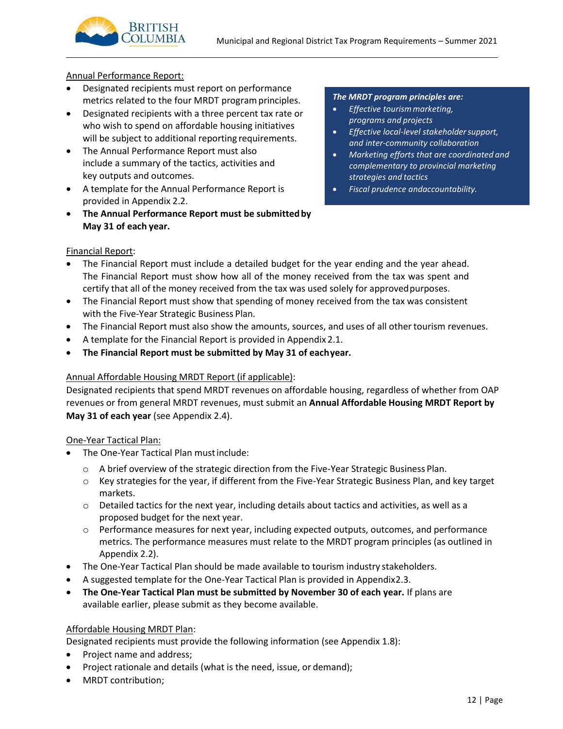Annual Performance Report:

- Designated recipients must report on performance metrics related to the four MRDT program principles.
- Designated recipients with a three percent tax rate or who wish to spend on affordable housing initiatives will be subject to additional reporting requirements.
- The Annual Performance Report must also include a summary of the tactics, activities and key outputs and outcomes.
- A template for the Annual Performance Report is provided in Appendix 2.2.
- **The Annual Performance Report must be submitted by May 31 of each year.**

***The MRDT program principles are:***

- *Effective tourism marketing, programs and projects*
- *Effective local-level stakeholder support, and inter-community collaboration*
- *Marketing efforts that are coordinated and complementary to provincial marketing strategies and tactics*
- *Fiscal prudence andaccountability.*

Financial Report:

- The Financial Report must include a detailed budget for the year ending and the year ahead. The Financial Report must show how all of the money received from the tax was spent and certify that all of the money received from the tax was used solely for approved purposes.
- The Financial Report must show that spending of money received from the tax was consistent with the Five-Year Strategic Business Plan.
- The Financial Report must also show the amounts, sources, and uses of all other tourism revenues.
- A template for the Financial Report is provided in Appendix 2.1.
- **The Financial Report must be submitted by May 31 of eachyear.**

Annual Affordable Housing MRDT Report (if applicable):

Designated recipients that spend MRDT revenues on affordable housing, regardless of whether from OAP revenues or from general MRDT revenues, must submit an **Annual Affordable Housing MRDT Report by May 31 of each year** (see Appendix 2.4).

One-Year Tactical Plan:

- The One-Year Tactical Plan must include:
  - A brief overview of the strategic direction from the Five-Year Strategic Business Plan.
  - Key strategies for the year, if different from the Five-Year Strategic Business Plan, and key target markets.
  - Detailed tactics for the next year, including details about tactics and activities, as well as a proposed budget for the next year.
  - Performance measures for next year, including expected outputs, outcomes, and performance metrics. The performance measures must relate to the MRDT program principles (as outlined in Appendix 2.2).
- The One-Year Tactical Plan should be made available to tourism industry stakeholders.
- A suggested template for the One-Year Tactical Plan is provided in Appendix2.3.
- **The One-Year Tactical Plan must be submitted by November 30 of each year.** If plans are available earlier, please submit as they become available.

Affordable Housing MRDT Plan:

Designated recipients must provide the following information (see Appendix 1.8):

- Project name and address;
- Project rationale and details (what is the need, issue, or demand);
- MRDT contribution;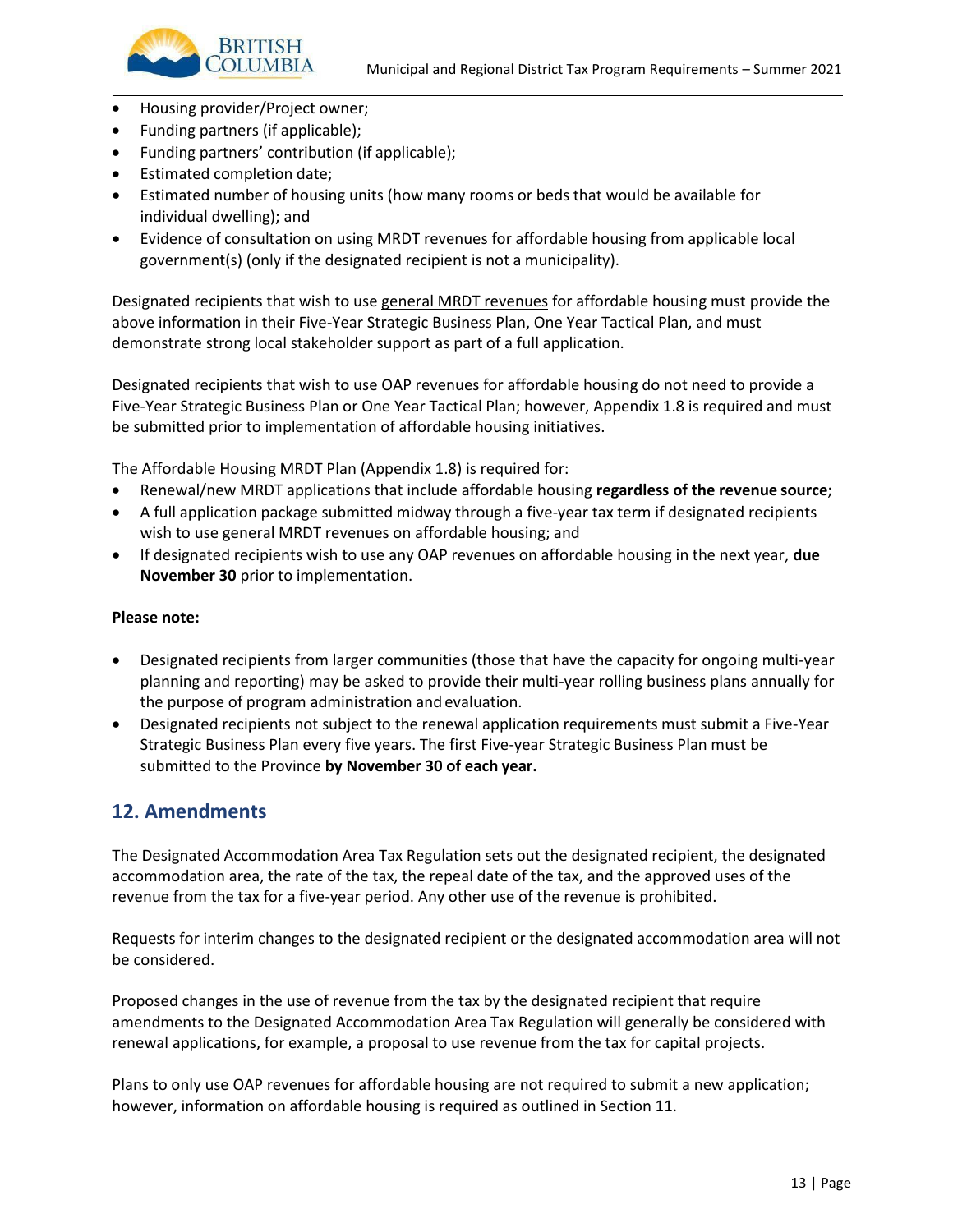- Housing provider/Project owner;
- Funding partners (if applicable);
- Funding partners' contribution (if applicable);
- Estimated completion date;
- Estimated number of housing units (how many rooms or beds that would be available for individual dwelling); and
- Evidence of consultation on using MRDT revenues for affordable housing from applicable local government(s) (only if the designated recipient is not a municipality).

Designated recipients that wish to use general MRDT revenues for affordable housing must provide the above information in their Five-Year Strategic Business Plan, One Year Tactical Plan, and must demonstrate strong local stakeholder support as part of a full application.

Designated recipients that wish to use OAP revenues for affordable housing do not need to provide a Five-Year Strategic Business Plan or One Year Tactical Plan; however, Appendix 1.8 is required and must be submitted prior to implementation of affordable housing initiatives.

The Affordable Housing MRDT Plan (Appendix 1.8) is required for:

- Renewal/new MRDT applications that include affordable housing **regardless of the revenue source**;
- A full application package submitted midway through a five-year tax term if designated recipients wish to use general MRDT revenues on affordable housing; and
- If designated recipients wish to use any OAP revenues on affordable housing in the next year, **due November 30** prior to implementation.

**Please note:**

- Designated recipients from larger communities (those that have the capacity for ongoing multi-year planning and reporting) may be asked to provide their multi-year rolling business plans annually for the purpose of program administration and evaluation.
- Designated recipients not subject to the renewal application requirements must submit a Five-Year Strategic Business Plan every five years. The first Five-year Strategic Business Plan must be submitted to the Province **by November 30 of each year.**

## 12. Amendments

The Designated Accommodation Area Tax Regulation sets out the designated recipient, the designated accommodation area, the rate of the tax, the repeal date of the tax, and the approved uses of the revenue from the tax for a five-year period. Any other use of the revenue is prohibited.

Requests for interim changes to the designated recipient or the designated accommodation area will not be considered.

Proposed changes in the use of revenue from the tax by the designated recipient that require amendments to the Designated Accommodation Area Tax Regulation will generally be considered with renewal applications, for example, a proposal to use revenue from the tax for capital projects.

Plans to only use OAP revenues for affordable housing are not required to submit a new application; however, information on affordable housing is required as outlined in Section 11.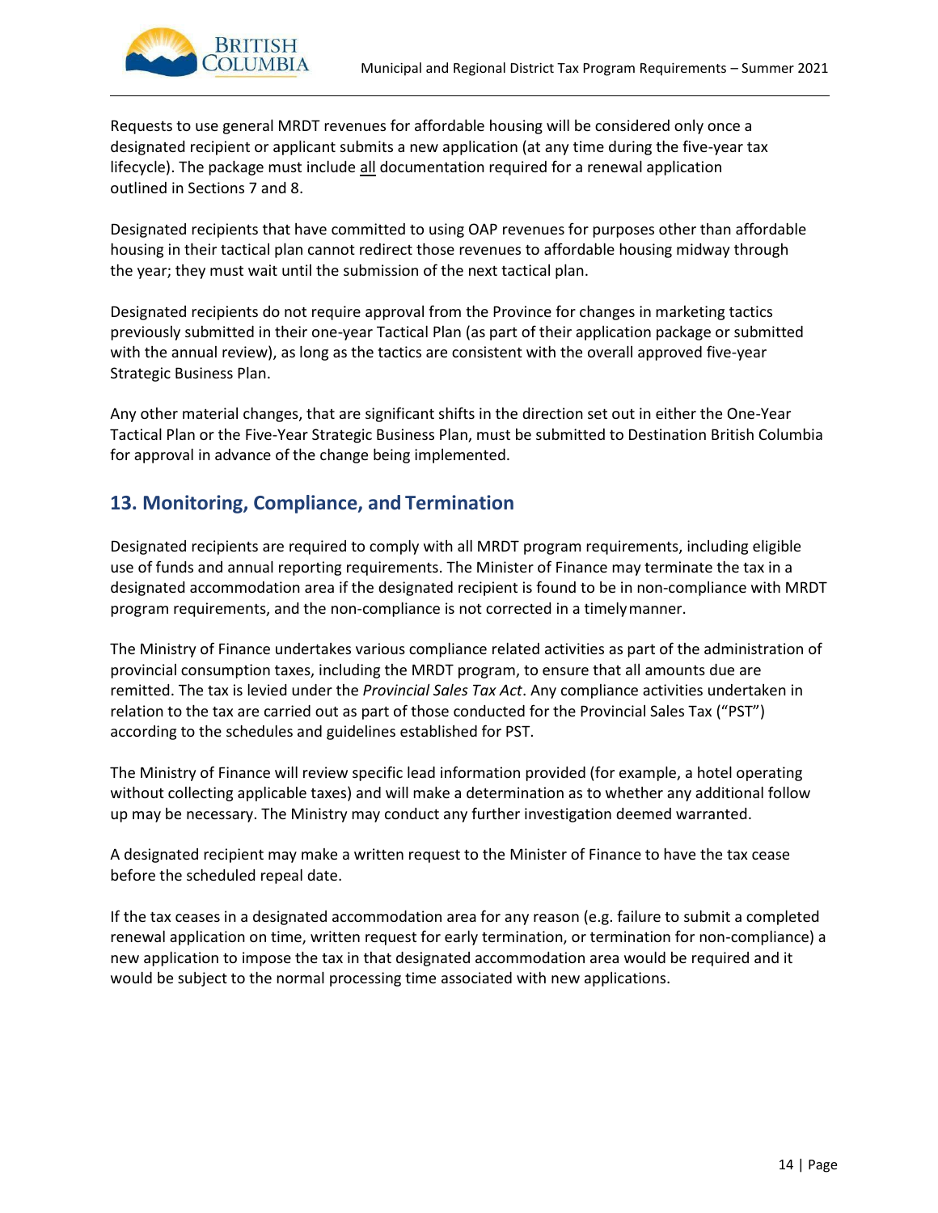Requests to use general MRDT revenues for affordable housing will be considered only once a designated recipient or applicant submits a new application (at any time during the five-year tax lifecycle). The package must include all documentation required for a renewal application outlined in Sections 7 and 8.

Designated recipients that have committed to using OAP revenues for purposes other than affordable housing in their tactical plan cannot redirect those revenues to affordable housing midway through the year; they must wait until the submission of the next tactical plan.

Designated recipients do not require approval from the Province for changes in marketing tactics previously submitted in their one-year Tactical Plan (as part of their application package or submitted with the annual review), as long as the tactics are consistent with the overall approved five-year Strategic Business Plan.

Any other material changes, that are significant shifts in the direction set out in either the One-Year Tactical Plan or the Five-Year Strategic Business Plan, must be submitted to Destination British Columbia for approval in advance of the change being implemented.

## 13. Monitoring, Compliance, and Termination

Designated recipients are required to comply with all MRDT program requirements, including eligible use of funds and annual reporting requirements. The Minister of Finance may terminate the tax in a designated accommodation area if the designated recipient is found to be in non-compliance with MRDT program requirements, and the non-compliance is not corrected in a timely manner.

The Ministry of Finance undertakes various compliance related activities as part of the administration of provincial consumption taxes, including the MRDT program, to ensure that all amounts due are remitted. The tax is levied under the *Provincial Sales Tax Act*. Any compliance activities undertaken in relation to the tax are carried out as part of those conducted for the Provincial Sales Tax ("PST") according to the schedules and guidelines established for PST.

The Ministry of Finance will review specific lead information provided (for example, a hotel operating without collecting applicable taxes) and will make a determination as to whether any additional follow up may be necessary. The Ministry may conduct any further investigation deemed warranted.

A designated recipient may make a written request to the Minister of Finance to have the tax cease before the scheduled repeal date.

If the tax ceases in a designated accommodation area for any reason (e.g. failure to submit a completed renewal application on time, written request for early termination, or termination for non-compliance) a new application to impose the tax in that designated accommodation area would be required and it would be subject to the normal processing time associated with new applications.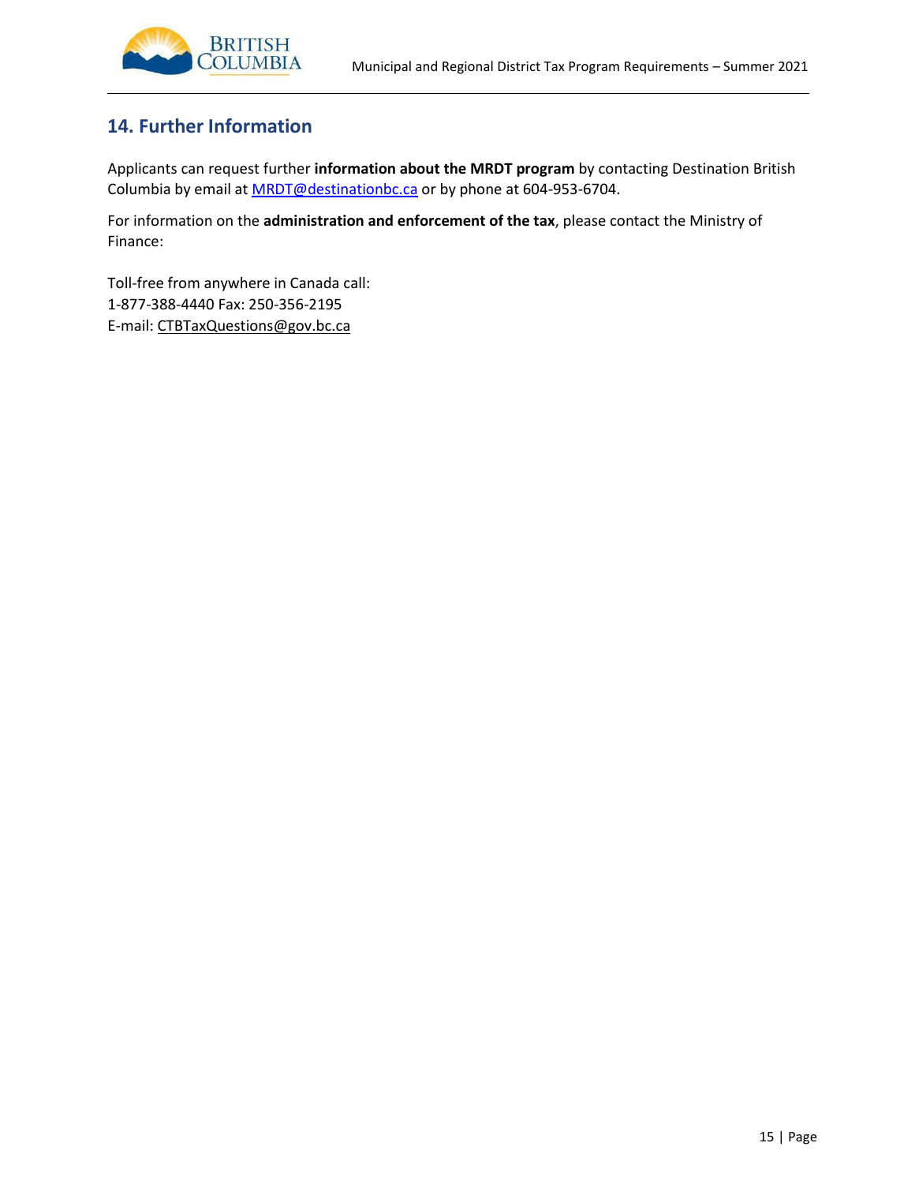## 14. Further Information

Applicants can request further **information about the MRDT program** by contacting Destination British Columbia by email at MRDT@destinationbc.ca or by phone at 604-953-6704.

For information on the **administration and enforcement of the tax**, please contact the Ministry of Finance:

Toll-free from anywhere in Canada call:
1-877-388-4440 Fax: 250-356-2195
E-mail: CTBTaxQuestions@gov.bc.ca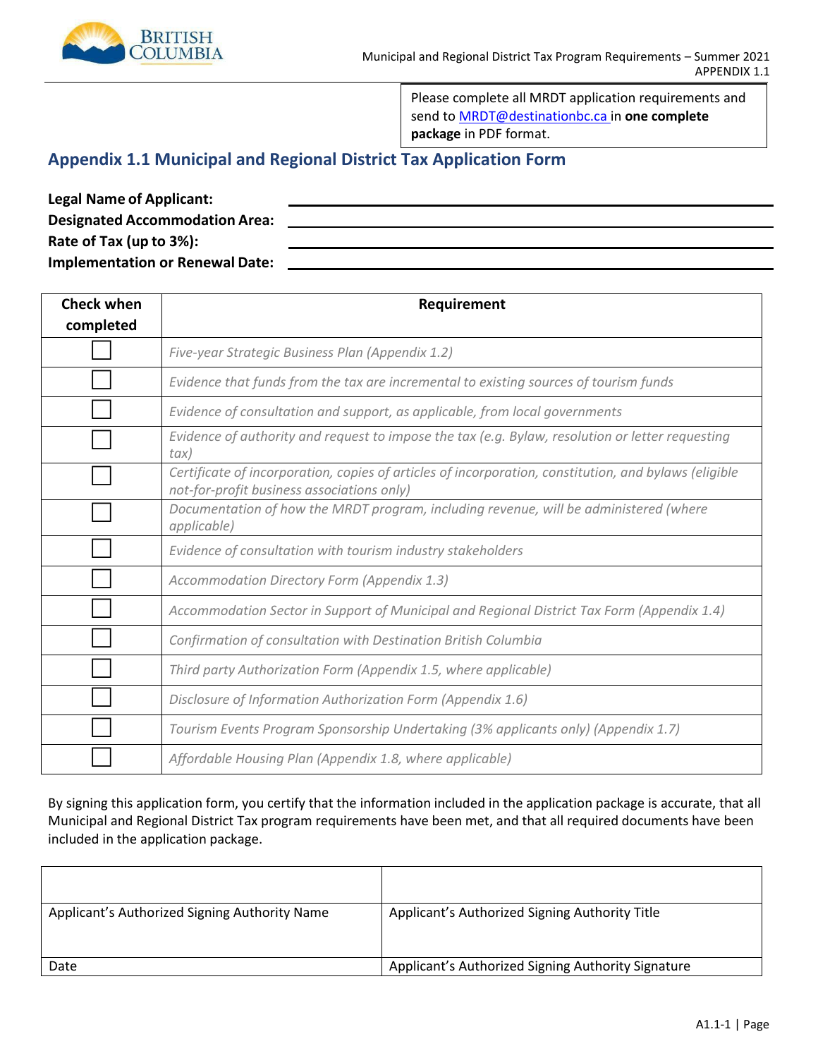Please complete all MRDT application requirements and send to MRDT@destinationbc.ca in **one complete package** in PDF format.

## Appendix 1.1 Municipal and Regional District Tax Application Form

**Legal Name of Applicant:** ______________________________

**Designated Accommodation Area:** ______________________________

**Rate of Tax (up to 3%):** ______________________________

**Implementation or Renewal Date:** ______________________________

| Check when completed | Requirement |
|---|---|
| ☐ | *Five-year Strategic Business Plan (Appendix 1.2)* |
| ☐ | *Evidence that funds from the tax are incremental to existing sources of tourism funds* |
| ☐ | *Evidence of consultation and support, as applicable, from local governments* |
| ☐ | *Evidence of authority and request to impose the tax (e.g. Bylaw, resolution or letter requesting tax)* |
| ☐ | *Certificate of incorporation, copies of articles of incorporation, constitution, and bylaws (eligible not-for-profit business associations only)* |
| ☐ | *Documentation of how the MRDT program, including revenue, will be administered (where applicable)* |
| ☐ | *Evidence of consultation with tourism industry stakeholders* |
| ☐ | *Accommodation Directory Form (Appendix 1.3)* |
| ☐ | *Accommodation Sector in Support of Municipal and Regional District Tax Form (Appendix 1.4)* |
| ☐ | *Confirmation of consultation with Destination British Columbia* |
| ☐ | *Third party Authorization Form (Appendix 1.5, where applicable)* |
| ☐ | *Disclosure of Information Authorization Form (Appendix 1.6)* |
| ☐ | *Tourism Events Program Sponsorship Undertaking (3% applicants only) (Appendix 1.7)* |
| ☐ | *Affordable Housing Plan (Appendix 1.8, where applicable)* |

By signing this application form, you certify that the information included in the application package is accurate, that all Municipal and Regional District Tax program requirements have been met, and that all required documents have been included in the application package.

| | |
|---|---|
| Applicant's Authorized Signing Authority Name | Applicant's Authorized Signing Authority Title |
| | |
| Date | Applicant's Authorized Signing Authority Signature |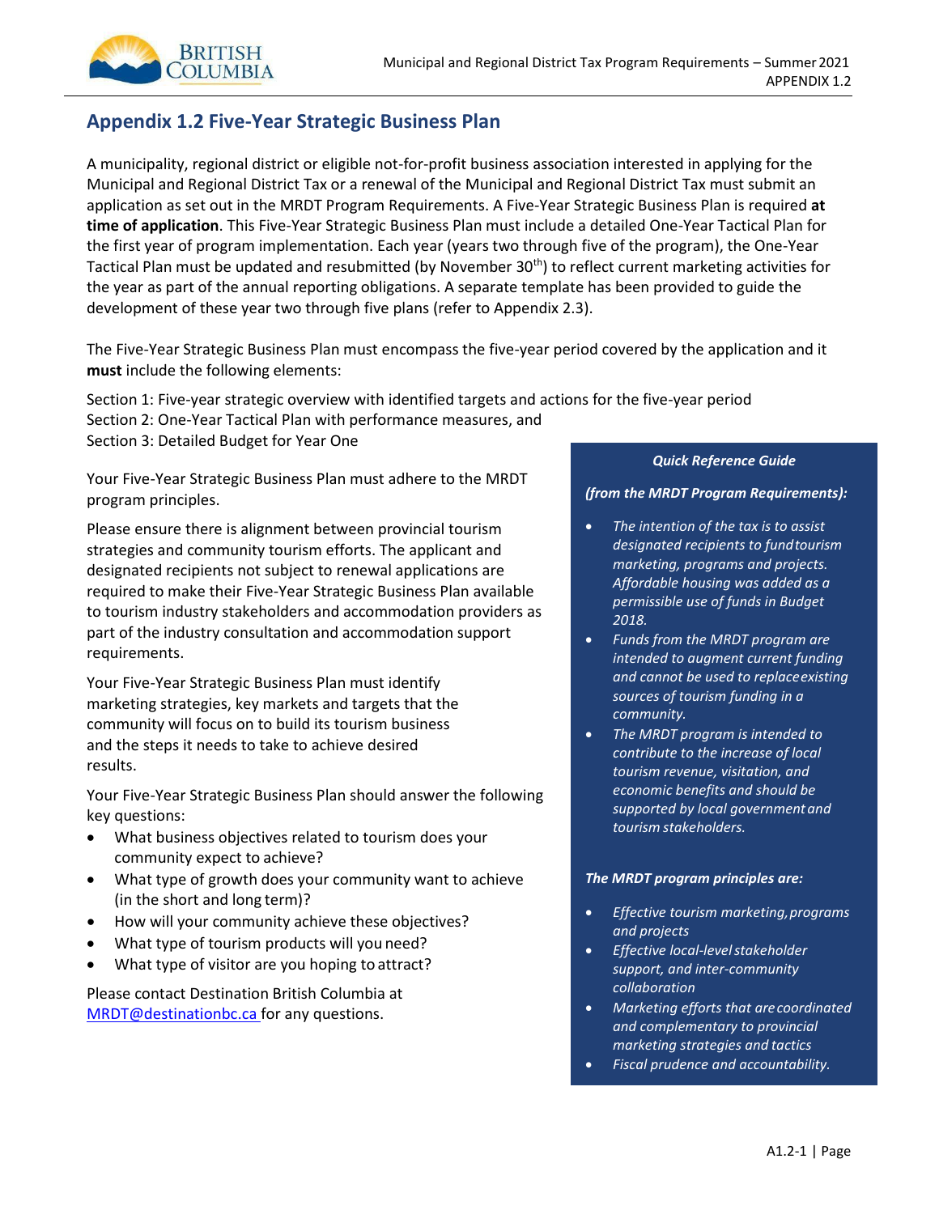# Appendix 1.2 Five-Year Strategic Business Plan

A municipality, regional district or eligible not-for-profit business association interested in applying for the Municipal and Regional District Tax or a renewal of the Municipal and Regional District Tax must submit an application as set out in the MRDT Program Requirements. A Five-Year Strategic Business Plan is required **at time of application**. This Five-Year Strategic Business Plan must include a detailed One-Year Tactical Plan for the first year of program implementation. Each year (years two through five of the program), the One-Year Tactical Plan must be updated and resubmitted (by November 30th) to reflect current marketing activities for the year as part of the annual reporting obligations. A separate template has been provided to guide the development of these year two through five plans (refer to Appendix 2.3).

The Five-Year Strategic Business Plan must encompass the five-year period covered by the application and it **must** include the following elements:

Section 1: Five-year strategic overview with identified targets and actions for the five-year period
Section 2: One-Year Tactical Plan with performance measures, and
Section 3: Detailed Budget for Year One

Your Five-Year Strategic Business Plan must adhere to the MRDT program principles.

Please ensure there is alignment between provincial tourism strategies and community tourism efforts. The applicant and designated recipients not subject to renewal applications are required to make their Five-Year Strategic Business Plan available to tourism industry stakeholders and accommodation providers as part of the industry consultation and accommodation support requirements.

Your Five-Year Strategic Business Plan must identify marketing strategies, key markets and targets that the community will focus on to build its tourism business and the steps it needs to take to achieve desired results.

Your Five-Year Strategic Business Plan should answer the following key questions:

- What business objectives related to tourism does your community expect to achieve?
- What type of growth does your community want to achieve (in the short and long term)?
- How will your community achieve these objectives?
- What type of tourism products will you need?
- What type of visitor are you hoping to attract?

Please contact Destination British Columbia at MRDT@destinationbc.ca for any questions.

***Quick Reference Guide***

***(from the MRDT Program Requirements):***

- *The intention of the tax is to assist designated recipients to fund tourism marketing, programs and projects. Affordable housing was added as a permissible use of funds in Budget 2018.*
- *Funds from the MRDT program are intended to augment current funding and cannot be used to replace existing sources of tourism funding in a community.*
- *The MRDT program is intended to contribute to the increase of local tourism revenue, visitation, and economic benefits and should be supported by local government and tourism stakeholders.*

***The MRDT program principles are:***

- *Effective tourism marketing, programs and projects*
- *Effective local-level stakeholder support, and inter-community collaboration*
- *Marketing efforts that are coordinated and complementary to provincial marketing strategies and tactics*
- *Fiscal prudence and accountability.*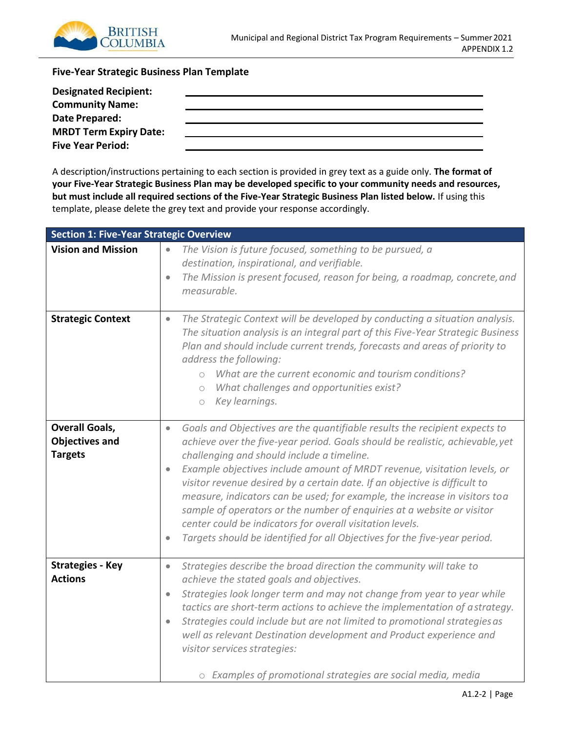**Five-Year Strategic Business Plan Template**

**Designated Recipient:** \_\_\_\_\_\_\_\_\_\_\_\_\_\_\_\_\_\_\_\_\_\_\_\_\_\_\_\_\_\_
**Community Name:** \_\_\_\_\_\_\_\_\_\_\_\_\_\_\_\_\_\_\_\_\_\_\_\_\_\_\_\_\_\_
**Date Prepared:** \_\_\_\_\_\_\_\_\_\_\_\_\_\_\_\_\_\_\_\_\_\_\_\_\_\_\_\_\_\_
**MRDT Term Expiry Date:** \_\_\_\_\_\_\_\_\_\_\_\_\_\_\_\_\_\_\_\_\_\_\_\_\_\_\_\_\_\_
**Five Year Period:** \_\_\_\_\_\_\_\_\_\_\_\_\_\_\_\_\_\_\_\_\_\_\_\_\_\_\_\_\_\_

A description/instructions pertaining to each section is provided in grey text as a guide only. **The format of your Five-Year Strategic Business Plan may be developed specific to your community needs and resources, but must include all required sections of the Five-Year Strategic Business Plan listed below.** If using this template, please delete the grey text and provide your response accordingly.

| Section 1: Five-Year Strategic Overview | |
|---|---|
| **Vision and Mission** | • *The Vision is future focused, something to be pursued, a destination, inspirational, and verifiable.*<br>• *The Mission is present focused, reason for being, a roadmap, concrete, and measurable.* |
| **Strategic Context** | • *The Strategic Context will be developed by conducting a situation analysis. The situation analysis is an integral part of this Five-Year Strategic Business Plan and should include current trends, forecasts and areas of priority to address the following:*<br>  ○ *What are the current economic and tourism conditions?*<br>  ○ *What challenges and opportunities exist?*<br>  ○ *Key learnings.* |
| **Overall Goals, Objectives and Targets** | • *Goals and Objectives are the quantifiable results the recipient expects to achieve over the five-year period. Goals should be realistic, achievable, yet challenging and should include a timeline.*<br>• *Example objectives include amount of MRDT revenue, visitation levels, or visitor revenue desired by a certain date. If an objective is difficult to measure, indicators can be used; for example, the increase in visitors to a sample of operators or the number of enquiries at a website or visitor center could be indicators for overall visitation levels.*<br>• *Targets should be identified for all Objectives for the five-year period.* |
| **Strategies - Key Actions** | • *Strategies describe the broad direction the community will take to achieve the stated goals and objectives.*<br>• *Strategies look longer term and may not change from year to year while tactics are short-term actions to achieve the implementation of a strategy.*<br>• *Strategies could include but are not limited to promotional strategies as well as relevant Destination development and Product experience and visitor services strategies:*<br>  ○ *Examples of promotional strategies are social media, media* |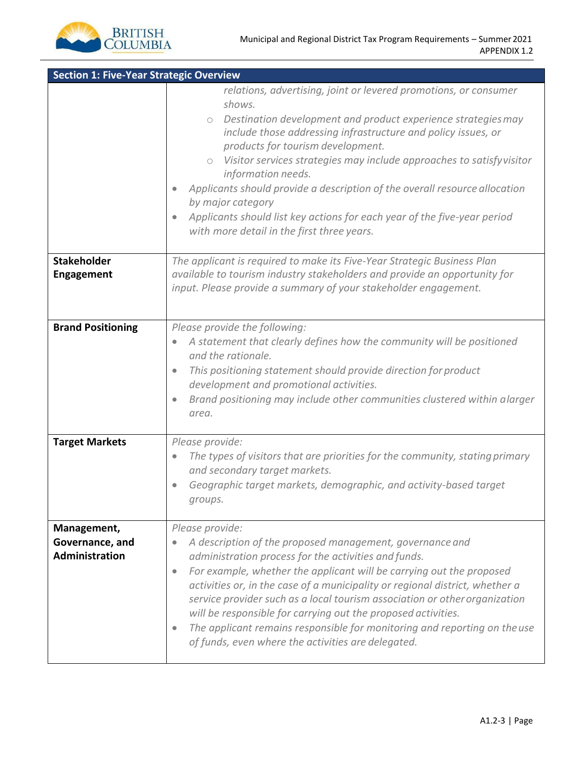| Section 1: Five-Year Strategic Overview | |
|---|---|
| | *relations, advertising, joint or levered promotions, or consumer shows.*<br>◦ *Destination development and product experience strategies may include those addressing infrastructure and policy issues, or products for tourism development.*<br>◦ *Visitor services strategies may include approaches to satisfy visitor information needs.*<br>• *Applicants should provide a description of the overall resource allocation by major category*<br>• *Applicants should list key actions for each year of the five-year period with more detail in the first three years.* |
| **Stakeholder Engagement** | *The applicant is required to make its Five-Year Strategic Business Plan available to tourism industry stakeholders and provide an opportunity for input. Please provide a summary of your stakeholder engagement.* |
| **Brand Positioning** | *Please provide the following:*<br>• *A statement that clearly defines how the community will be positioned and the rationale.*<br>• *This positioning statement should provide direction for product development and promotional activities.*<br>• *Brand positioning may include other communities clustered within a larger area.* |
| **Target Markets** | *Please provide:*<br>• *The types of visitors that are priorities for the community, stating primary and secondary target markets.*<br>• *Geographic target markets, demographic, and activity-based target groups.* |
| **Management, Governance, and Administration** | *Please provide:*<br>• *A description of the proposed management, governance and administration process for the activities and funds.*<br>• *For example, whether the applicant will be carrying out the proposed activities or, in the case of a municipality or regional district, whether a service provider such as a local tourism association or other organization will be responsible for carrying out the proposed activities.*<br>• *The applicant remains responsible for monitoring and reporting on the use of funds, even where the activities are delegated.* |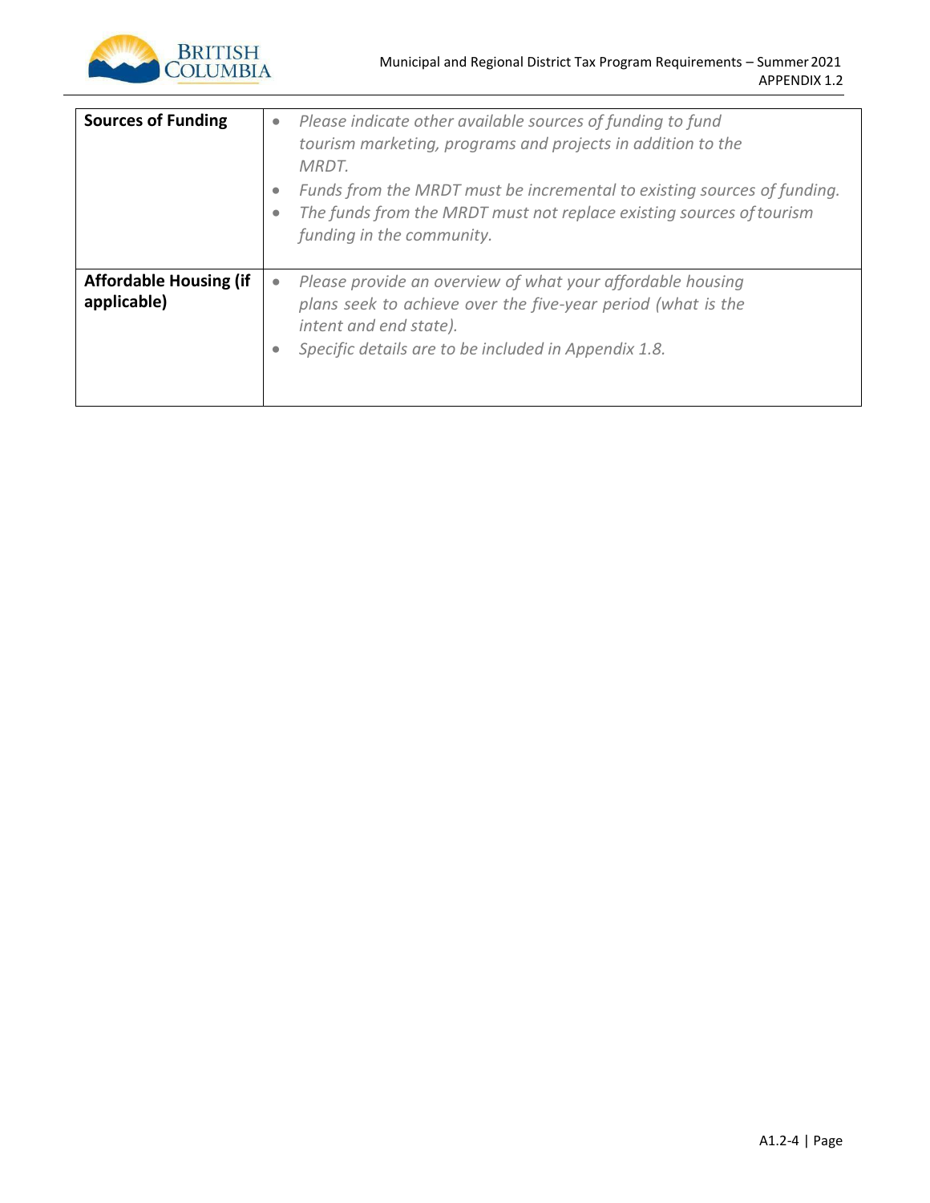| | |
|---|---|
| **Sources of Funding** | • *Please indicate other available sources of funding to fund tourism marketing, programs and projects in addition to the MRDT.*<br>• *Funds from the MRDT must be incremental to existing sources of funding.*<br>• *The funds from the MRDT must not replace existing sources of tourism funding in the community.* |
| **Affordable Housing (if applicable)** | • *Please provide an overview of what your affordable housing plans seek to achieve over the five-year period (what is the intent and end state).*<br>• *Specific details are to be included in Appendix 1.8.* |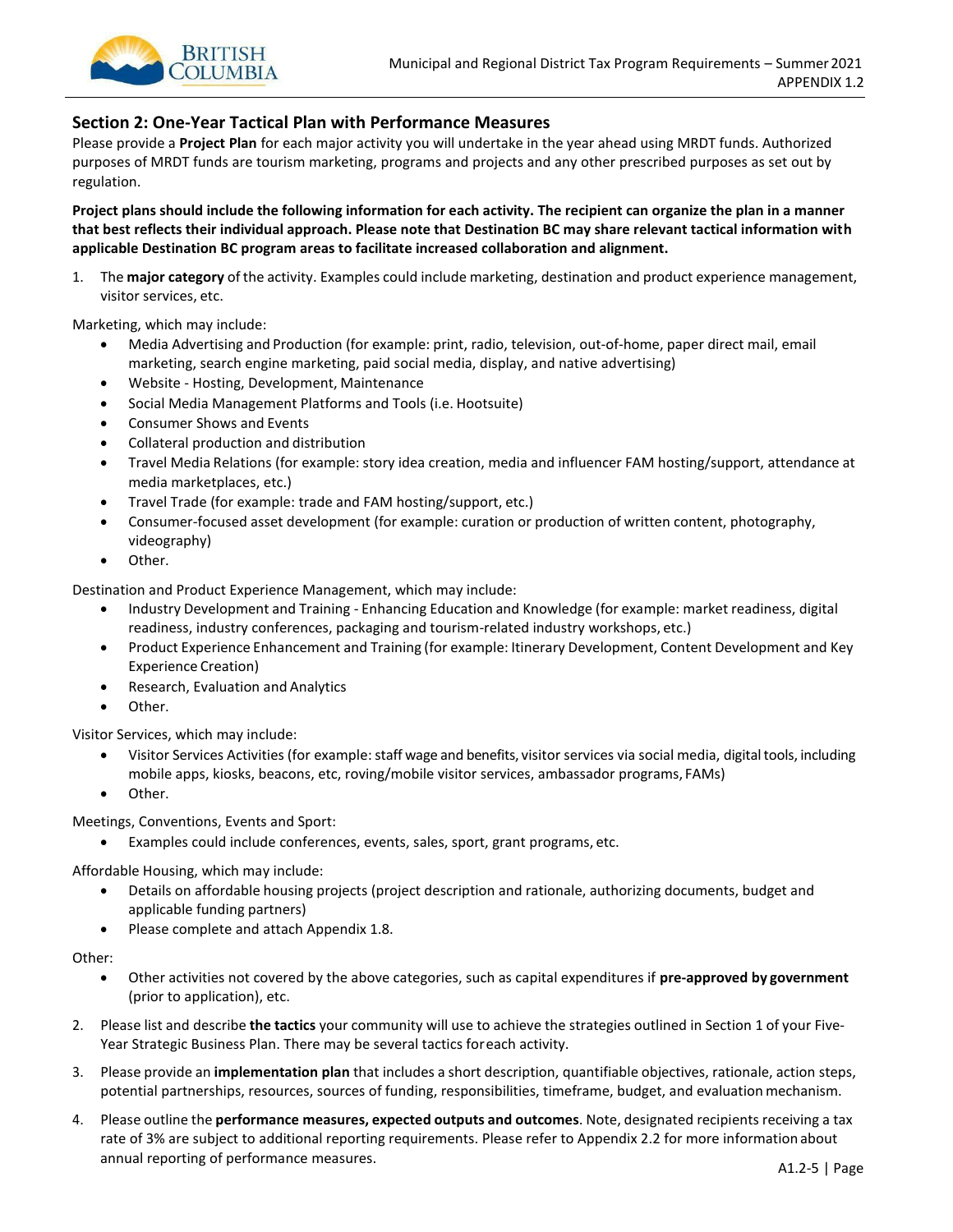## Section 2: One-Year Tactical Plan with Performance Measures

Please provide a **Project Plan** for each major activity you will undertake in the year ahead using MRDT funds. Authorized purposes of MRDT funds are tourism marketing, programs and projects and any other prescribed purposes as set out by regulation.

**Project plans should include the following information for each activity. The recipient can organize the plan in a manner that best reflects their individual approach. Please note that Destination BC may share relevant tactical information with applicable Destination BC program areas to facilitate increased collaboration and alignment.**

1. The **major category** of the activity. Examples could include marketing, destination and product experience management, visitor services, etc.

Marketing, which may include:

- Media Advertising and Production (for example: print, radio, television, out-of-home, paper direct mail, email marketing, search engine marketing, paid social media, display, and native advertising)
- Website - Hosting, Development, Maintenance
- Social Media Management Platforms and Tools (i.e. Hootsuite)
- Consumer Shows and Events
- Collateral production and distribution
- Travel Media Relations (for example: story idea creation, media and influencer FAM hosting/support, attendance at media marketplaces, etc.)
- Travel Trade (for example: trade and FAM hosting/support, etc.)
- Consumer-focused asset development (for example: curation or production of written content, photography, videography)
- Other.

Destination and Product Experience Management, which may include:

- Industry Development and Training - Enhancing Education and Knowledge (for example: market readiness, digital readiness, industry conferences, packaging and tourism-related industry workshops, etc.)
- Product Experience Enhancement and Training (for example: Itinerary Development, Content Development and Key Experience Creation)
- Research, Evaluation and Analytics
- Other.

Visitor Services, which may include:

- Visitor Services Activities (for example: staff wage and benefits, visitor services via social media, digital tools, including mobile apps, kiosks, beacons, etc, roving/mobile visitor services, ambassador programs, FAMs)
- Other.

Meetings, Conventions, Events and Sport:

- Examples could include conferences, events, sales, sport, grant programs, etc.

Affordable Housing, which may include:

- Details on affordable housing projects (project description and rationale, authorizing documents, budget and applicable funding partners)
- Please complete and attach Appendix 1.8.

Other:

- Other activities not covered by the above categories, such as capital expenditures if **pre-approved by government** (prior to application), etc.

2. Please list and describe **the tactics** your community will use to achieve the strategies outlined in Section 1 of your Five-Year Strategic Business Plan. There may be several tactics for each activity.
3. Please provide an **implementation plan** that includes a short description, quantifiable objectives, rationale, action steps, potential partnerships, resources, sources of funding, responsibilities, timeframe, budget, and evaluation mechanism.
4. Please outline the **performance measures, expected outputs and outcomes**. Note, designated recipients receiving a tax rate of 3% are subject to additional reporting requirements. Please refer to Appendix 2.2 for more information about annual reporting of performance measures.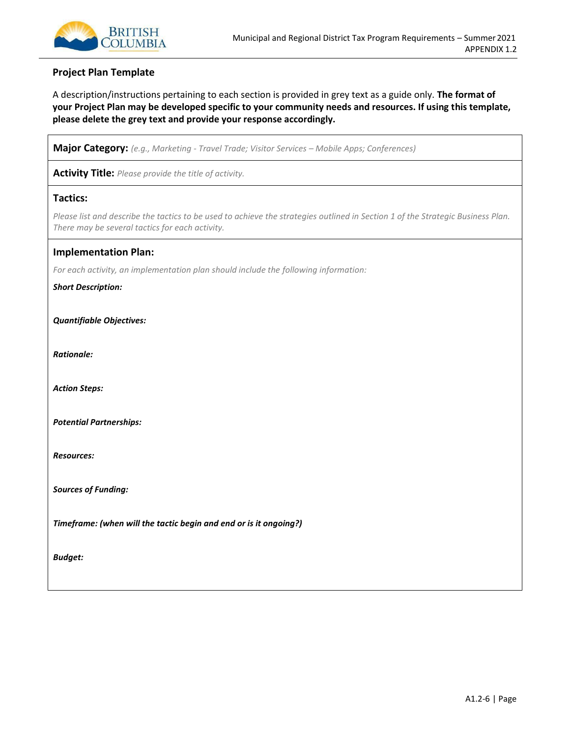## Project Plan Template

A description/instructions pertaining to each section is provided in grey text as a guide only. **The format of your Project Plan may be developed specific to your community needs and resources. If using this template, please delete the grey text and provide your response accordingly.**

**Major Category:** *(e.g., Marketing - Travel Trade; Visitor Services – Mobile Apps; Conferences)*

**Activity Title:** *Please provide the title of activity.*

**Tactics:**

*Please list and describe the tactics to be used to achieve the strategies outlined in Section 1 of the Strategic Business Plan. There may be several tactics for each activity.*

**Implementation Plan:**

*For each activity, an implementation plan should include the following information:*

***Short Description:***

***Quantifiable Objectives:***

***Rationale:***

***Action Steps:***

***Potential Partnerships:***

***Resources:***

***Sources of Funding:***

***Timeframe: (when will the tactic begin and end or is it ongoing?)***

***Budget:***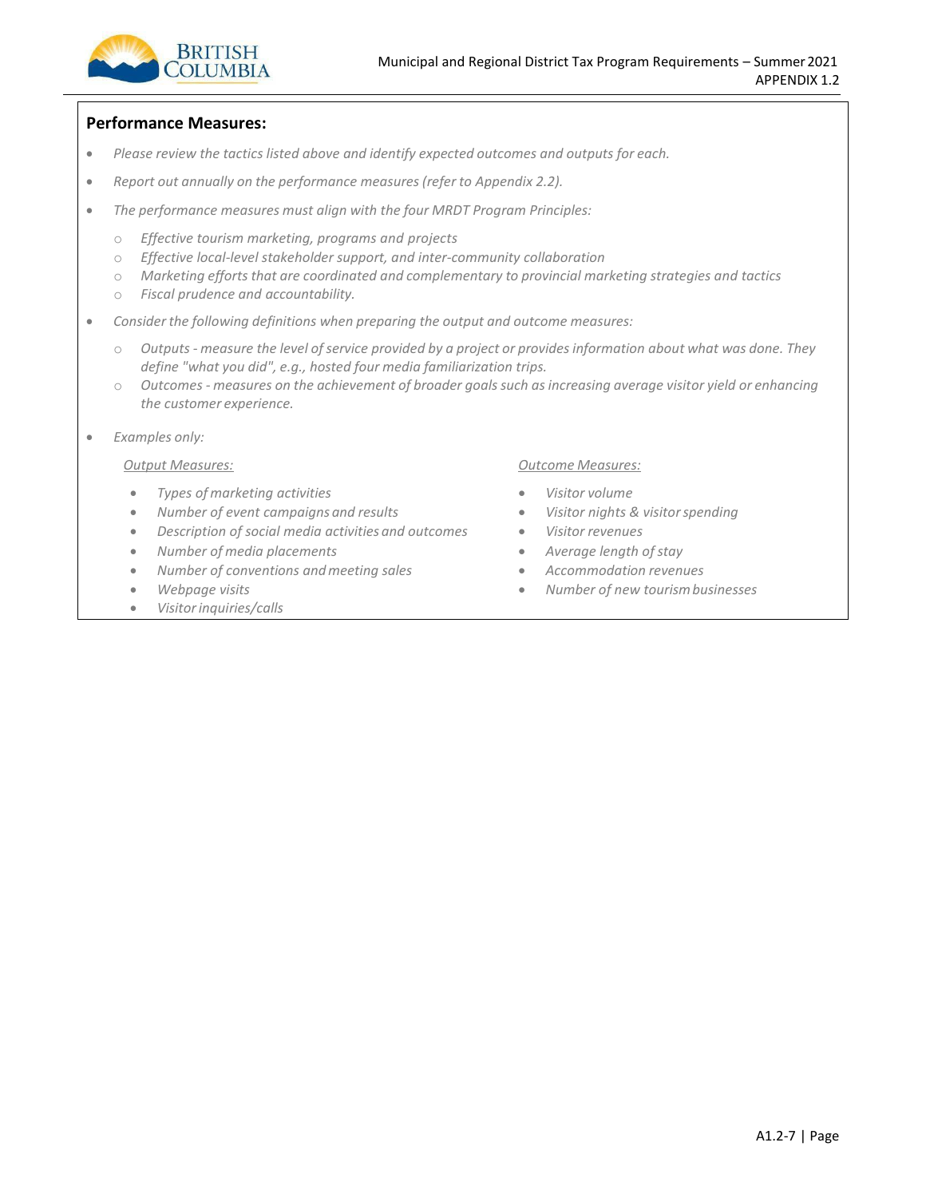**Performance Measures:**

- *Please review the tactics listed above and identify expected outcomes and outputs for each.*
- *Report out annually on the performance measures (refer to Appendix 2.2).*
- *The performance measures must align with the four MRDT Program Principles:*
  - *Effective tourism marketing, programs and projects*
  - *Effective local-level stakeholder support, and inter-community collaboration*
  - *Marketing efforts that are coordinated and complementary to provincial marketing strategies and tactics*
  - *Fiscal prudence and accountability.*
- *Consider the following definitions when preparing the output and outcome measures:*
  - *Outputs - measure the level of service provided by a project or provides information about what was done. They define "what you did", e.g., hosted four media familiarization trips.*
  - *Outcomes - measures on the achievement of broader goals such as increasing average visitor yield or enhancing the customer experience.*
- *Examples only:*

  *Output Measures:*

  - *Types of marketing activities*
  - *Number of event campaigns and results*
  - *Description of social media activities and outcomes*
  - *Number of media placements*
  - *Number of conventions and meeting sales*
  - *Webpage visits*
  - *Visitor inquiries/calls*

  *Outcome Measures:*

  - *Visitor volume*
  - *Visitor nights & visitor spending*
  - *Visitor revenues*
  - *Average length of stay*
  - *Accommodation revenues*
  - *Number of new tourism businesses*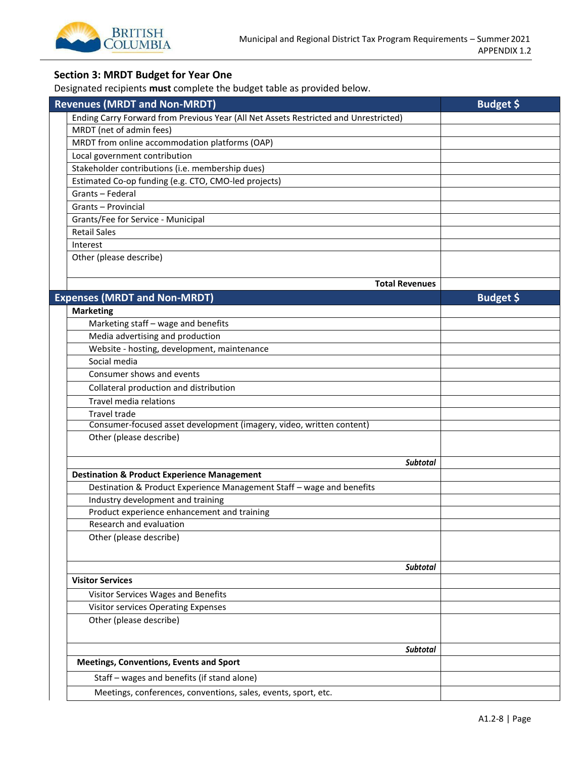## Section 3: MRDT Budget for Year One

Designated recipients **must** complete the budget table as provided below.

| Revenues (MRDT and Non-MRDT) | Budget $ |
|---|---|
| Ending Carry Forward from Previous Year (All Net Assets Restricted and Unrestricted) | |
| MRDT (net of admin fees) | |
| MRDT from online accommodation platforms (OAP) | |
| Local government contribution | |
| Stakeholder contributions (i.e. membership dues) | |
| Estimated Co-op funding (e.g. CTO, CMO-led projects) | |
| Grants – Federal | |
| Grants – Provincial | |
| Grants/Fee for Service - Municipal | |
| Retail Sales | |
| Interest | |
| Other (please describe) | |
| **Total Revenues** | |

| Expenses (MRDT and Non-MRDT) | Budget $ |
|---|---|
| **Marketing** | |
| Marketing staff – wage and benefits | |
| Media advertising and production | |
| Website - hosting, development, maintenance | |
| Social media | |
| Consumer shows and events | |
| Collateral production and distribution | |
| Travel media relations | |
| Travel trade | |
| Consumer-focused asset development (imagery, video, written content) | |
| Other (please describe) | |
| *Subtotal* | |
| **Destination & Product Experience Management** | |
| Destination & Product Experience Management Staff – wage and benefits | |
| Industry development and training | |
| Product experience enhancement and training | |
| Research and evaluation | |
| Other (please describe) | |
| *Subtotal* | |
| **Visitor Services** | |
| Visitor Services Wages and Benefits | |
| Visitor services Operating Expenses | |
| Other (please describe) | |
| *Subtotal* | |
| **Meetings, Conventions, Events and Sport** | |
| Staff – wages and benefits (if stand alone) | |
| Meetings, conferences, conventions, sales, events, sport, etc. | |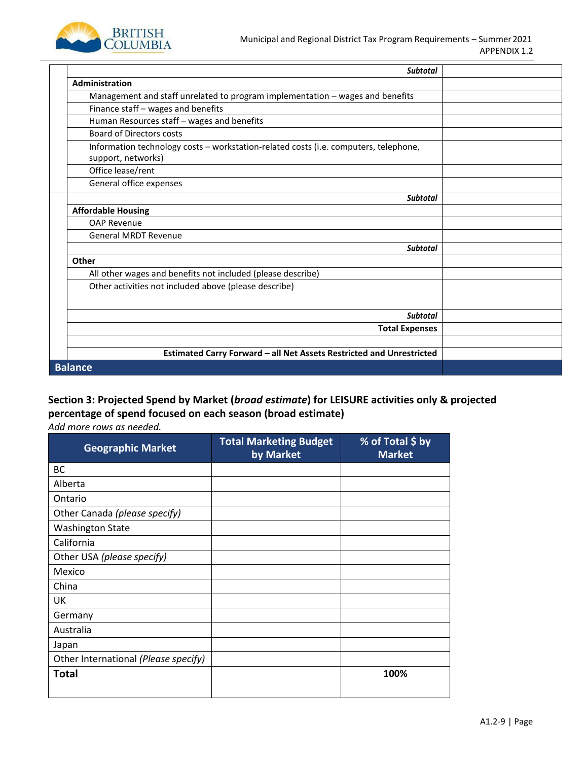| | | |
|---|---|---|
| | *Subtotal* | |
| | **Administration** | |
| | Management and staff unrelated to program implementation – wages and benefits | |
| | Finance staff – wages and benefits | |
| | Human Resources staff – wages and benefits | |
| | Board of Directors costs | |
| | Information technology costs – workstation-related costs (i.e. computers, telephone, support, networks) | |
| | Office lease/rent | |
| | General office expenses | |
| | *Subtotal* | |
| | **Affordable Housing** | |
| | OAP Revenue | |
| | General MRDT Revenue | |
| | *Subtotal* | |
| | **Other** | |
| | All other wages and benefits not included (please describe) | |
| | Other activities not included above (please describe) | |
| | *Subtotal* | |
| | **Total Expenses** | |
| | | |
| | **Estimated Carry Forward – all Net Assets Restricted and Unrestricted** | |
| **Balance** | | |

## Section 3: Projected Spend by Market (*broad estimate*) for LEISURE activities only & projected percentage of spend focused on each season (broad estimate)

*Add more rows as needed.*

| Geographic Market | Total Marketing Budget by Market | % of Total $ by Market |
|---|---|---|
| BC | | |
| Alberta | | |
| Ontario | | |
| Other Canada *(please specify)* | | |
| Washington State | | |
| California | | |
| Other USA *(please specify)* | | |
| Mexico | | |
| China | | |
| UK | | |
| Germany | | |
| Australia | | |
| Japan | | |
| Other International *(Please specify)* | | |
| **Total** | | **100%** |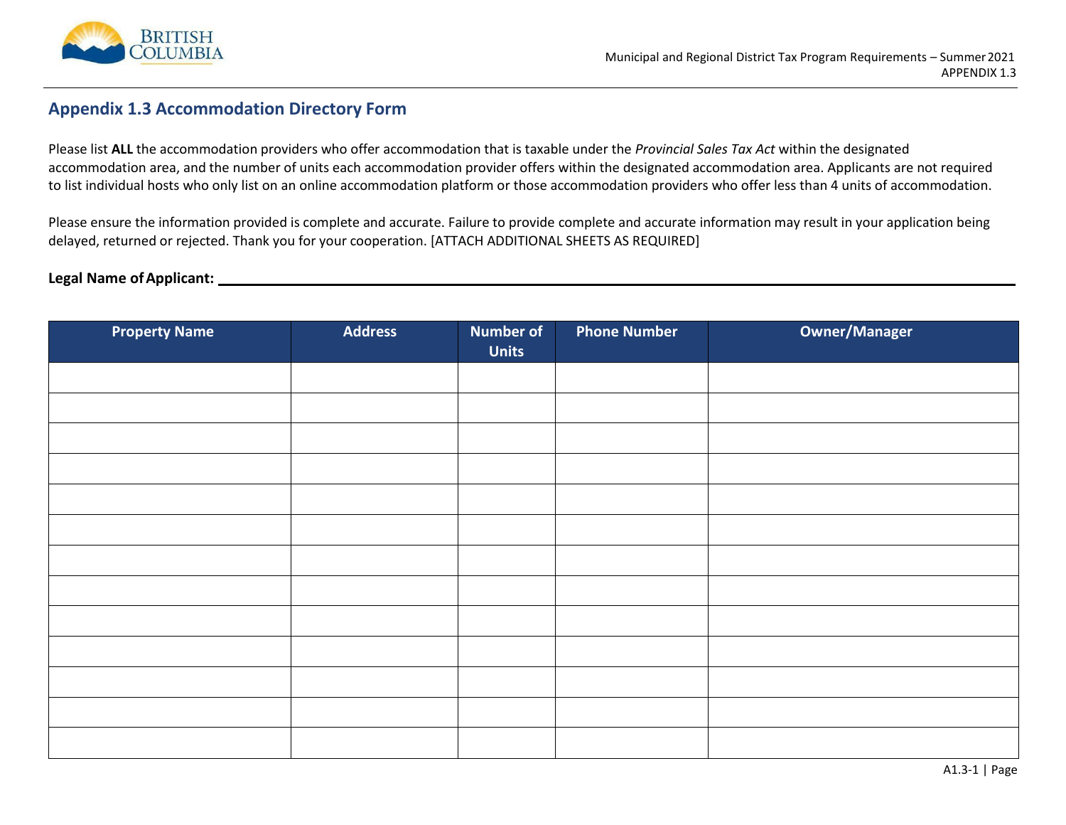## Appendix 1.3 Accommodation Directory Form

Please list **ALL** the accommodation providers who offer accommodation that is taxable under the *Provincial Sales Tax Act* within the designated accommodation area, and the number of units each accommodation provider offers within the designated accommodation area. Applicants are not required to list individual hosts who only list on an online accommodation platform or those accommodation providers who offer less than 4 units of accommodation.

Please ensure the information provided is complete and accurate. Failure to provide complete and accurate information may result in your application being delayed, returned or rejected. Thank you for your cooperation. [ATTACH ADDITIONAL SHEETS AS REQUIRED]

**Legal Name of Applicant:** \_\_\_\_\_\_\_\_\_\_\_\_\_\_\_\_\_\_\_\_\_\_\_\_\_\_\_\_\_\_\_\_\_\_\_\_\_\_\_\_

| Property Name | Address | Number of Units | Phone Number | Owner/Manager |
|---|---|---|---|---|
| | | | | |
| | | | | |
| | | | | |
| | | | | |
| | | | | |
| | | | | |
| | | | | |
| | | | | |
| | | | | |
| | | | | |
| | | | | |
| | | | | |
| | | | | |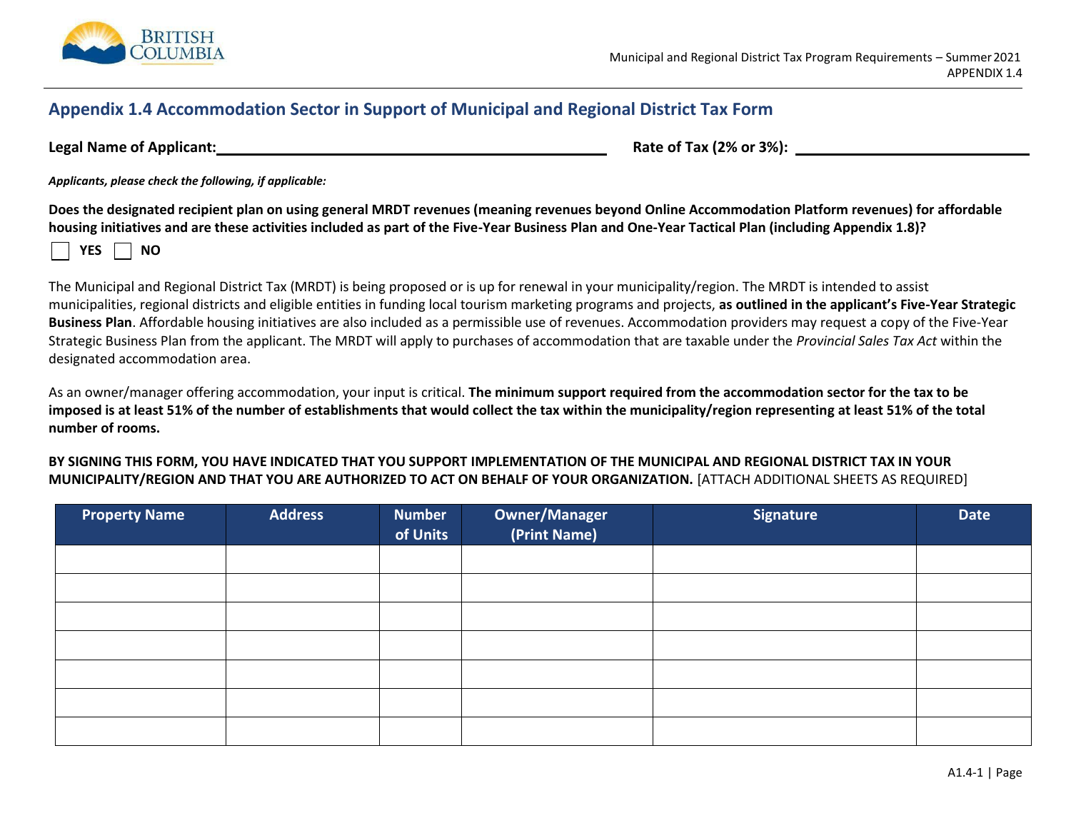## Appendix 1.4 Accommodation Sector in Support of Municipal and Regional District Tax Form

**Legal Name of Applicant:**\_\_\_\_\_\_\_\_\_\_\_\_\_\_\_\_\_\_\_\_\_\_\_\_\_\_\_\_\_\_\_\_\_\_\_\_\_\_\_\_ **Rate of Tax (2% or 3%):** \_\_\_\_\_\_\_\_\_\_\_\_\_\_\_\_\_\_\_\_\_\_\_\_\_\_

***Applicants, please check the following, if applicable:***

**Does the designated recipient plan on using general MRDT revenues (meaning revenues beyond Online Accommodation Platform revenues) for affordable housing initiatives and are these activities included as part of the Five-Year Business Plan and One-Year Tactical Plan (including Appendix 1.8)?**

☐ **YES** ☐ **NO**

The Municipal and Regional District Tax (MRDT) is being proposed or is up for renewal in your municipality/region. The MRDT is intended to assist municipalities, regional districts and eligible entities in funding local tourism marketing programs and projects, **as outlined in the applicant's Five-Year Strategic Business Plan**. Affordable housing initiatives are also included as a permissible use of revenues. Accommodation providers may request a copy of the Five-Year Strategic Business Plan from the applicant. The MRDT will apply to purchases of accommodation that are taxable under the *Provincial Sales Tax Act* within the designated accommodation area.

As an owner/manager offering accommodation, your input is critical. **The minimum support required from the accommodation sector for the tax to be imposed is at least 51% of the number of establishments that would collect the tax within the municipality/region representing at least 51% of the total number of rooms.**

**BY SIGNING THIS FORM, YOU HAVE INDICATED THAT YOU SUPPORT IMPLEMENTATION OF THE MUNICIPAL AND REGIONAL DISTRICT TAX IN YOUR MUNICIPALITY/REGION AND THAT YOU ARE AUTHORIZED TO ACT ON BEHALF OF YOUR ORGANIZATION.** [ATTACH ADDITIONAL SHEETS AS REQUIRED]

| Property Name | Address | Number of Units | Owner/Manager (Print Name) | Signature | Date |
|---|---|---|---|---|---|
| | | | | | |
| | | | | | |
| | | | | | |
| | | | | | |
| | | | | | |
| | | | | | |
| | | | | | |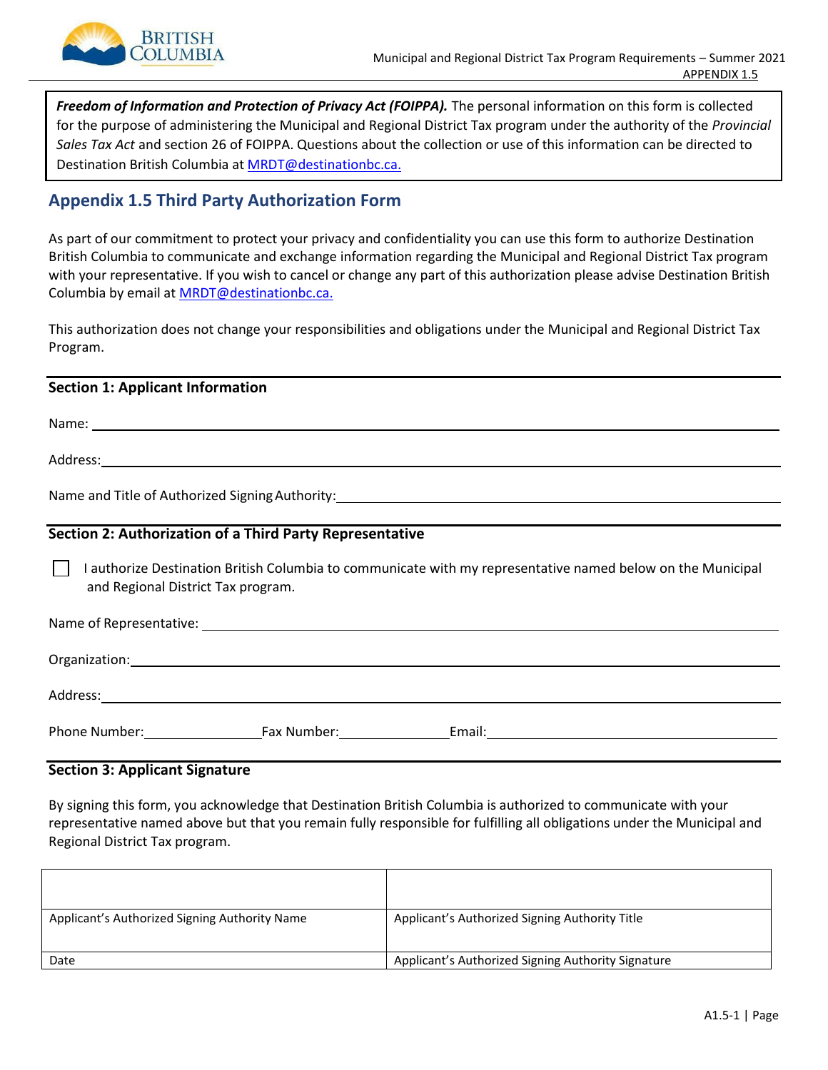**_Freedom of Information and Protection of Privacy Act (FOIPPA)._** The personal information on this form is collected for the purpose of administering the Municipal and Regional District Tax program under the authority of the *Provincial Sales Tax Act* and section 26 of FOIPPA. Questions about the collection or use of this information can be directed to Destination British Columbia at MRDT@destinationbc.ca.

## Appendix 1.5 Third Party Authorization Form

As part of our commitment to protect your privacy and confidentiality you can use this form to authorize Destination British Columbia to communicate and exchange information regarding the Municipal and Regional District Tax program with your representative. If you wish to cancel or change any part of this authorization please advise Destination British Columbia by email at MRDT@destinationbc.ca.

This authorization does not change your responsibilities and obligations under the Municipal and Regional District Tax Program.

### Section 1: Applicant Information

Name: ______________________________

Address: ______________________________

Name and Title of Authorized Signing Authority: ______________________________

### Section 2: Authorization of a Third Party Representative

☐ I authorize Destination British Columbia to communicate with my representative named below on the Municipal and Regional District Tax program.

Name of Representative: ______________________________

Organization: ______________________________

Address: ______________________________

Phone Number: ______________ Fax Number: ______________ Email: ______________________________

### Section 3: Applicant Signature

By signing this form, you acknowledge that Destination British Columbia is authorized to communicate with your representative named above but that you remain fully responsible for fulfilling all obligations under the Municipal and Regional District Tax program.

| | |
|---|---|
| Applicant's Authorized Signing Authority Name | Applicant's Authorized Signing Authority Title |
| Date | Applicant's Authorized Signing Authority Signature |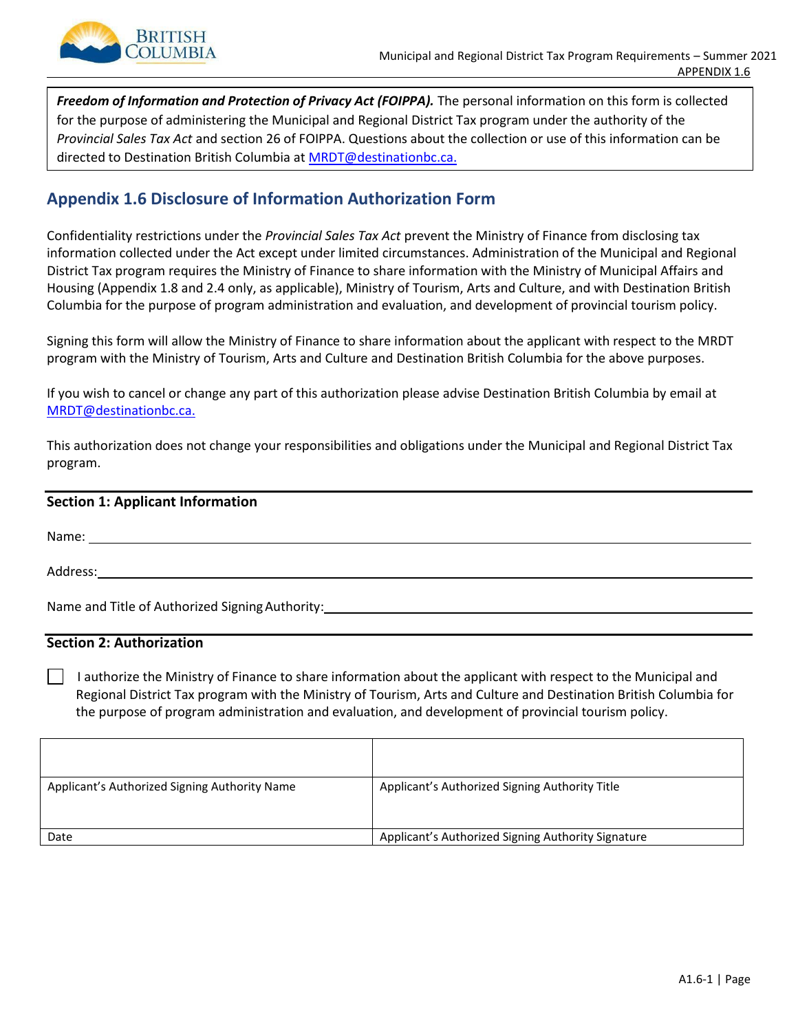***Freedom of Information and Protection of Privacy Act (FOIPPA).*** The personal information on this form is collected for the purpose of administering the Municipal and Regional District Tax program under the authority of the *Provincial Sales Tax Act* and section 26 of FOIPPA. Questions about the collection or use of this information can be directed to Destination British Columbia at MRDT@destinationbc.ca.

## Appendix 1.6 Disclosure of Information Authorization Form

Confidentiality restrictions under the *Provincial Sales Tax Act* prevent the Ministry of Finance from disclosing tax information collected under the Act except under limited circumstances. Administration of the Municipal and Regional District Tax program requires the Ministry of Finance to share information with the Ministry of Municipal Affairs and Housing (Appendix 1.8 and 2.4 only, as applicable), Ministry of Tourism, Arts and Culture, and with Destination British Columbia for the purpose of program administration and evaluation, and development of provincial tourism policy.

Signing this form will allow the Ministry of Finance to share information about the applicant with respect to the MRDT program with the Ministry of Tourism, Arts and Culture and Destination British Columbia for the above purposes.

If you wish to cancel or change any part of this authorization please advise Destination British Columbia by email at MRDT@destinationbc.ca.

This authorization does not change your responsibilities and obligations under the Municipal and Regional District Tax program.

### Section 1: Applicant Information

Name: \_\_\_\_\_\_\_\_\_\_\_\_\_\_\_\_\_\_\_\_\_\_\_\_\_\_\_\_\_\_\_\_\_\_\_\_

Address: \_\_\_\_\_\_\_\_\_\_\_\_\_\_\_\_\_\_\_\_\_\_\_\_\_\_\_\_\_\_\_\_\_\_\_\_

Name and Title of Authorized Signing Authority: \_\_\_\_\_\_\_\_\_\_\_\_\_\_\_\_\_\_\_\_\_\_\_\_\_\_\_\_\_\_\_\_\_\_\_\_

### Section 2: Authorization

☐ I authorize the Ministry of Finance to share information about the applicant with respect to the Municipal and Regional District Tax program with the Ministry of Tourism, Arts and Culture and Destination British Columbia for the purpose of program administration and evaluation, and development of provincial tourism policy.

| | |
|---|---|
| Applicant's Authorized Signing Authority Name | Applicant's Authorized Signing Authority Title |
| Date | Applicant's Authorized Signing Authority Signature |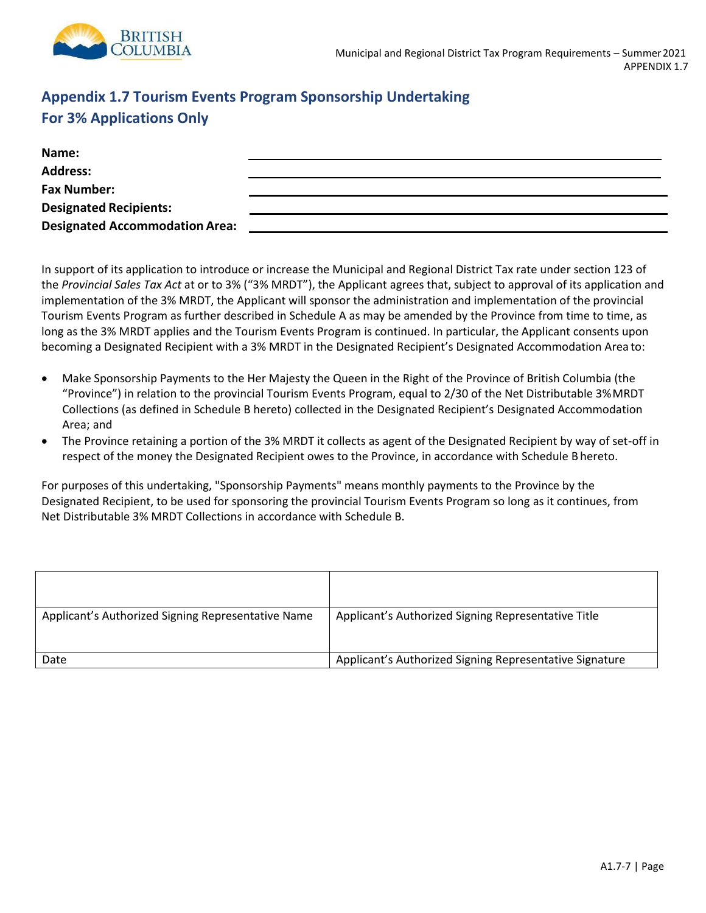# Appendix 1.7 Tourism Events Program Sponsorship Undertaking
## For 3% Applications Only

**Name:** ____________________

**Address:** ____________________

**Fax Number:** ____________________

**Designated Recipients:** ____________________

**Designated Accommodation Area:** ____________________

In support of its application to introduce or increase the Municipal and Regional District Tax rate under section 123 of the *Provincial Sales Tax Act* at or to 3% ("3% MRDT"), the Applicant agrees that, subject to approval of its application and implementation of the 3% MRDT, the Applicant will sponsor the administration and implementation of the provincial Tourism Events Program as further described in Schedule A as may be amended by the Province from time to time, as long as the 3% MRDT applies and the Tourism Events Program is continued. In particular, the Applicant consents upon becoming a Designated Recipient with a 3% MRDT in the Designated Recipient's Designated Accommodation Area to:

- Make Sponsorship Payments to the Her Majesty the Queen in the Right of the Province of British Columbia (the "Province") in relation to the provincial Tourism Events Program, equal to 2/30 of the Net Distributable 3% MRDT Collections (as defined in Schedule B hereto) collected in the Designated Recipient's Designated Accommodation Area; and
- The Province retaining a portion of the 3% MRDT it collects as agent of the Designated Recipient by way of set-off in respect of the money the Designated Recipient owes to the Province, in accordance with Schedule B hereto.

For purposes of this undertaking, "Sponsorship Payments" means monthly payments to the Province by the Designated Recipient, to be used for sponsoring the provincial Tourism Events Program so long as it continues, from Net Distributable 3% MRDT Collections in accordance with Schedule B.

| | |
|---|---|
| Applicant's Authorized Signing Representative Name | Applicant's Authorized Signing Representative Title |
| Date | Applicant's Authorized Signing Representative Signature |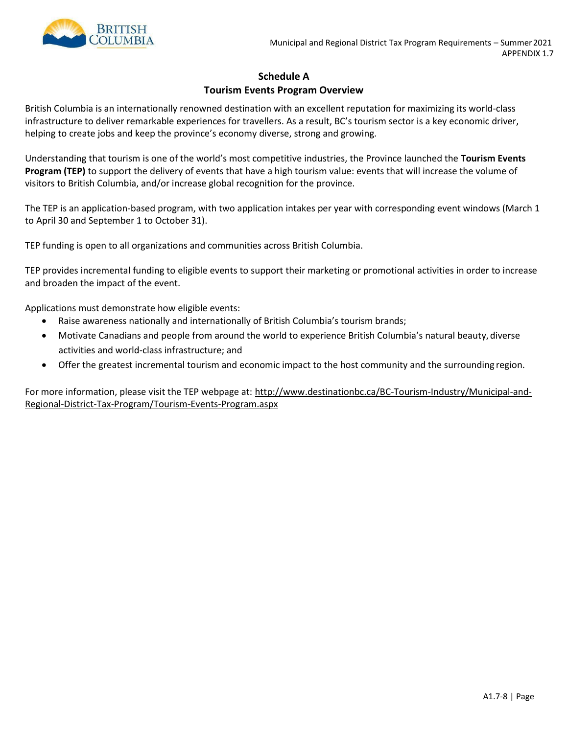## Schedule A
## Tourism Events Program Overview

British Columbia is an internationally renowned destination with an excellent reputation for maximizing its world-class infrastructure to deliver remarkable experiences for travellers. As a result, BC's tourism sector is a key economic driver, helping to create jobs and keep the province's economy diverse, strong and growing.

Understanding that tourism is one of the world's most competitive industries, the Province launched the **Tourism Events Program (TEP)** to support the delivery of events that have a high tourism value: events that will increase the volume of visitors to British Columbia, and/or increase global recognition for the province.

The TEP is an application-based program, with two application intakes per year with corresponding event windows (March 1 to April 30 and September 1 to October 31).

TEP funding is open to all organizations and communities across British Columbia.

TEP provides incremental funding to eligible events to support their marketing or promotional activities in order to increase and broaden the impact of the event.

Applications must demonstrate how eligible events:

- Raise awareness nationally and internationally of British Columbia's tourism brands;
- Motivate Canadians and people from around the world to experience British Columbia's natural beauty, diverse activities and world-class infrastructure; and
- Offer the greatest incremental tourism and economic impact to the host community and the surrounding region.

For more information, please visit the TEP webpage at: http://www.destinationbc.ca/BC-Tourism-Industry/Municipal-and-Regional-District-Tax-Program/Tourism-Events-Program.aspx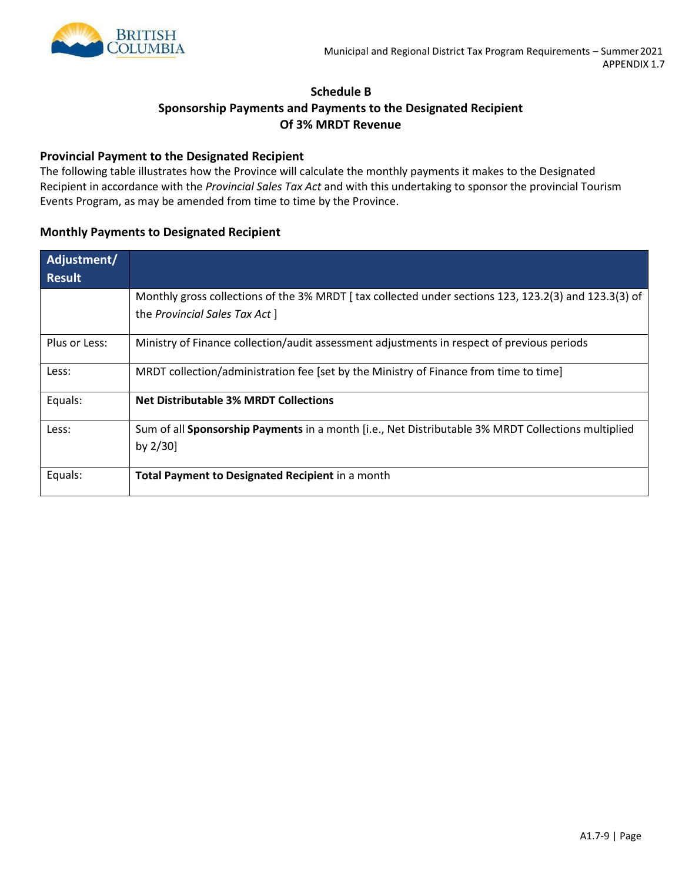## Schedule B
## Sponsorship Payments and Payments to the Designated Recipient Of 3% MRDT Revenue

### Provincial Payment to the Designated Recipient

The following table illustrates how the Province will calculate the monthly payments it makes to the Designated Recipient in accordance with the *Provincial Sales Tax Act* and with this undertaking to sponsor the provincial Tourism Events Program, as may be amended from time to time by the Province.

### Monthly Payments to Designated Recipient

| Adjustment/ Result | |
|---|---|
| | Monthly gross collections of the 3% MRDT [ tax collected under sections 123, 123.2(3) and 123.3(3) of the *Provincial Sales Tax Act* ] |
| Plus or Less: | Ministry of Finance collection/audit assessment adjustments in respect of previous periods |
| Less: | MRDT collection/administration fee [set by the Ministry of Finance from time to time] |
| Equals: | **Net Distributable 3% MRDT Collections** |
| Less: | Sum of all **Sponsorship Payments** in a month [i.e., Net Distributable 3% MRDT Collections multiplied by 2/30] |
| Equals: | **Total Payment to Designated Recipient** in a month |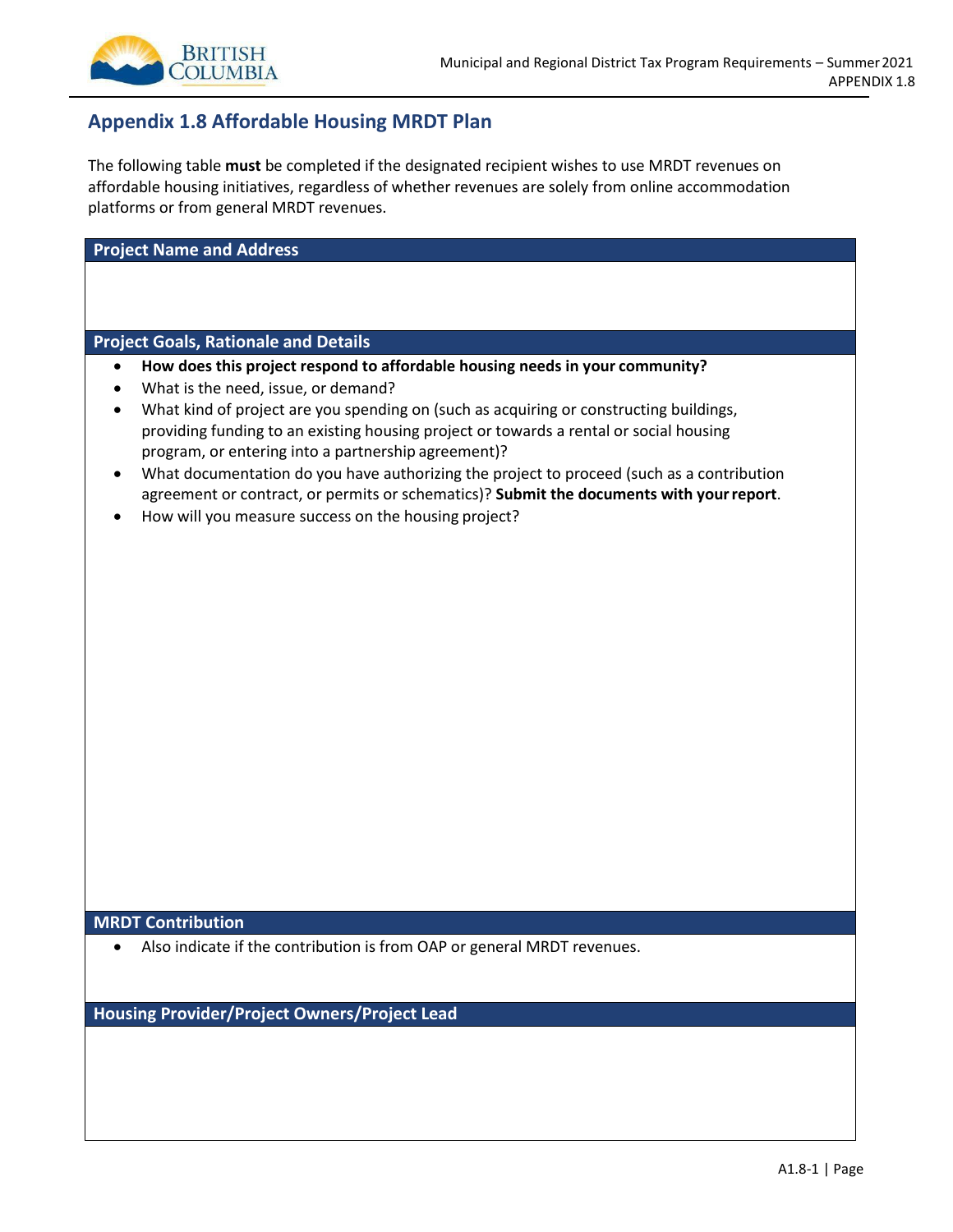## Appendix 1.8 Affordable Housing MRDT Plan

The following table **must** be completed if the designated recipient wishes to use MRDT revenues on affordable housing initiatives, regardless of whether revenues are solely from online accommodation platforms or from general MRDT revenues.

| Project Name and Address |
| --- |
| |
| **Project Goals, Rationale and Details** |
| • **How does this project respond to affordable housing needs in your community?**<br>• What is the need, issue, or demand?<br>• What kind of project are you spending on (such as acquiring or constructing buildings, providing funding to an existing housing project or towards a rental or social housing program, or entering into a partnership agreement)?<br>• What documentation do you have authorizing the project to proceed (such as a contribution agreement or contract, or permits or schematics)? **Submit the documents with your report**.<br>• How will you measure success on the housing project? |
| **MRDT Contribution** |
| • Also indicate if the contribution is from OAP or general MRDT revenues. |
| **Housing Provider/Project Owners/Project Lead** |
| |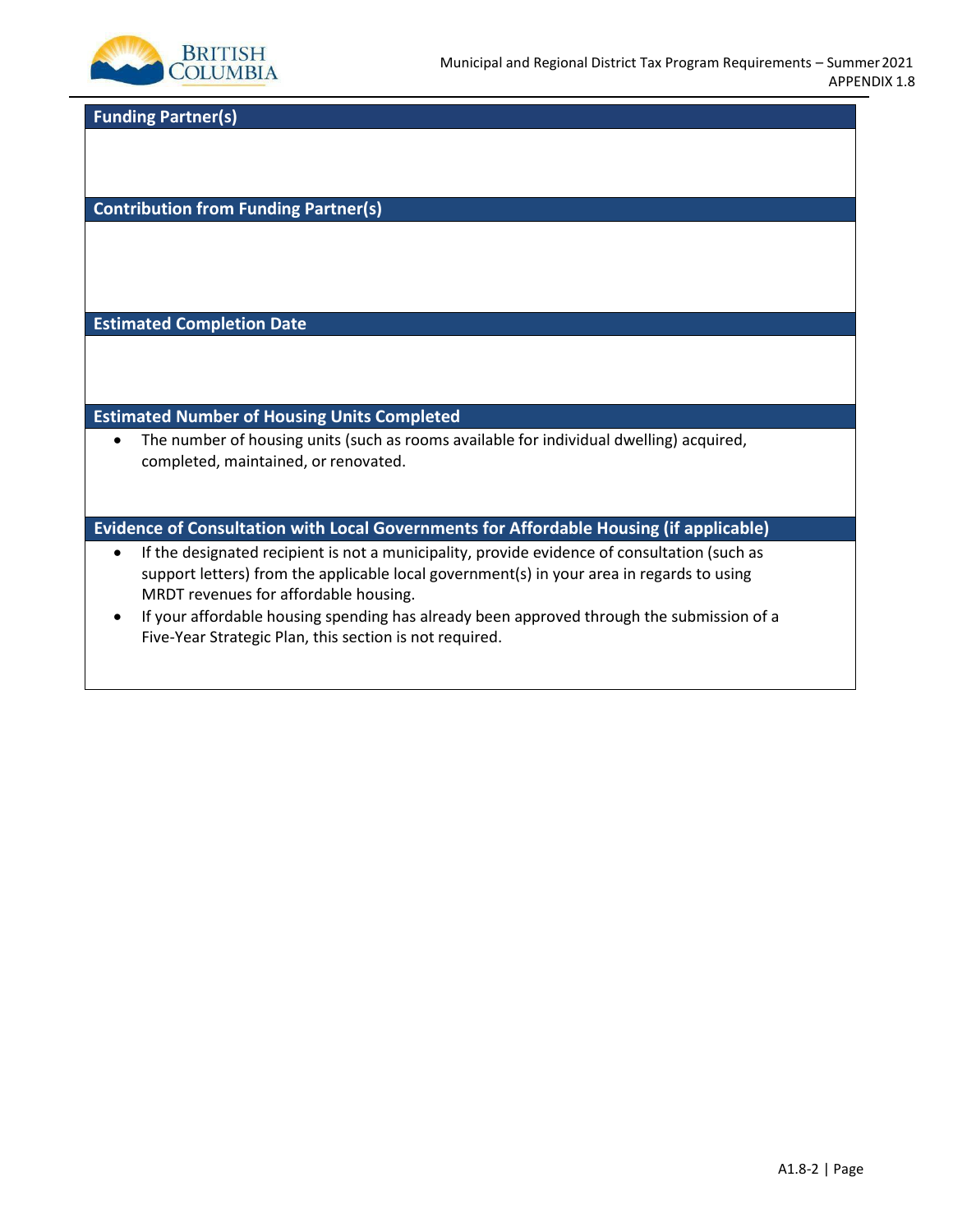## Funding Partner(s)

## Contribution from Funding Partner(s)

## Estimated Completion Date

## Estimated Number of Housing Units Completed

- The number of housing units (such as rooms available for individual dwelling) acquired, completed, maintained, or renovated.

## Evidence of Consultation with Local Governments for Affordable Housing (if applicable)

- If the designated recipient is not a municipality, provide evidence of consultation (such as support letters) from the applicable local government(s) in your area in regards to using MRDT revenues for affordable housing.
- If your affordable housing spending has already been approved through the submission of a Five-Year Strategic Plan, this section is not required.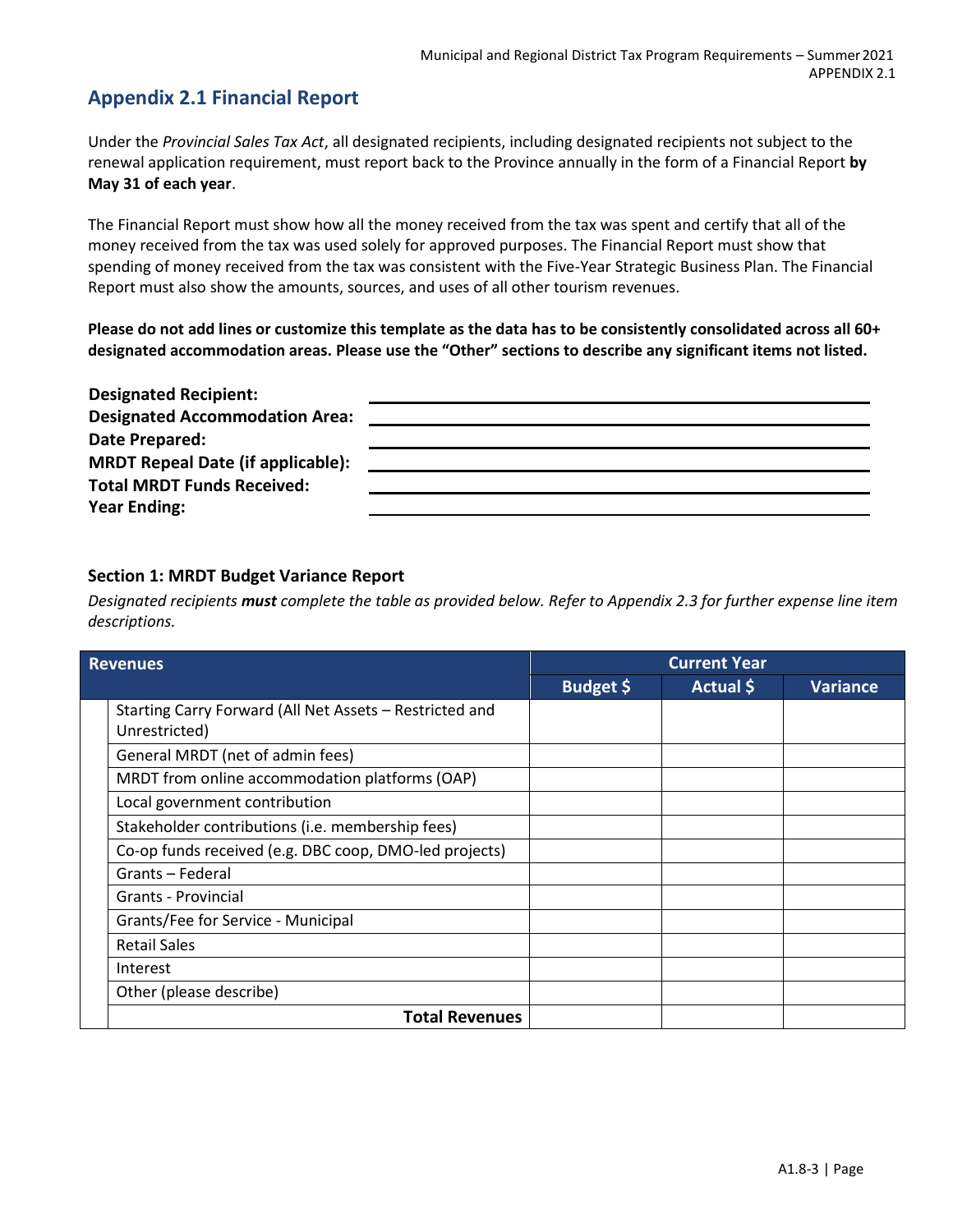## Appendix 2.1 Financial Report

Under the *Provincial Sales Tax Act*, all designated recipients, including designated recipients not subject to the renewal application requirement, must report back to the Province annually in the form of a Financial Report **by May 31 of each year**.

The Financial Report must show how all the money received from the tax was spent and certify that all of the money received from the tax was used solely for approved purposes. The Financial Report must show that spending of money received from the tax was consistent with the Five-Year Strategic Business Plan. The Financial Report must also show the amounts, sources, and uses of all other tourism revenues.

**Please do not add lines or customize this template as the data has to be consistently consolidated across all 60+ designated accommodation areas. Please use the "Other" sections to describe any significant items not listed.**

**Designated Recipient:** ____________________

**Designated Accommodation Area:** ____________________

**Date Prepared:** ____________________

**MRDT Repeal Date (if applicable):** ____________________

**Total MRDT Funds Received:** ____________________

**Year Ending:** ____________________

### Section 1: MRDT Budget Variance Report

*Designated recipients* ***must*** *complete the table as provided below. Refer to Appendix 2.3 for further expense line item descriptions.*

| Revenues | Current Year | | |
|---|---|---|---|
| | Budget $ | Actual $ | Variance |
| Starting Carry Forward (All Net Assets – Restricted and Unrestricted) | | | |
| General MRDT (net of admin fees) | | | |
| MRDT from online accommodation platforms (OAP) | | | |
| Local government contribution | | | |
| Stakeholder contributions (i.e. membership fees) | | | |
| Co-op funds received (e.g. DBC coop, DMO-led projects) | | | |
| Grants – Federal | | | |
| Grants - Provincial | | | |
| Grants/Fee for Service - Municipal | | | |
| Retail Sales | | | |
| Interest | | | |
| Other (please describe) | | | |
| **Total Revenues** | | | |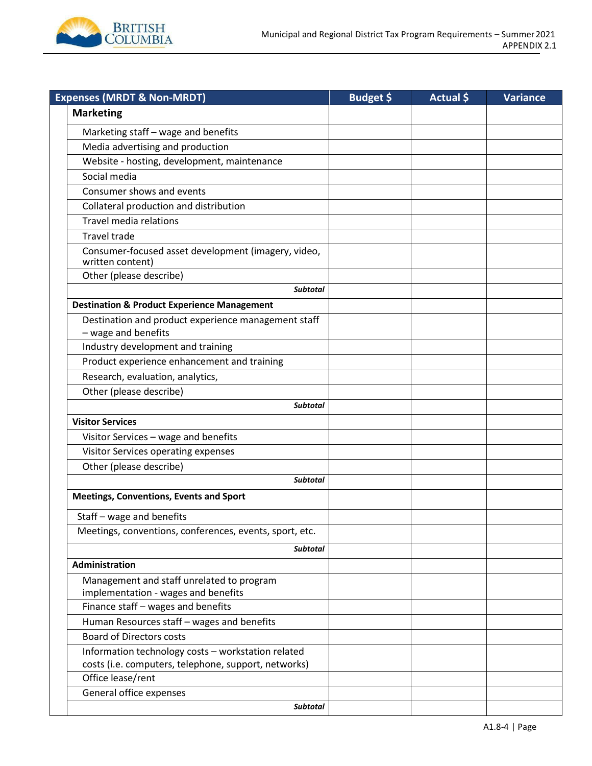| Expenses (MRDT & Non-MRDT) | Budget $ | Actual $ | Variance |
|---|---|---|---|
| **Marketing** | | | |
| Marketing staff – wage and benefits | | | |
| Media advertising and production | | | |
| Website - hosting, development, maintenance | | | |
| Social media | | | |
| Consumer shows and events | | | |
| Collateral production and distribution | | | |
| Travel media relations | | | |
| Travel trade | | | |
| Consumer-focused asset development (imagery, video, written content) | | | |
| Other (please describe) | | | |
| ***Subtotal*** | | | |
| **Destination & Product Experience Management** | | | |
| Destination and product experience management staff – wage and benefits | | | |
| Industry development and training | | | |
| Product experience enhancement and training | | | |
| Research, evaluation, analytics, | | | |
| Other (please describe) | | | |
| ***Subtotal*** | | | |
| **Visitor Services** | | | |
| Visitor Services – wage and benefits | | | |
| Visitor Services operating expenses | | | |
| Other (please describe) | | | |
| ***Subtotal*** | | | |
| **Meetings, Conventions, Events and Sport** | | | |
| Staff – wage and benefits | | | |
| Meetings, conventions, conferences, events, sport, etc. | | | |
| ***Subtotal*** | | | |
| **Administration** | | | |
| Management and staff unrelated to program implementation - wages and benefits | | | |
| Finance staff – wages and benefits | | | |
| Human Resources staff – wages and benefits | | | |
| Board of Directors costs | | | |
| Information technology costs – workstation related costs (i.e. computers, telephone, support, networks) | | | |
| Office lease/rent | | | |
| General office expenses | | | |
| ***Subtotal*** | | | |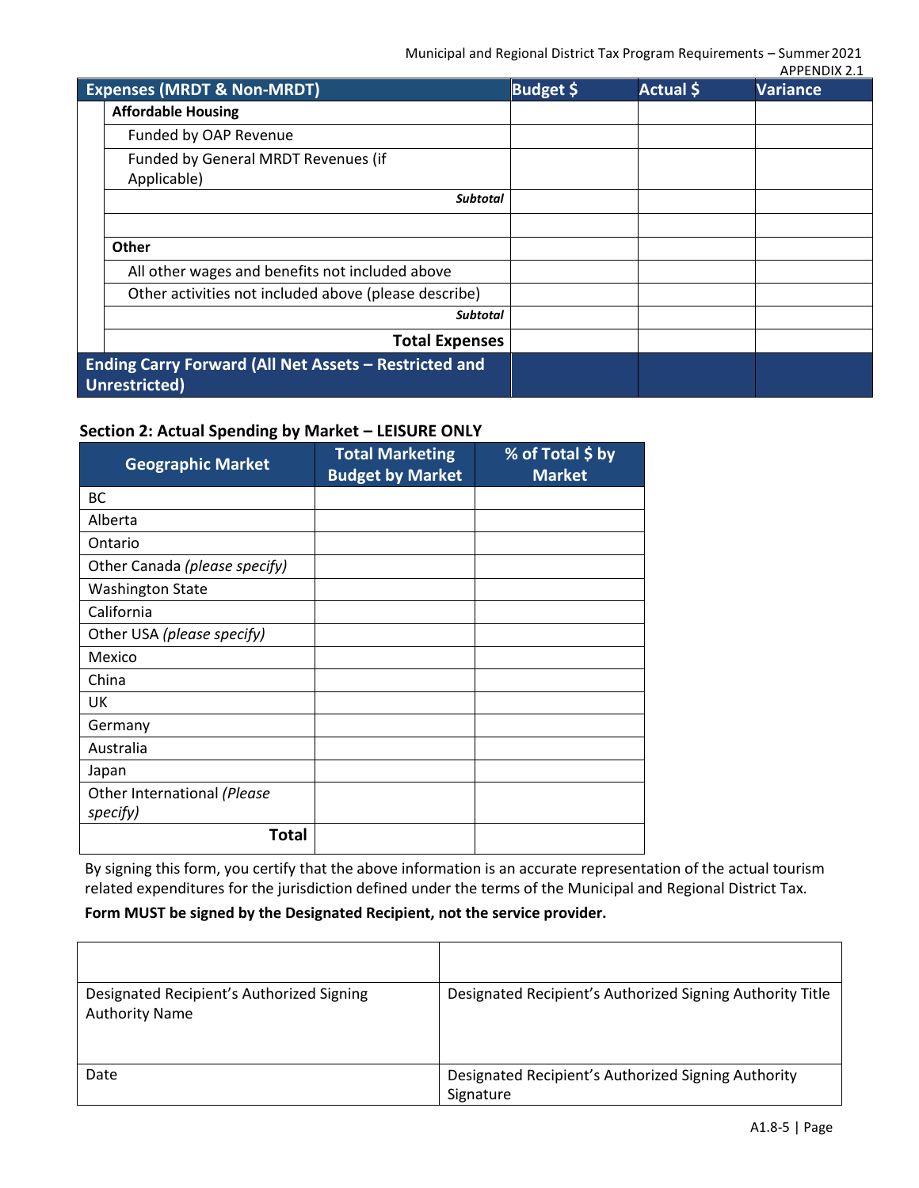APPENDIX 2.1

| Expenses (MRDT & Non-MRDT) | Budget $ | Actual $ | Variance |
|---|---|---|---|
| **Affordable Housing** | | | |
| Funded by OAP Revenue | | | |
| Funded by General MRDT Revenues (if Applicable) | | | |
| ***Subtotal*** | | | |
| | | | |
| **Other** | | | |
| All other wages and benefits not included above | | | |
| Other activities not included above (please describe) | | | |
| ***Subtotal*** | | | |
| **Total Expenses** | | | |
| **Ending Carry Forward (All Net Assets – Restricted and Unrestricted)** | | | |

**Section 2: Actual Spending by Market – LEISURE ONLY**

| Geographic Market | Total Marketing Budget by Market | % of Total $ by Market |
|---|---|---|
| BC | | |
| Alberta | | |
| Ontario | | |
| Other Canada *(please specify)* | | |
| Washington State | | |
| California | | |
| Other USA *(please specify)* | | |
| Mexico | | |
| China | | |
| UK | | |
| Germany | | |
| Australia | | |
| Japan | | |
| Other International *(Please specify)* | | |
| **Total** | | |

By signing this form, you certify that the above information is an accurate representation of the actual tourism related expenditures for the jurisdiction defined under the terms of the Municipal and Regional District Tax.

**Form MUST be signed by the Designated Recipient, not the service provider.**

| | |
|---|---|
| | |
| Designated Recipient's Authorized Signing Authority Name | Designated Recipient's Authorized Signing Authority Title |
| Date | Designated Recipient's Authorized Signing Authority Signature |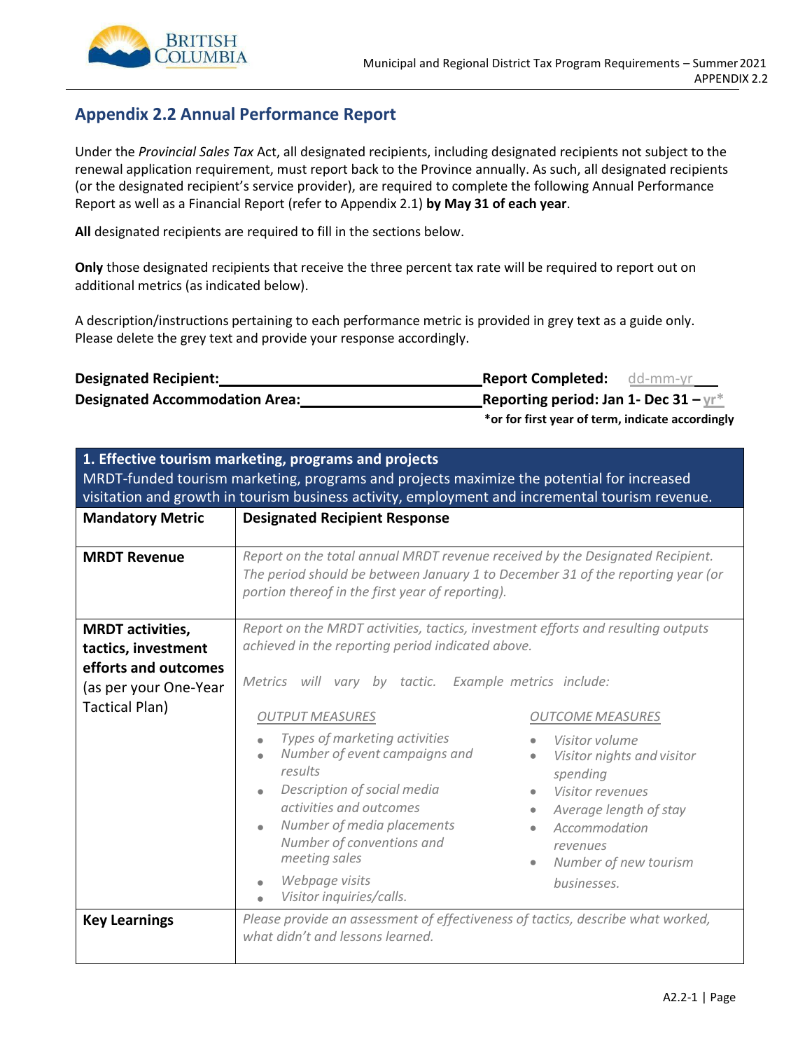## Appendix 2.2 Annual Performance Report

Under the *Provincial Sales Tax* Act, all designated recipients, including designated recipients not subject to the renewal application requirement, must report back to the Province annually. As such, all designated recipients (or the designated recipient's service provider), are required to complete the following Annual Performance Report as well as a Financial Report (refer to Appendix 2.1) **by May 31 of each year**.

**All** designated recipients are required to fill in the sections below.

**Only** those designated recipients that receive the three percent tax rate will be required to report out on additional metrics (as indicated below).

A description/instructions pertaining to each performance metric is provided in grey text as a guide only. Please delete the grey text and provide your response accordingly.

**Designated Recipient:** ____________________ **Report Completed:** dd-mm-yr

**Designated Accommodation Area:** ____________________ **Reporting period: Jan 1- Dec 31 –** yr*

***or for first year of term, indicate accordingly**

| **1. Effective tourism marketing, programs and projects**<br>MRDT-funded tourism marketing, programs and projects maximize the potential for increased visitation and growth in tourism business activity, employment and incremental tourism revenue. | |
|---|---|
| **Mandatory Metric** | **Designated Recipient Response** |
| **MRDT Revenue** | *Report on the total annual MRDT revenue received by the Designated Recipient. The period should be between January 1 to December 31 of the reporting year (or portion thereof in the first year of reporting).* |
| **MRDT activities, tactics, investment efforts and outcomes** (as per your One-Year Tactical Plan) | *Report on the MRDT activities, tactics, investment efforts and resulting outputs achieved in the reporting period indicated above.*<br><br>*Metrics will vary by tactic. Example metrics include:*<br><br>*OUTPUT MEASURES*<br>• *Types of marketing activities*<br>• *Number of event campaigns and results*<br>• *Description of social media activities and outcomes*<br>• *Number of media placements*<br>*Number of conventions and meeting sales*<br>• *Webpage visits*<br>• *Visitor inquiries/calls.*<br><br>*OUTCOME MEASURES*<br>• *Visitor volume*<br>• *Visitor nights and visitor spending*<br>• *Visitor revenues*<br>• *Average length of stay*<br>• *Accommodation revenues*<br>• *Number of new tourism businesses.* |
| **Key Learnings** | *Please provide an assessment of effectiveness of tactics, describe what worked, what didn't and lessons learned.* |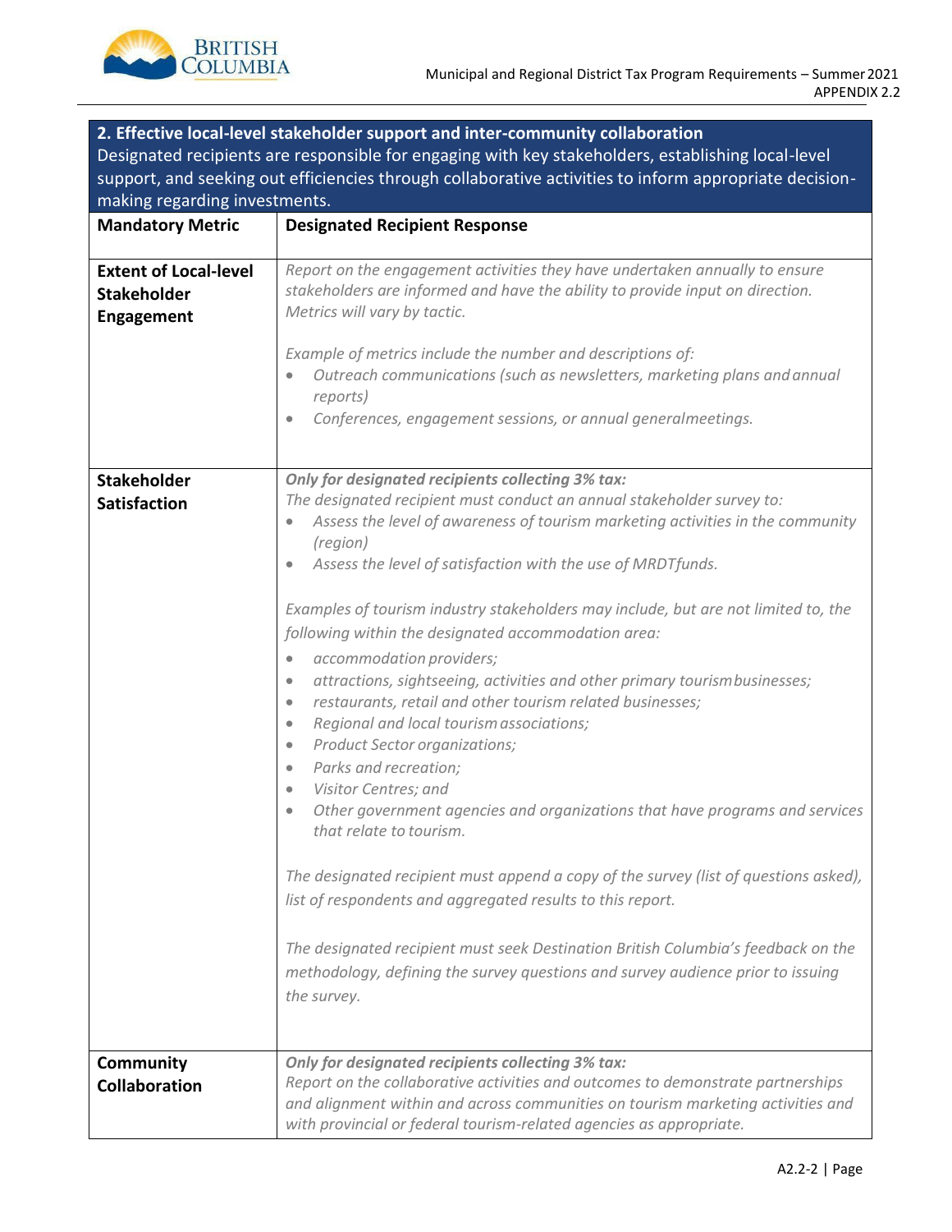| **2. Effective local-level stakeholder support and inter-community collaboration**<br>Designated recipients are responsible for engaging with key stakeholders, establishing local-level support, and seeking out efficiencies through collaborative activities to inform appropriate decision-making regarding investments. | |
|---|---|
| **Mandatory Metric** | **Designated Recipient Response** |
| **Extent of Local-level Stakeholder Engagement** | *Report on the engagement activities they have undertaken annually to ensure stakeholders are informed and have the ability to provide input on direction. Metrics will vary by tactic.*<br><br>*Example of metrics include the number and descriptions of:*<br>• *Outreach communications (such as newsletters, marketing plans and annual reports)*<br>• *Conferences, engagement sessions, or annual general meetings.* |
| **Stakeholder Satisfaction** | ***Only for designated recipients collecting 3% tax:***<br>*The designated recipient must conduct an annual stakeholder survey to:*<br>• *Assess the level of awareness of tourism marketing activities in the community (region)*<br>• *Assess the level of satisfaction with the use of MRDT funds.*<br><br>*Examples of tourism industry stakeholders may include, but are not limited to, the following within the designated accommodation area:*<br>• *accommodation providers;*<br>• *attractions, sightseeing, activities and other primary tourism businesses;*<br>• *restaurants, retail and other tourism related businesses;*<br>• *Regional and local tourism associations;*<br>• *Product Sector organizations;*<br>• *Parks and recreation;*<br>• *Visitor Centres; and*<br>• *Other government agencies and organizations that have programs and services that relate to tourism.*<br><br>*The designated recipient must append a copy of the survey (list of questions asked), list of respondents and aggregated results to this report.*<br><br>*The designated recipient must seek Destination British Columbia's feedback on the methodology, defining the survey questions and survey audience prior to issuing the survey.* |
| **Community Collaboration** | ***Only for designated recipients collecting 3% tax:***<br>*Report on the collaborative activities and outcomes to demonstrate partnerships and alignment within and across communities on tourism marketing activities and with provincial or federal tourism-related agencies as appropriate.* |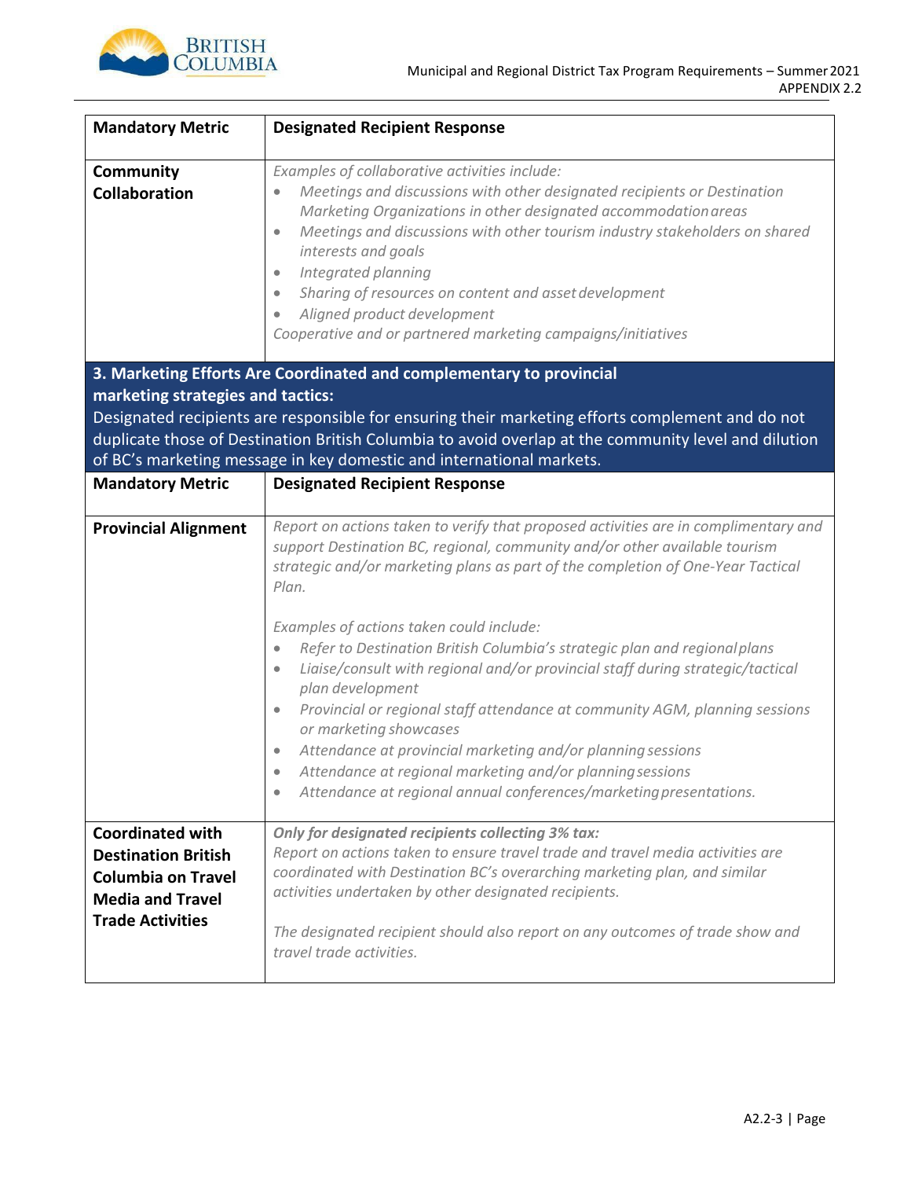| **Mandatory Metric** | **Designated Recipient Response** |
|---|---|
| **Community Collaboration** | *Examples of collaborative activities include:*<br>• *Meetings and discussions with other designated recipients or Destination Marketing Organizations in other designated accommodation areas*<br>• *Meetings and discussions with other tourism industry stakeholders on shared interests and goals*<br>• *Integrated planning*<br>• *Sharing of resources on content and asset development*<br>• *Aligned product development*<br>*Cooperative and or partnered marketing campaigns/initiatives* |

**3. Marketing Efforts Are Coordinated and complementary to provincial marketing strategies and tactics:**

Designated recipients are responsible for ensuring their marketing efforts complement and do not duplicate those of Destination British Columbia to avoid overlap at the community level and dilution of BC's marketing message in key domestic and international markets.

| **Mandatory Metric** | **Designated Recipient Response** |
|---|---|
| **Provincial Alignment** | *Report on actions taken to verify that proposed activities are in complimentary and support Destination BC, regional, community and/or other available tourism strategic and/or marketing plans as part of the completion of One-Year Tactical Plan.*<br><br>*Examples of actions taken could include:*<br>• *Refer to Destination British Columbia's strategic plan and regional plans*<br>• *Liaise/consult with regional and/or provincial staff during strategic/tactical plan development*<br>• *Provincial or regional staff attendance at community AGM, planning sessions or marketing showcases*<br>• *Attendance at provincial marketing and/or planning sessions*<br>• *Attendance at regional marketing and/or planning sessions*<br>• *Attendance at regional annual conferences/marketing presentations.* |
| **Coordinated with Destination British Columbia on Travel Media and Travel Trade Activities** | ***Only for designated recipients collecting 3% tax:***<br>*Report on actions taken to ensure travel trade and travel media activities are coordinated with Destination BC's overarching marketing plan, and similar activities undertaken by other designated recipients.*<br><br>*The designated recipient should also report on any outcomes of trade show and travel trade activities.* |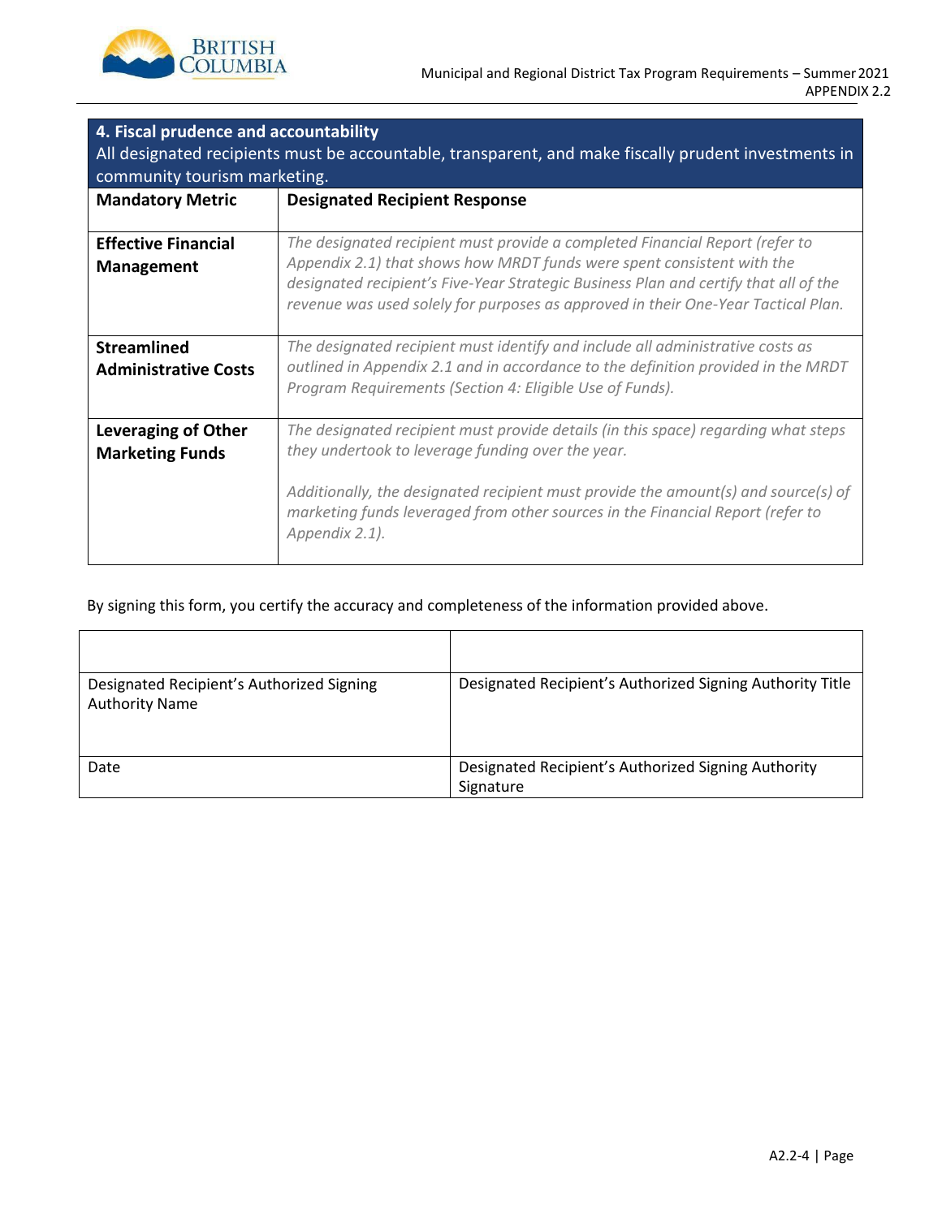| 4. Fiscal prudence and accountability<br>All designated recipients must be accountable, transparent, and make fiscally prudent investments in community tourism marketing. | |
|---|---|
| **Mandatory Metric** | **Designated Recipient Response** |
| **Effective Financial Management** | *The designated recipient must provide a completed Financial Report (refer to Appendix 2.1) that shows how MRDT funds were spent consistent with the designated recipient's Five-Year Strategic Business Plan and certify that all of the revenue was used solely for purposes as approved in their One-Year Tactical Plan.* |
| **Streamlined Administrative Costs** | *The designated recipient must identify and include all administrative costs as outlined in Appendix 2.1 and in accordance to the definition provided in the MRDT Program Requirements (Section 4: Eligible Use of Funds).* |
| **Leveraging of Other Marketing Funds** | *The designated recipient must provide details (in this space) regarding what steps they undertook to leverage funding over the year.*<br><br>*Additionally, the designated recipient must provide the amount(s) and source(s) of marketing funds leveraged from other sources in the Financial Report (refer to Appendix 2.1).* |

By signing this form, you certify the accuracy and completeness of the information provided above.

| | |
|---|---|
| Designated Recipient's Authorized Signing Authority Name | Designated Recipient's Authorized Signing Authority Title |
| Date | Designated Recipient's Authorized Signing Authority Signature |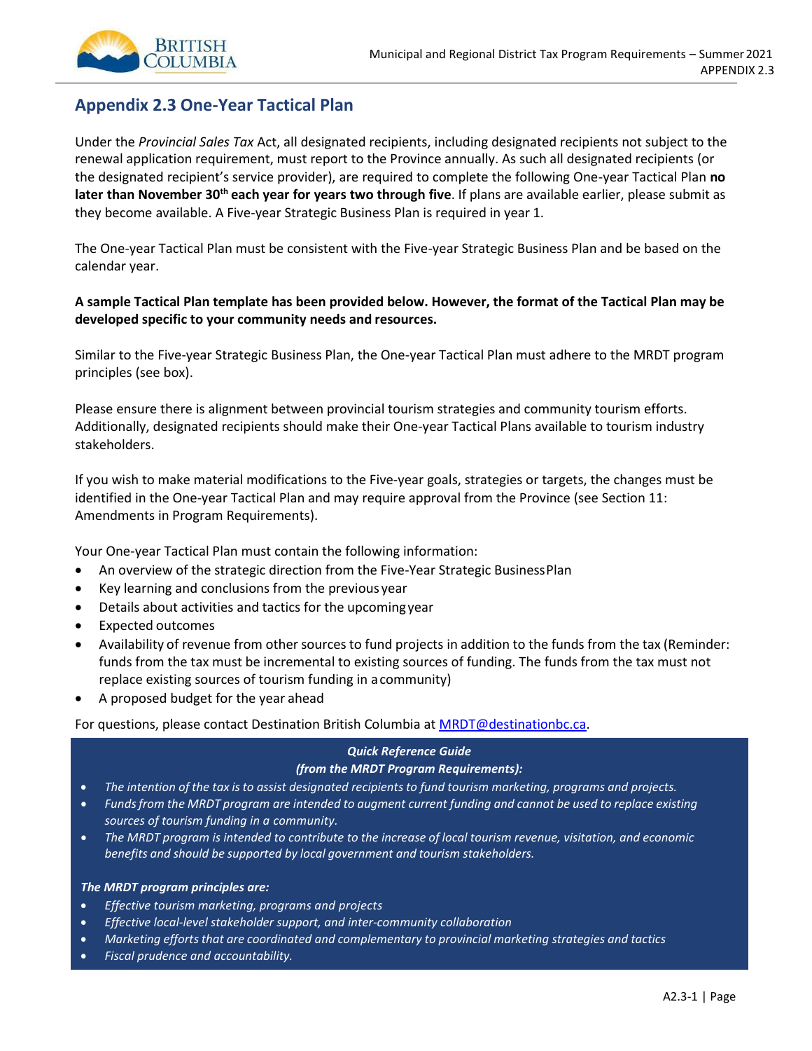## Appendix 2.3 One-Year Tactical Plan

Under the *Provincial Sales Tax* Act, all designated recipients, including designated recipients not subject to the renewal application requirement, must report to the Province annually. As such all designated recipients (or the designated recipient's service provider), are required to complete the following One-year Tactical Plan **no later than November 30th each year for years two through five**. If plans are available earlier, please submit as they become available. A Five-year Strategic Business Plan is required in year 1.

The One-year Tactical Plan must be consistent with the Five-year Strategic Business Plan and be based on the calendar year.

**A sample Tactical Plan template has been provided below. However, the format of the Tactical Plan may be developed specific to your community needs and resources.**

Similar to the Five-year Strategic Business Plan, the One-year Tactical Plan must adhere to the MRDT program principles (see box).

Please ensure there is alignment between provincial tourism strategies and community tourism efforts. Additionally, designated recipients should make their One-year Tactical Plans available to tourism industry stakeholders.

If you wish to make material modifications to the Five-year goals, strategies or targets, the changes must be identified in the One-year Tactical Plan and may require approval from the Province (see Section 11: Amendments in Program Requirements).

Your One-year Tactical Plan must contain the following information:

- An overview of the strategic direction from the Five-Year Strategic Business Plan
- Key learning and conclusions from the previous year
- Details about activities and tactics for the upcoming year
- Expected outcomes
- Availability of revenue from other sources to fund projects in addition to the funds from the tax (Reminder: funds from the tax must be incremental to existing sources of funding. The funds from the tax must not replace existing sources of tourism funding in a community)
- A proposed budget for the year ahead

For questions, please contact Destination British Columbia at MRDT@destinationbc.ca.

***Quick Reference Guide***
***(from the MRDT Program Requirements):***

- *The intention of the tax is to assist designated recipients to fund tourism marketing, programs and projects.*
- *Funds from the MRDT program are intended to augment current funding and cannot be used to replace existing sources of tourism funding in a community.*
- *The MRDT program is intended to contribute to the increase of local tourism revenue, visitation, and economic benefits and should be supported by local government and tourism stakeholders.*

***The MRDT program principles are:***

- *Effective tourism marketing, programs and projects*
- *Effective local-level stakeholder support, and inter-community collaboration*
- *Marketing efforts that are coordinated and complementary to provincial marketing strategies and tactics*
- *Fiscal prudence and accountability.*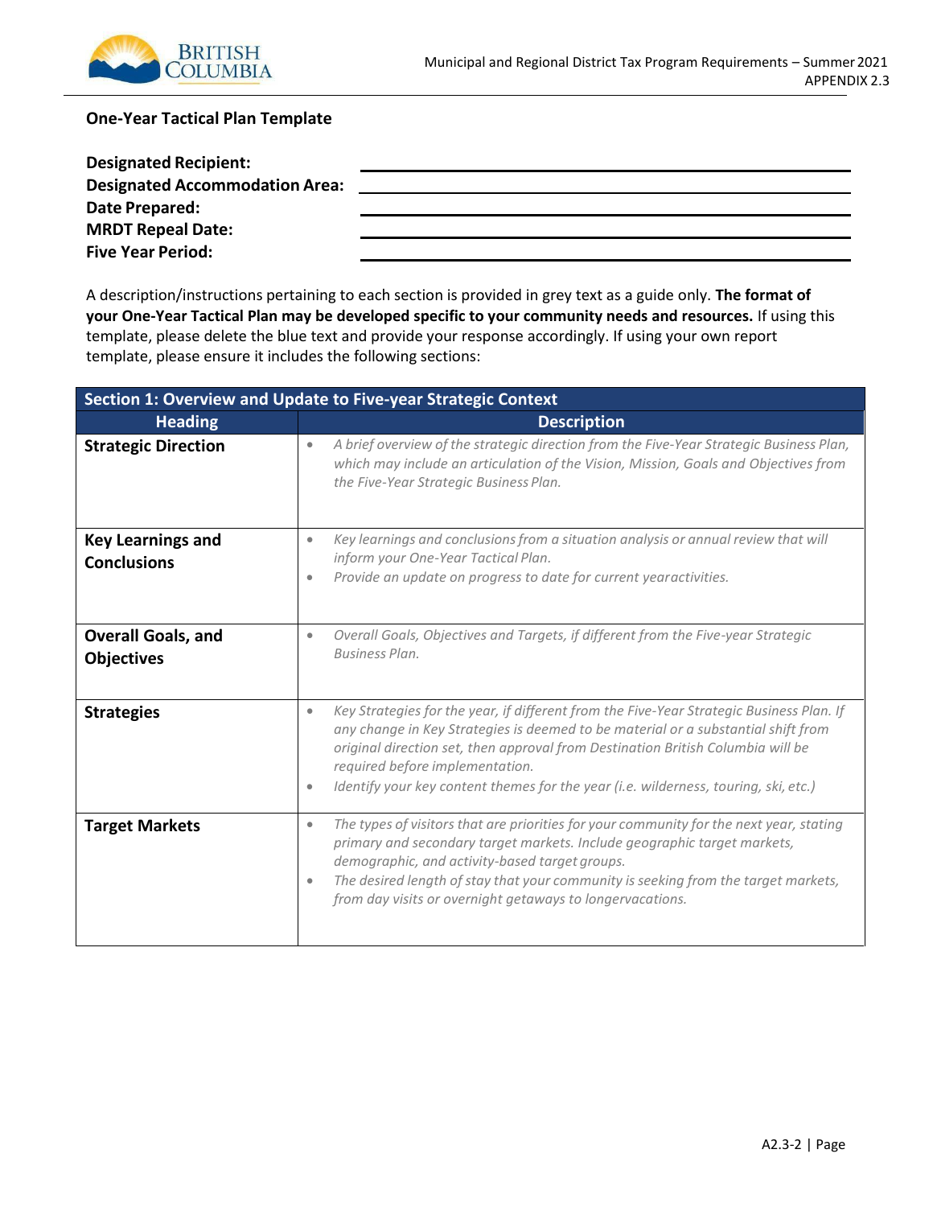## One-Year Tactical Plan Template

**Designated Recipient:** ______________________________

**Designated Accommodation Area:** ______________________________

**Date Prepared:** ______________________________

**MRDT Repeal Date:** ______________________________

**Five Year Period:** ______________________________

A description/instructions pertaining to each section is provided in grey text as a guide only. **The format of your One-Year Tactical Plan may be developed specific to your community needs and resources.** If using this template, please delete the blue text and provide your response accordingly. If using your own report template, please ensure it includes the following sections:

| Section 1: Overview and Update to Five-year Strategic Context | |
|---|---|
| **Heading** | **Description** |
| **Strategic Direction** | • *A brief overview of the strategic direction from the Five-Year Strategic Business Plan, which may include an articulation of the Vision, Mission, Goals and Objectives from the Five-Year Strategic Business Plan.* |
| **Key Learnings and Conclusions** | • *Key learnings and conclusions from a situation analysis or annual review that will inform your One-Year Tactical Plan.*<br>• *Provide an update on progress to date for current year activities.* |
| **Overall Goals, and Objectives** | • *Overall Goals, Objectives and Targets, if different from the Five-year Strategic Business Plan.* |
| **Strategies** | • *Key Strategies for the year, if different from the Five-Year Strategic Business Plan. If any change in Key Strategies is deemed to be material or a substantial shift from original direction set, then approval from Destination British Columbia will be required before implementation.*<br>• *Identify your key content themes for the year (i.e. wilderness, touring, ski, etc.)* |
| **Target Markets** | • *The types of visitors that are priorities for your community for the next year, stating primary and secondary target markets. Include geographic target markets, demographic, and activity-based target groups.*<br>• *The desired length of stay that your community is seeking from the target markets, from day visits or overnight getaways to longer vacations.* |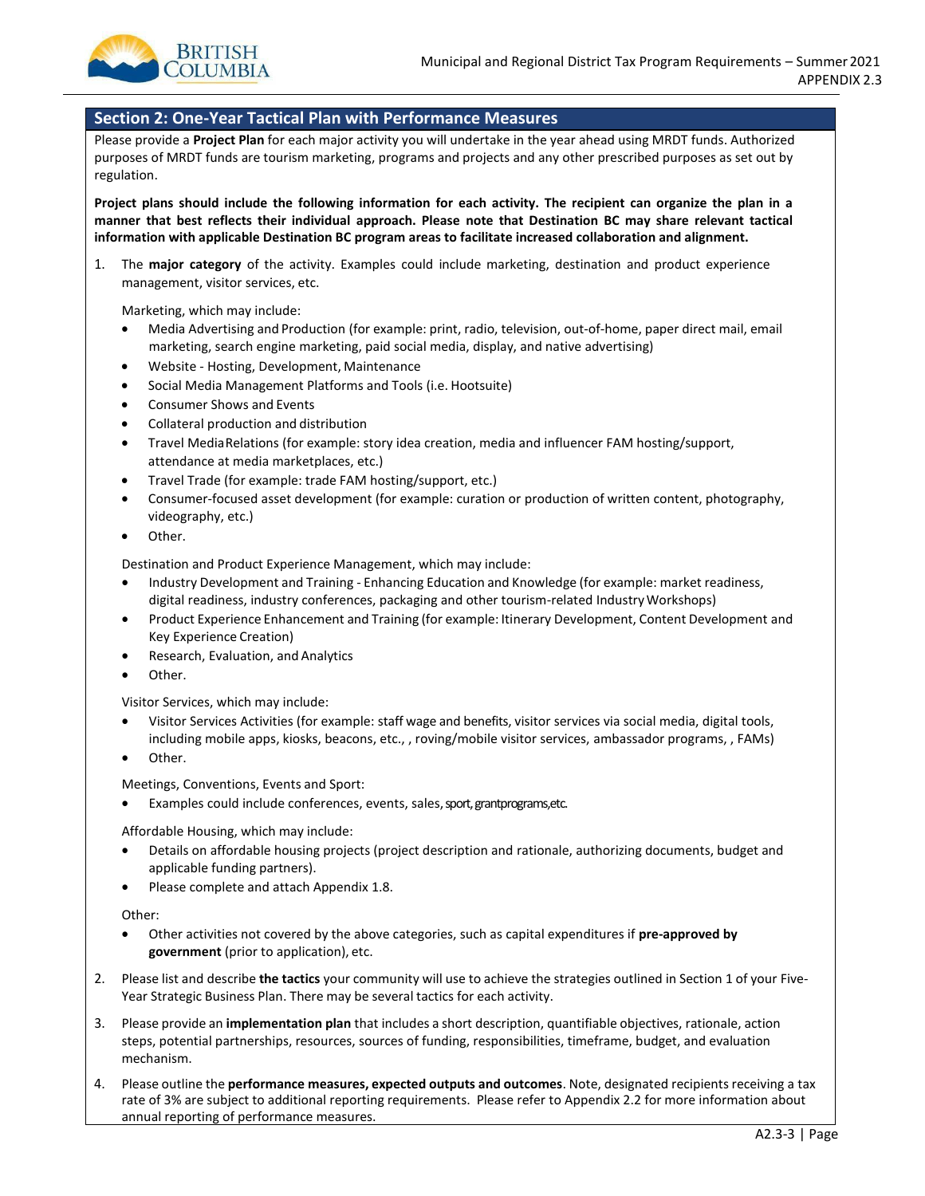## Section 2: One-Year Tactical Plan with Performance Measures

Please provide a **Project Plan** for each major activity you will undertake in the year ahead using MRDT funds. Authorized purposes of MRDT funds are tourism marketing, programs and projects and any other prescribed purposes as set out by regulation.

**Project plans should include the following information for each activity. The recipient can organize the plan in a manner that best reflects their individual approach. Please note that Destination BC may share relevant tactical information with applicable Destination BC program areas to facilitate increased collaboration and alignment.**

1. The **major category** of the activity. Examples could include marketing, destination and product experience management, visitor services, etc.

   Marketing, which may include:
   - Media Advertising and Production (for example: print, radio, television, out-of-home, paper direct mail, email marketing, search engine marketing, paid social media, display, and native advertising)
   - Website - Hosting, Development, Maintenance
   - Social Media Management Platforms and Tools (i.e. Hootsuite)
   - Consumer Shows and Events
   - Collateral production and distribution
   - Travel Media Relations (for example: story idea creation, media and influencer FAM hosting/support, attendance at media marketplaces, etc.)
   - Travel Trade (for example: trade FAM hosting/support, etc.)
   - Consumer-focused asset development (for example: curation or production of written content, photography, videography, etc.)
   - Other.

   Destination and Product Experience Management, which may include:
   - Industry Development and Training - Enhancing Education and Knowledge (for example: market readiness, digital readiness, industry conferences, packaging and other tourism-related Industry Workshops)
   - Product Experience Enhancement and Training (for example: Itinerary Development, Content Development and Key Experience Creation)
   - Research, Evaluation, and Analytics
   - Other.

   Visitor Services, which may include:
   - Visitor Services Activities (for example: staff wage and benefits, visitor services via social media, digital tools, including mobile apps, kiosks, beacons, etc., , roving/mobile visitor services, ambassador programs, , FAMs)
   - Other.

   Meetings, Conventions, Events and Sport:
   - Examples could include conferences, events, sales, sport, grant programs, etc.

   Affordable Housing, which may include:
   - Details on affordable housing projects (project description and rationale, authorizing documents, budget and applicable funding partners).
   - Please complete and attach Appendix 1.8.

   Other:
   - Other activities not covered by the above categories, such as capital expenditures if **pre-approved by government** (prior to application), etc.

2. Please list and describe **the tactics** your community will use to achieve the strategies outlined in Section 1 of your Five-Year Strategic Business Plan. There may be several tactics for each activity.

3. Please provide an **implementation plan** that includes a short description, quantifiable objectives, rationale, action steps, potential partnerships, resources, sources of funding, responsibilities, timeframe, budget, and evaluation mechanism.

4. Please outline the **performance measures, expected outputs and outcomes**. Note, designated recipients receiving a tax rate of 3% are subject to additional reporting requirements. Please refer to Appendix 2.2 for more information about annual reporting of performance measures.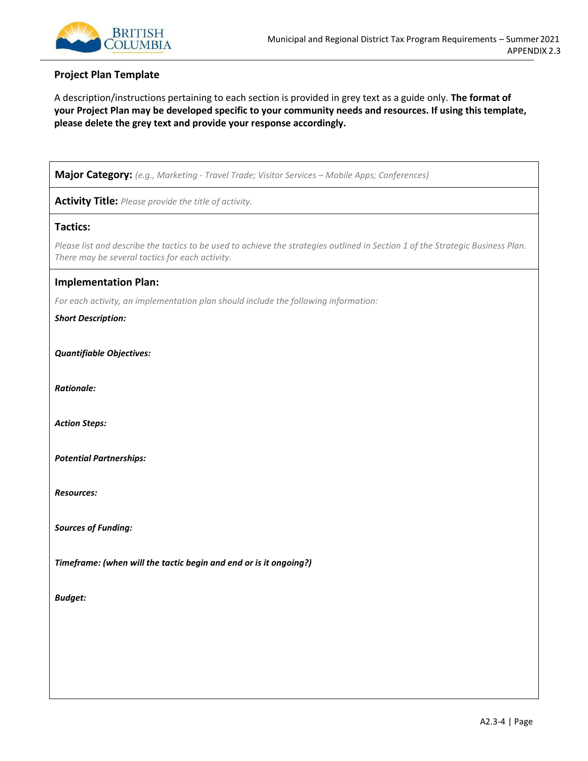## Project Plan Template

A description/instructions pertaining to each section is provided in grey text as a guide only. **The format of your Project Plan may be developed specific to your community needs and resources. If using this template, please delete the grey text and provide your response accordingly.**

**Major Category:** *(e.g., Marketing - Travel Trade; Visitor Services – Mobile Apps; Conferences)*

**Activity Title:** *Please provide the title of activity.*

**Tactics:**

*Please list and describe the tactics to be used to achieve the strategies outlined in Section 1 of the Strategic Business Plan. There may be several tactics for each activity.*

**Implementation Plan:**

*For each activity, an implementation plan should include the following information:*

***Short Description:***

***Quantifiable Objectives:***

***Rationale:***

***Action Steps:***

***Potential Partnerships:***

***Resources:***

***Sources of Funding:***

***Timeframe: (when will the tactic begin and end or is it ongoing?)***

***Budget:***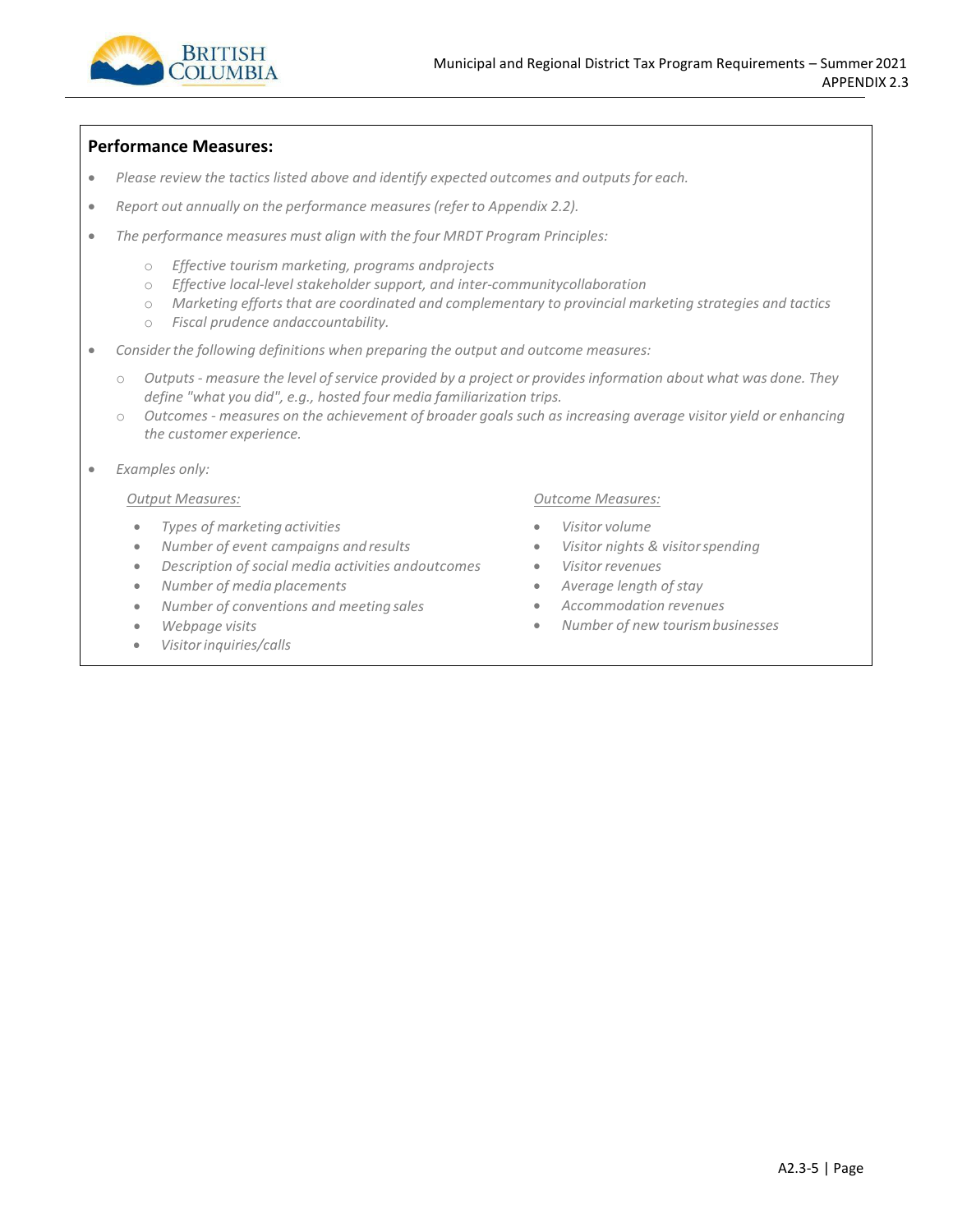**Performance Measures:**

- *Please review the tactics listed above and identify expected outcomes and outputs for each.*
- *Report out annually on the performance measures (refer to Appendix 2.2).*
- *The performance measures must align with the four MRDT Program Principles:*
  - *Effective tourism marketing, programs andprojects*
  - *Effective local-level stakeholder support, and inter-communitycollaboration*
  - *Marketing efforts that are coordinated and complementary to provincial marketing strategies and tactics*
  - *Fiscal prudence andaccountability.*
- *Consider the following definitions when preparing the output and outcome measures:*
  - *Outputs - measure the level of service provided by a project or provides information about what was done. They define "what you did", e.g., hosted four media familiarization trips.*
  - *Outcomes - measures on the achievement of broader goals such as increasing average visitor yield or enhancing the customer experience.*
- *Examples only:*

*Output Measures:*

- *Types of marketing activities*
- *Number of event campaigns and results*
- *Description of social media activities andoutcomes*
- *Number of media placements*
- *Number of conventions and meeting sales*
- *Webpage visits*
- *Visitor inquiries/calls*

*Outcome Measures:*

- *Visitor volume*
- *Visitor nights & visitor spending*
- *Visitor revenues*
- *Average length of stay*
- *Accommodation revenues*
- *Number of new tourism businesses*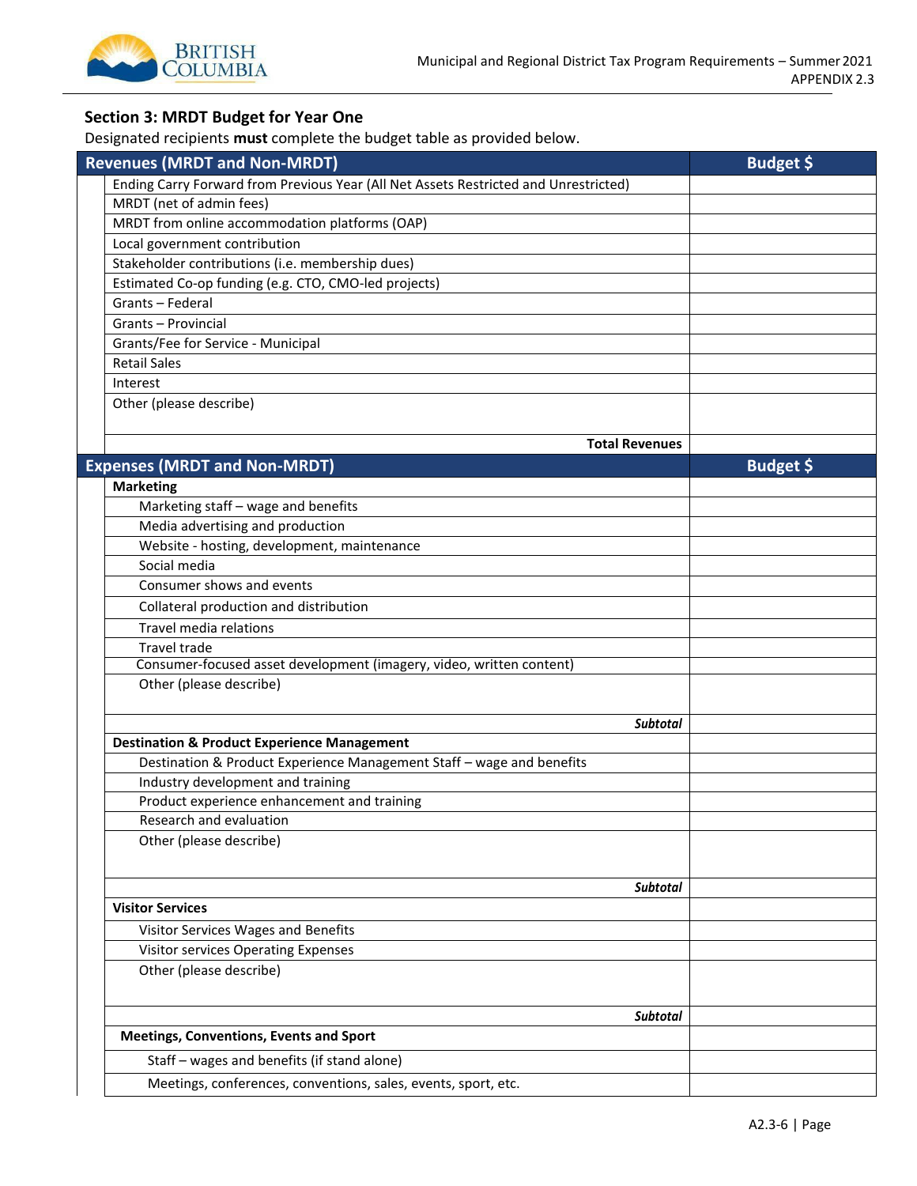### Section 3: MRDT Budget for Year One

Designated recipients **must** complete the budget table as provided below.

| Revenues (MRDT and Non-MRDT) | Budget $ |
|---|---|
| Ending Carry Forward from Previous Year (All Net Assets Restricted and Unrestricted) | |
| MRDT (net of admin fees) | |
| MRDT from online accommodation platforms (OAP) | |
| Local government contribution | |
| Stakeholder contributions (i.e. membership dues) | |
| Estimated Co-op funding (e.g. CTO, CMO-led projects) | |
| Grants – Federal | |
| Grants – Provincial | |
| Grants/Fee for Service - Municipal | |
| Retail Sales | |
| Interest | |
| Other (please describe) | |
| **Total Revenues** | |

| Expenses (MRDT and Non-MRDT) | Budget $ |
|---|---|
| **Marketing** | |
| Marketing staff – wage and benefits | |
| Media advertising and production | |
| Website - hosting, development, maintenance | |
| Social media | |
| Consumer shows and events | |
| Collateral production and distribution | |
| Travel media relations | |
| Travel trade | |
| Consumer-focused asset development (imagery, video, written content) | |
| Other (please describe) | |
| ***Subtotal*** | |
| **Destination & Product Experience Management** | |
| Destination & Product Experience Management Staff – wage and benefits | |
| Industry development and training | |
| Product experience enhancement and training | |
| Research and evaluation | |
| Other (please describe) | |
| ***Subtotal*** | |
| **Visitor Services** | |
| Visitor Services Wages and Benefits | |
| Visitor services Operating Expenses | |
| Other (please describe) | |
| ***Subtotal*** | |
| **Meetings, Conventions, Events and Sport** | |
| Staff – wages and benefits (if stand alone) | |
| Meetings, conferences, conventions, sales, events, sport, etc. | |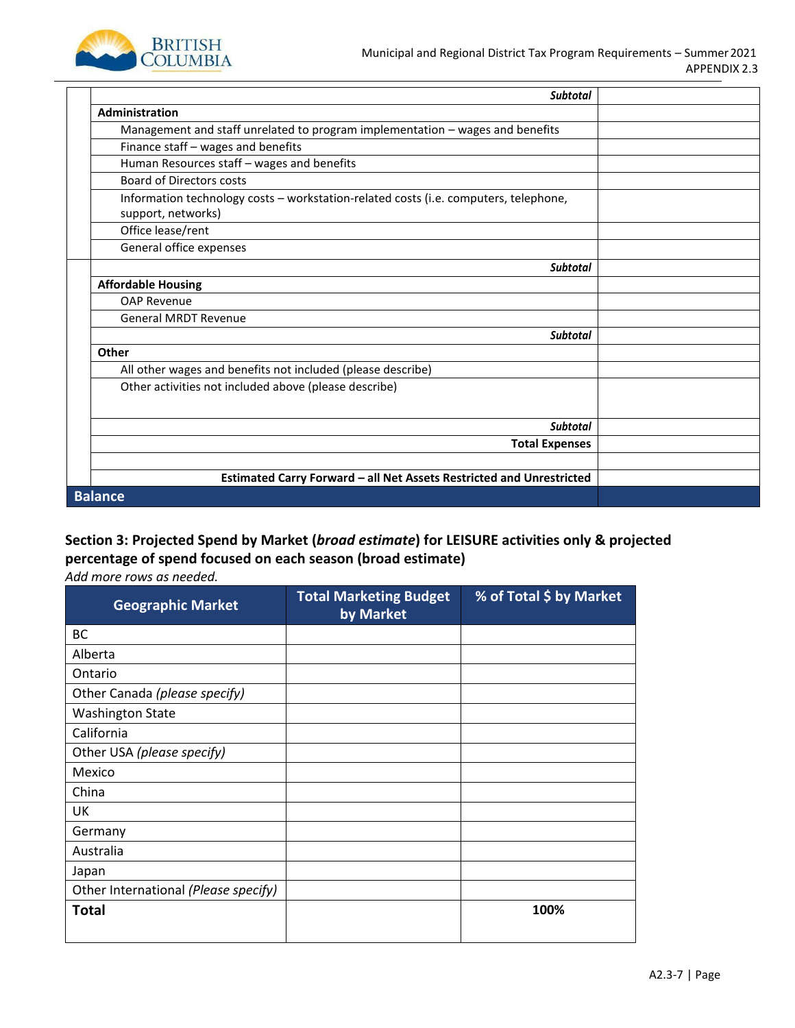| | | |
|---|---|---|
| | ***Subtotal*** | |
| | **Administration** | |
| | Management and staff unrelated to program implementation – wages and benefits | |
| | Finance staff – wages and benefits | |
| | Human Resources staff – wages and benefits | |
| | Board of Directors costs | |
| | Information technology costs – workstation-related costs (i.e. computers, telephone, support, networks) | |
| | Office lease/rent | |
| | General office expenses | |
| | ***Subtotal*** | |
| | **Affordable Housing** | |
| | OAP Revenue | |
| | General MRDT Revenue | |
| | ***Subtotal*** | |
| | **Other** | |
| | All other wages and benefits not included (please describe) | |
| | Other activities not included above (please describe) | |
| | ***Subtotal*** | |
| | **Total Expenses** | |
| | | |
| | **Estimated Carry Forward – all Net Assets Restricted and Unrestricted** | |
| **Balance** | | |

**Section 3: Projected Spend by Market (*broad estimate*) for LEISURE activities only & projected percentage of spend focused on each season (broad estimate)**

*Add more rows as needed.*

| Geographic Market | Total Marketing Budget by Market | % of Total $ by Market |
|---|---|---|
| BC | | |
| Alberta | | |
| Ontario | | |
| Other Canada *(please specify)* | | |
| Washington State | | |
| California | | |
| Other USA *(please specify)* | | |
| Mexico | | |
| China | | |
| UK | | |
| Germany | | |
| Australia | | |
| Japan | | |
| Other International *(Please specify)* | | |
| **Total** | | **100%** |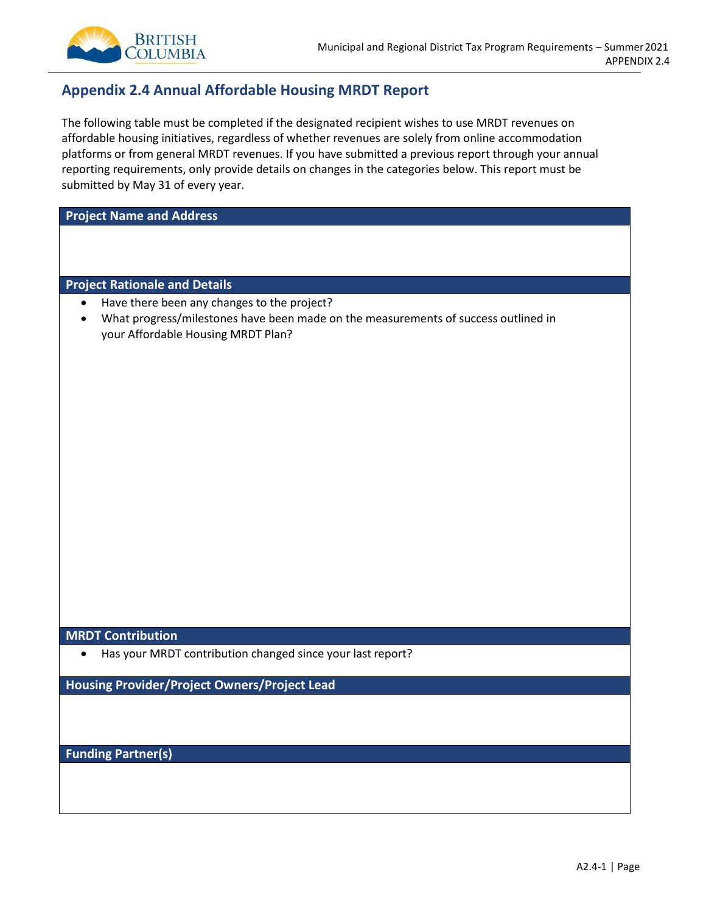## Appendix 2.4 Annual Affordable Housing MRDT Report

The following table must be completed if the designated recipient wishes to use MRDT revenues on affordable housing initiatives, regardless of whether revenues are solely from online accommodation platforms or from general MRDT revenues. If you have submitted a previous report through your annual reporting requirements, only provide details on changes in the categories below. This report must be submitted by May 31 of every year.

| Project Name and Address |
|---|
| |
| **Project Rationale and Details** |
| • Have there been any changes to the project?<br>• What progress/milestones have been made on the measurements of success outlined in your Affordable Housing MRDT Plan? |
| **MRDT Contribution** |
| • Has your MRDT contribution changed since your last report? |
| **Housing Provider/Project Owners/Project Lead** |
| |
| **Funding Partner(s)** |
| |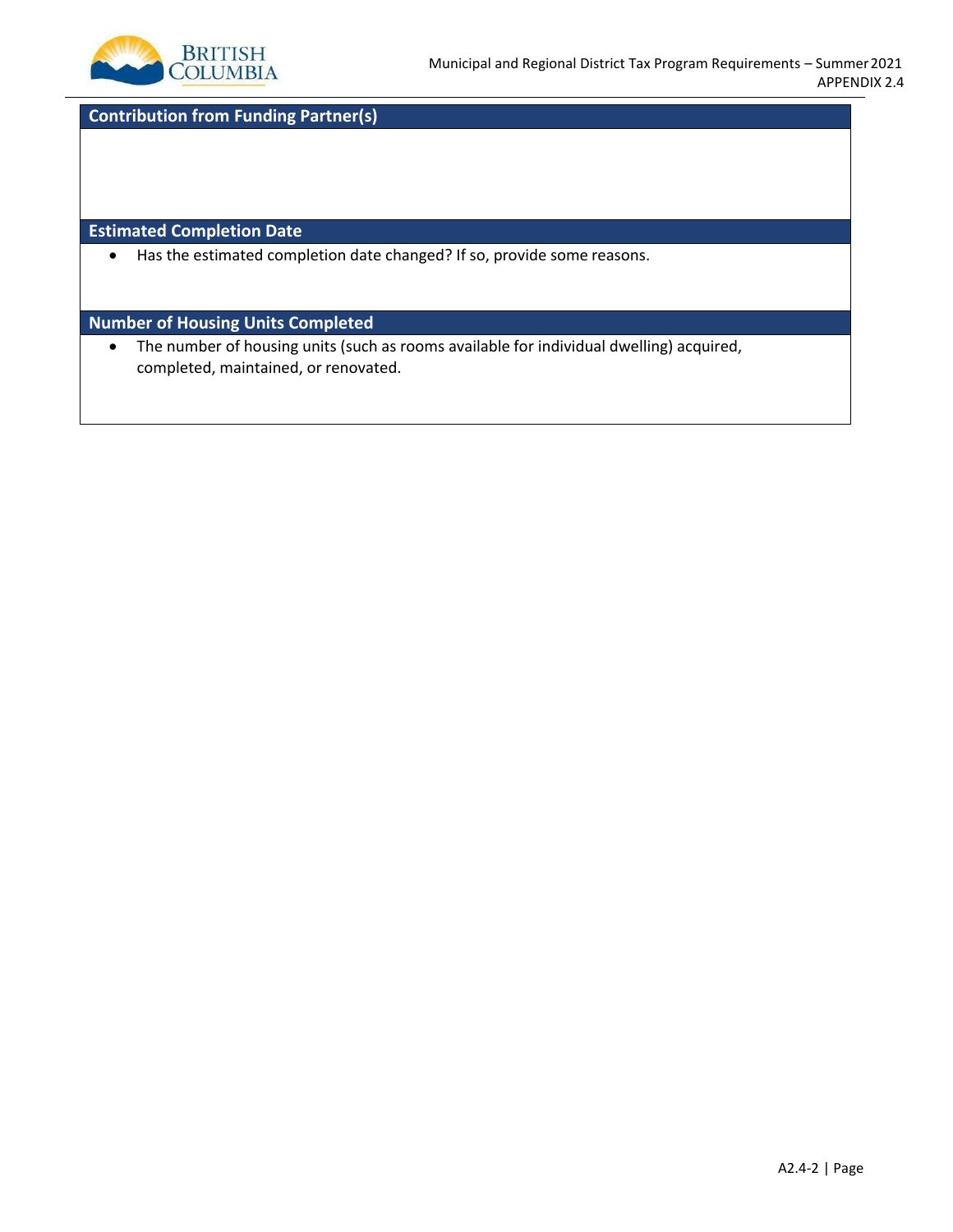## Contribution from Funding Partner(s)

## Estimated Completion Date

- Has the estimated completion date changed? If so, provide some reasons.

## Number of Housing Units Completed

- The number of housing units (such as rooms available for individual dwelling) acquired, completed, maintained, or renovated.